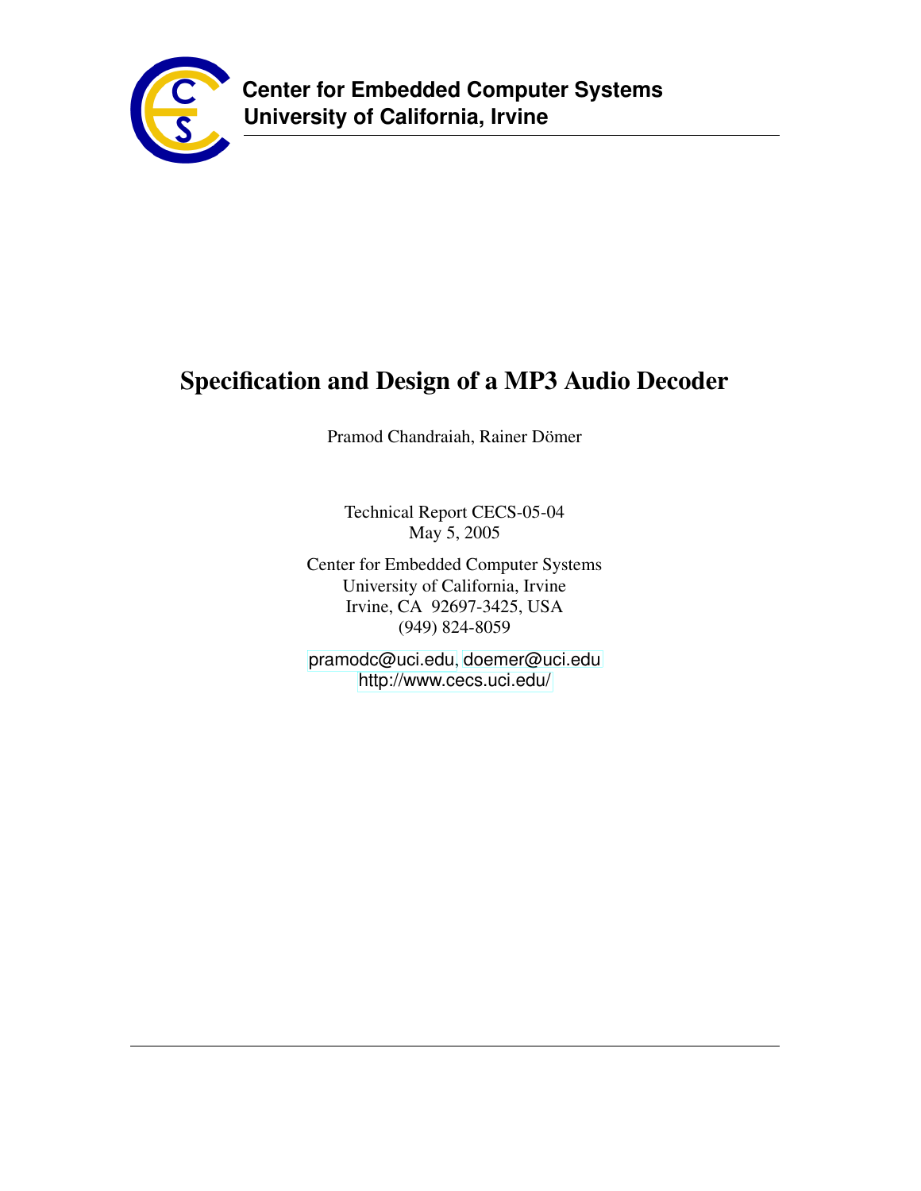**Center for Embedded Computer Systems**
**University of California, Irvine**

# Specification and Design of a MP3 Audio Decoder

Pramod Chandraiah, Rainer Dömer

Technical Report CECS-05-04
May 5, 2005

Center for Embedded Computer Systems
University of California, Irvine
Irvine, CA 92697-3425, USA
(949) 824-8059

pramodc@uci.edu, doemer@uci.edu
http://www.cecs.uci.edu/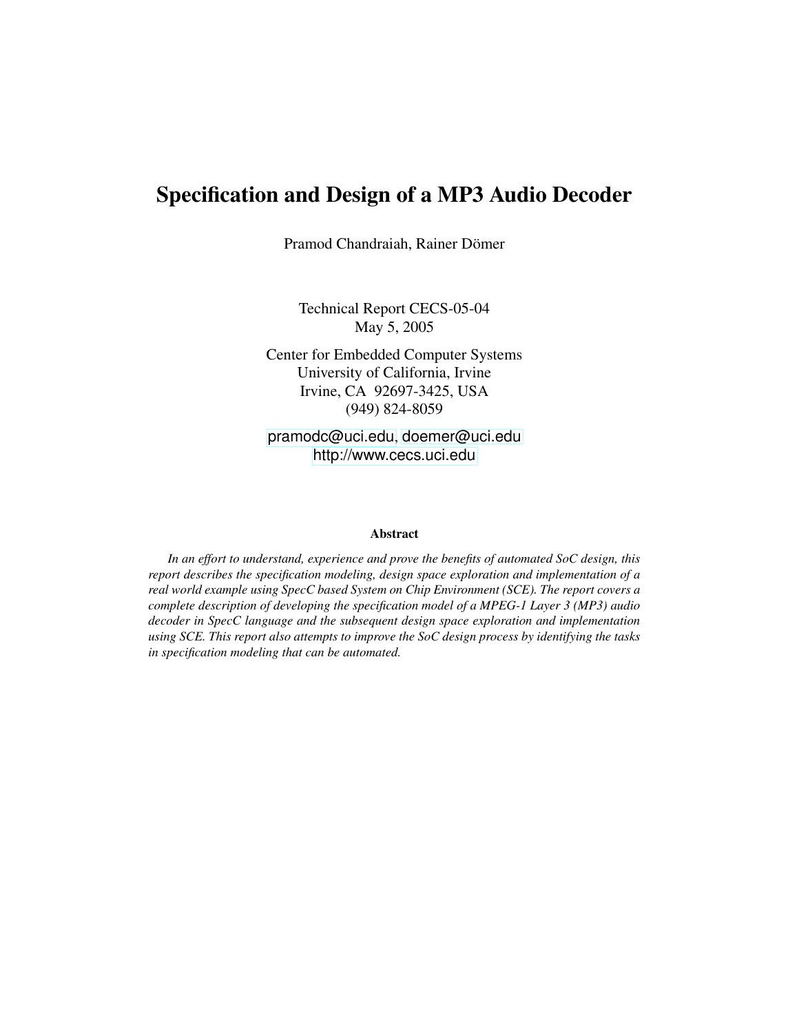# Specification and Design of a MP3 Audio Decoder

Pramod Chandraiah, Rainer Dömer

Technical Report CECS-05-04
May 5, 2005

Center for Embedded Computer Systems
University of California, Irvine
Irvine, CA 92697-3425, USA
(949) 824-8059

pramodc@uci.edu, doemer@uci.edu
http://www.cecs.uci.edu

**Abstract**

*In an effort to understand, experience and prove the benefits of automated SoC design, this report describes the specification modeling, design space exploration and implementation of a real world example using SpecC based System on Chip Environment (SCE). The report covers a complete description of developing the specification model of a MPEG-1 Layer 3 (MP3) audio decoder in SpecC language and the subsequent design space exploration and implementation using SCE. This report also attempts to improve the SoC design process by identifying the tasks in specification modeling that can be automated.*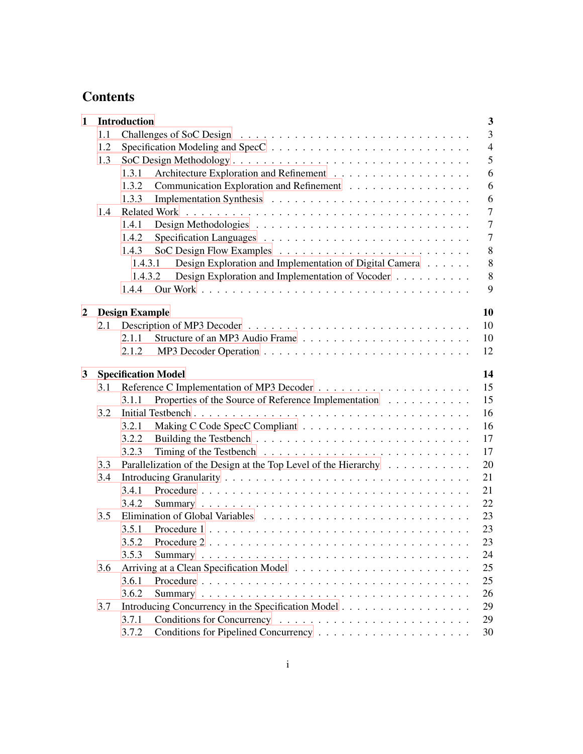# Contents

**1 Introduction** **3**

- 1.1 Challenges of SoC Design . . . 3
- 1.2 Specification Modeling and SpecC . . . 4
- 1.3 SoC Design Methodology . . . 5
  - 1.3.1 Architecture Exploration and Refinement . . . 6
  - 1.3.2 Communication Exploration and Refinement . . . 6
  - 1.3.3 Implementation Synthesis . . . 6
- 1.4 Related Work . . . 7
  - 1.4.1 Design Methodologies . . . 7
  - 1.4.2 Specification Languages . . . 7
  - 1.4.3 SoC Design Flow Examples . . . 8
    - 1.4.3.1 Design Exploration and Implementation of Digital Camera . . . 8
    - 1.4.3.2 Design Exploration and Implementation of Vocoder . . . 8
  - 1.4.4 Our Work . . . 9

**2 Design Example** **10**

- 2.1 Description of MP3 Decoder . . . 10
  - 2.1.1 Structure of an MP3 Audio Frame . . . 10
  - 2.1.2 MP3 Decoder Operation . . . 12

**3 Specification Model** **14**

- 3.1 Reference C Implementation of MP3 Decoder . . . 15
  - 3.1.1 Properties of the Source of Reference Implementation . . . 15
- 3.2 Initial Testbench . . . 16
  - 3.2.1 Making C Code SpecC Compliant . . . 16
  - 3.2.2 Building the Testbench . . . 17
  - 3.2.3 Timing of the Testbench . . . 17
- 3.3 Parallelization of the Design at the Top Level of the Hierarchy . . . 20
- 3.4 Introducing Granularity . . . 21
  - 3.4.1 Procedure . . . 21
  - 3.4.2 Summary . . . 22
- 3.5 Elimination of Global Variables . . . 23
  - 3.5.1 Procedure 1 . . . 23
  - 3.5.2 Procedure 2 . . . 23
  - 3.5.3 Summary . . . 24
- 3.6 Arriving at a Clean Specification Model . . . 25
  - 3.6.1 Procedure . . . 25
  - 3.6.2 Summary . . . 26
- 3.7 Introducing Concurrency in the Specification Model . . . 29
  - 3.7.1 Conditions for Concurrency . . . 29
  - 3.7.2 Conditions for Pipelined Concurrency . . . 30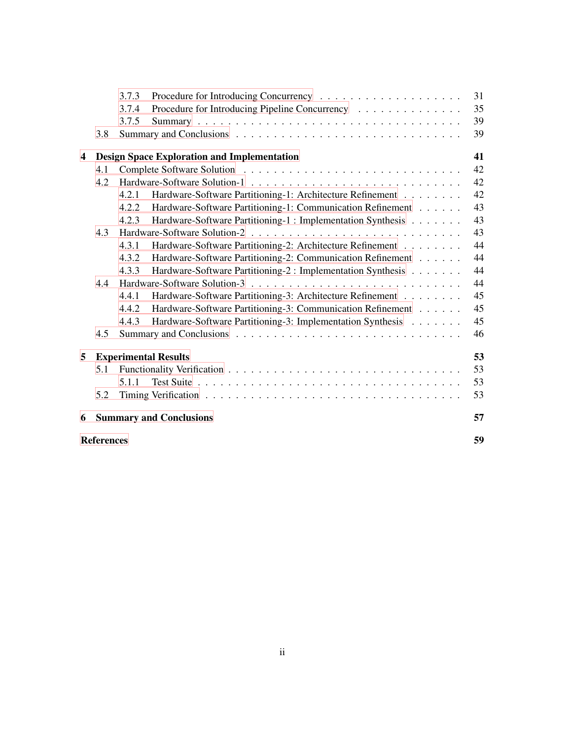3.7.3 Procedure for Introducing Concurrency . . . . . . . . . . . . . . . . . . . 31
3.7.4 Procedure for Introducing Pipeline Concurrency . . . . . . . . . . . . . . 35
3.7.5 Summary . . . . . . . . . . . . . . . . . . . . . . . . . . . . . . . 39
3.8 Summary and Conclusions . . . . . . . . . . . . . . . . . . . . . . . . . . . 39

**4 Design Space Exploration and Implementation** **41**
4.1 Complete Software Solution . . . . . . . . . . . . . . . . . . . . . . . . . . 42
4.2 Hardware-Software Solution-1 . . . . . . . . . . . . . . . . . . . . . . . . . 42
4.2.1 Hardware-Software Partitioning-1: Architecture Refinement . . . . . . . . 42
4.2.2 Hardware-Software Partitioning-1: Communication Refinement . . . . . . 43
4.2.3 Hardware-Software Partitioning-1 : Implementation Synthesis . . . . . . . 43
4.3 Hardware-Software Solution-2 . . . . . . . . . . . . . . . . . . . . . . . . . 43
4.3.1 Hardware-Software Partitioning-2: Architecture Refinement . . . . . . . . 44
4.3.2 Hardware-Software Partitioning-2: Communication Refinement . . . . . . 44
4.3.3 Hardware-Software Partitioning-2 : Implementation Synthesis . . . . . . . 44
4.4 Hardware-Software Solution-3 . . . . . . . . . . . . . . . . . . . . . . . . . 44
4.4.1 Hardware-Software Partitioning-3: Architecture Refinement . . . . . . . . 45
4.4.2 Hardware-Software Partitioning-3: Communication Refinement . . . . . . 45
4.4.3 Hardware-Software Partitioning-3: Implementation Synthesis . . . . . . . 45
4.5 Summary and Conclusions . . . . . . . . . . . . . . . . . . . . . . . . . . . 46

**5 Experimental Results** **53**
5.1 Functionality Verification . . . . . . . . . . . . . . . . . . . . . . . . . . . . 53
5.1.1 Test Suite . . . . . . . . . . . . . . . . . . . . . . . . . . . . . . . 53
5.2 Timing Verification . . . . . . . . . . . . . . . . . . . . . . . . . . . . . . . 53

**6 Summary and Conclusions** **57**

**References** **59**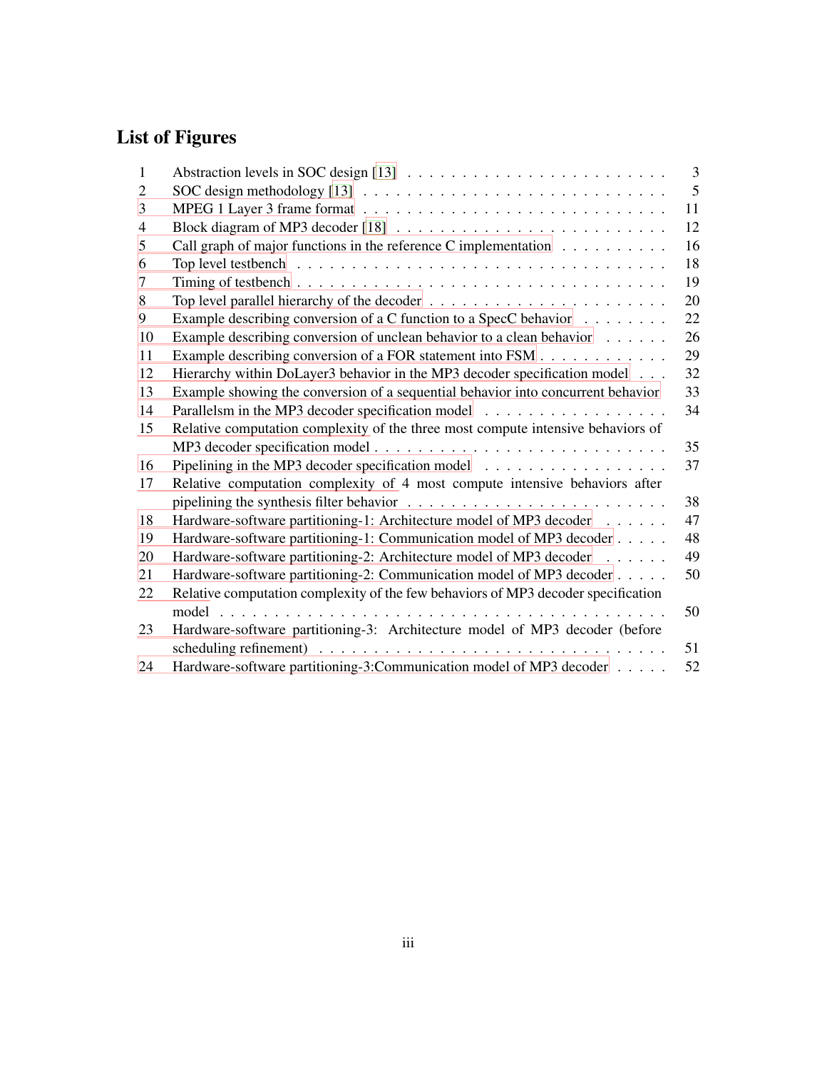# List of Figures

| | | |
|---|---|---|
| 1 | Abstraction levels in SOC design [13] | 3 |
| 2 | SOC design methodology [13] | 5 |
| 3 | MPEG 1 Layer 3 frame format | 11 |
| 4 | Block diagram of MP3 decoder [18] | 12 |
| 5 | Call graph of major functions in the reference C implementation | 16 |
| 6 | Top level testbench | 18 |
| 7 | Timing of testbench | 19 |
| 8 | Top level parallel hierarchy of the decoder | 20 |
| 9 | Example describing conversion of a C function to a SpecC behavior | 22 |
| 10 | Example describing conversion of unclean behavior to a clean behavior | 26 |
| 11 | Example describing conversion of a FOR statement into FSM | 29 |
| 12 | Hierarchy within DoLayer3 behavior in the MP3 decoder specification model | 32 |
| 13 | Example showing the conversion of a sequential behavior into concurrent behavior | 33 |
| 14 | Parallelsm in the MP3 decoder specification model | 34 |
| 15 | Relative computation complexity of the three most compute intensive behaviors of MP3 decoder specification model | 35 |
| 16 | Pipelining in the MP3 decoder specification model | 37 |
| 17 | Relative computation complexity of 4 most compute intensive behaviors after pipelining the synthesis filter behavior | 38 |
| 18 | Hardware-software partitioning-1: Architecture model of MP3 decoder | 47 |
| 19 | Hardware-software partitioning-1: Communication model of MP3 decoder | 48 |
| 20 | Hardware-software partitioning-2: Architecture model of MP3 decoder | 49 |
| 21 | Hardware-software partitioning-2: Communication model of MP3 decoder | 50 |
| 22 | Relative computation complexity of the few behaviors of MP3 decoder specification model | 50 |
| 23 | Hardware-software partitioning-3: Architecture model of MP3 decoder (before scheduling refinement) | 51 |
| 24 | Hardware-software partitioning-3:Communication model of MP3 decoder | 52 |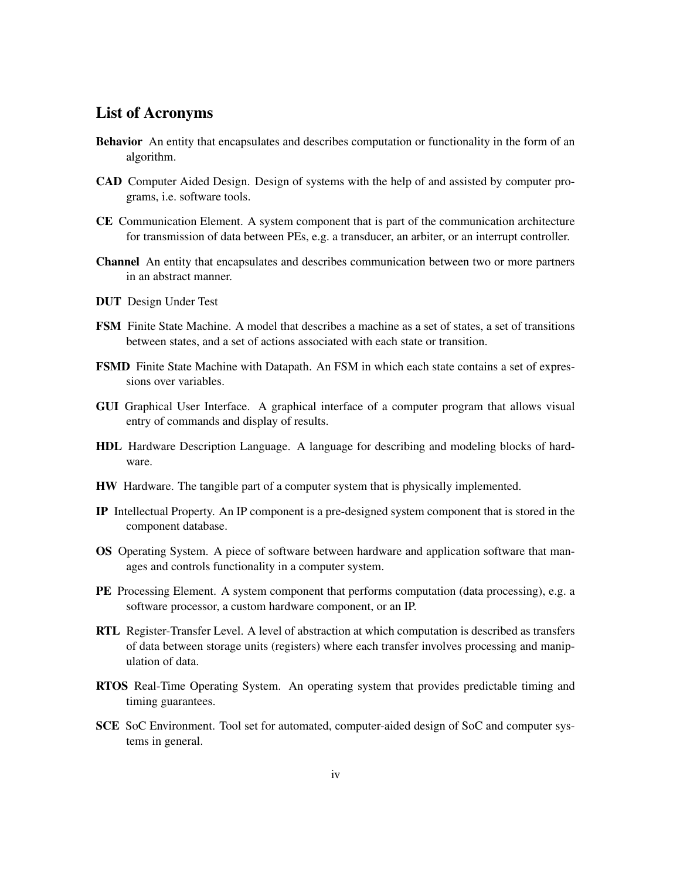## List of Acronyms

**Behavior** An entity that encapsulates and describes computation or functionality in the form of an algorithm.

**CAD** Computer Aided Design. Design of systems with the help of and assisted by computer programs, i.e. software tools.

**CE** Communication Element. A system component that is part of the communication architecture for transmission of data between PEs, e.g. a transducer, an arbiter, or an interrupt controller.

**Channel** An entity that encapsulates and describes communication between two or more partners in an abstract manner.

**DUT** Design Under Test

**FSM** Finite State Machine. A model that describes a machine as a set of states, a set of transitions between states, and a set of actions associated with each state or transition.

**FSMD** Finite State Machine with Datapath. An FSM in which each state contains a set of expressions over variables.

**GUI** Graphical User Interface. A graphical interface of a computer program that allows visual entry of commands and display of results.

**HDL** Hardware Description Language. A language for describing and modeling blocks of hardware.

**HW** Hardware. The tangible part of a computer system that is physically implemented.

**IP** Intellectual Property. An IP component is a pre-designed system component that is stored in the component database.

**OS** Operating System. A piece of software between hardware and application software that manages and controls functionality in a computer system.

**PE** Processing Element. A system component that performs computation (data processing), e.g. a software processor, a custom hardware component, or an IP.

**RTL** Register-Transfer Level. A level of abstraction at which computation is described as transfers of data between storage units (registers) where each transfer involves processing and manipulation of data.

**RTOS** Real-Time Operating System. An operating system that provides predictable timing and timing guarantees.

**SCE** SoC Environment. Tool set for automated, computer-aided design of SoC and computer systems in general.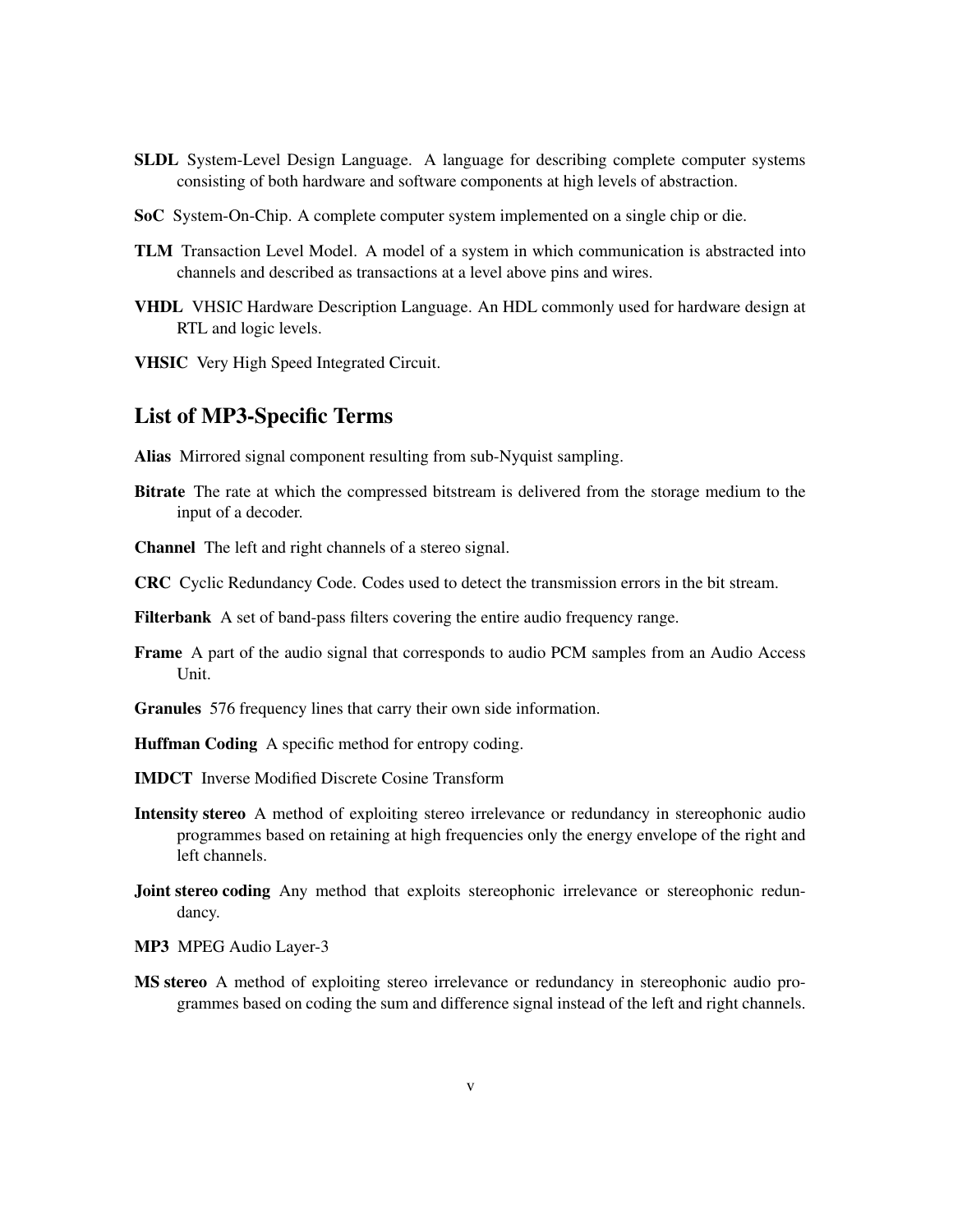**SLDL** System-Level Design Language. A language for describing complete computer systems consisting of both hardware and software components at high levels of abstraction.

**SoC** System-On-Chip. A complete computer system implemented on a single chip or die.

**TLM** Transaction Level Model. A model of a system in which communication is abstracted into channels and described as transactions at a level above pins and wires.

**VHDL** VHSIC Hardware Description Language. An HDL commonly used for hardware design at RTL and logic levels.

**VHSIC** Very High Speed Integrated Circuit.

## List of MP3-Specific Terms

**Alias** Mirrored signal component resulting from sub-Nyquist sampling.

**Bitrate** The rate at which the compressed bitstream is delivered from the storage medium to the input of a decoder.

**Channel** The left and right channels of a stereo signal.

**CRC** Cyclic Redundancy Code. Codes used to detect the transmission errors in the bit stream.

**Filterbank** A set of band-pass filters covering the entire audio frequency range.

**Frame** A part of the audio signal that corresponds to audio PCM samples from an Audio Access Unit.

**Granules** 576 frequency lines that carry their own side information.

**Huffman Coding** A specific method for entropy coding.

**IMDCT** Inverse Modified Discrete Cosine Transform

**Intensity stereo** A method of exploiting stereo irrelevance or redundancy in stereophonic audio programmes based on retaining at high frequencies only the energy envelope of the right and left channels.

**Joint stereo coding** Any method that exploits stereophonic irrelevance or stereophonic redundancy.

**MP3** MPEG Audio Layer-3

**MS stereo** A method of exploiting stereo irrelevance or redundancy in stereophonic audio programmes based on coding the sum and difference signal instead of the left and right channels.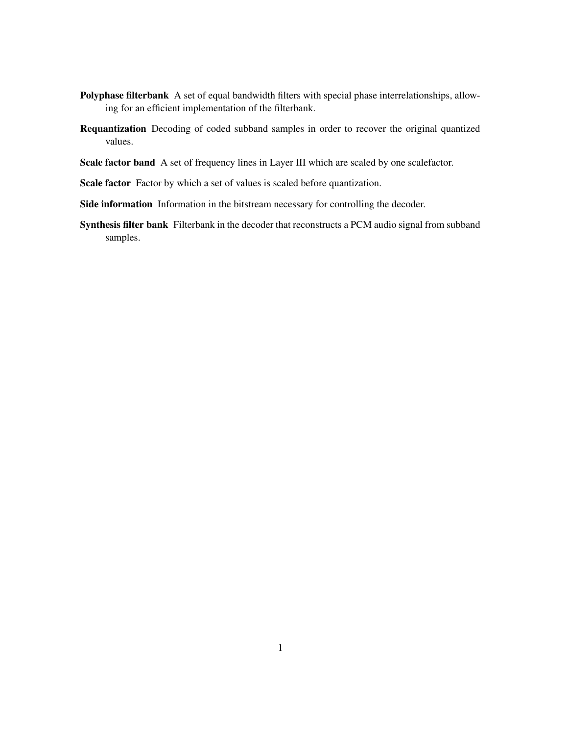**Polyphase filterbank** A set of equal bandwidth filters with special phase interrelationships, allowing for an efficient implementation of the filterbank.

**Requantization** Decoding of coded subband samples in order to recover the original quantized values.

**Scale factor band** A set of frequency lines in Layer III which are scaled by one scalefactor.

**Scale factor** Factor by which a set of values is scaled before quantization.

**Side information** Information in the bitstream necessary for controlling the decoder.

**Synthesis filter bank** Filterbank in the decoder that reconstructs a PCM audio signal from subband samples.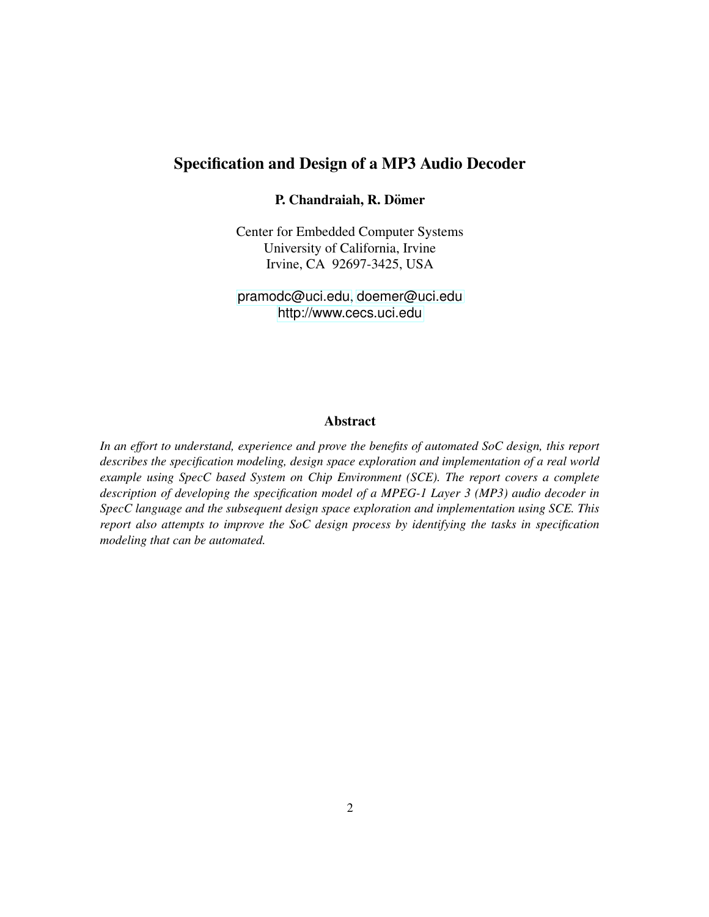# Specification and Design of a MP3 Audio Decoder

**P. Chandraiah, R. Dömer**

Center for Embedded Computer Systems
University of California, Irvine
Irvine, CA 92697-3425, USA

pramodc@uci.edu, doemer@uci.edu
http://www.cecs.uci.edu

## Abstract

*In an effort to understand, experience and prove the benefits of automated SoC design, this report describes the specification modeling, design space exploration and implementation of a real world example using SpecC based System on Chip Environment (SCE). The report covers a complete description of developing the specification model of a MPEG-1 Layer 3 (MP3) audio decoder in SpecC language and the subsequent design space exploration and implementation using SCE. This report also attempts to improve the SoC design process by identifying the tasks in specification modeling that can be automated.*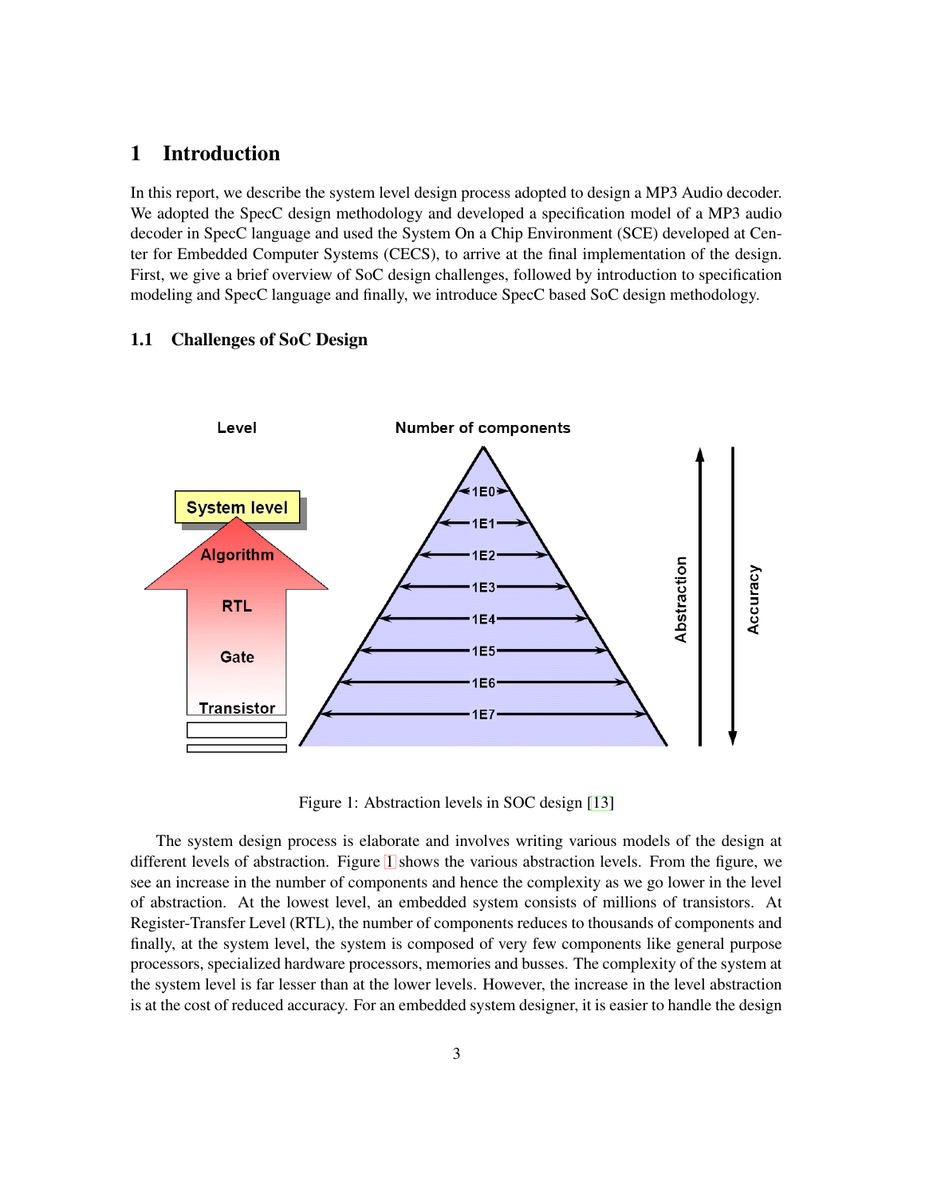# 1 Introduction

In this report, we describe the system level design process adopted to design a MP3 Audio decoder. We adopted the SpecC design methodology and developed a specification model of a MP3 audio decoder in SpecC language and used the System On a Chip Environment (SCE) developed at Center for Embedded Computer Systems (CECS), to arrive at the final implementation of the design. First, we give a brief overview of SoC design challenges, followed by introduction to specification modeling and SpecC language and finally, we introduce SpecC based SoC design methodology.

## 1.1 Challenges of SoC Design

Figure 1: Abstraction levels in SOC design [13]

The system design process is elaborate and involves writing various models of the design at different levels of abstraction. Figure 1 shows the various abstraction levels. From the figure, we see an increase in the number of components and hence the complexity as we go lower in the level of abstraction. At the lowest level, an embedded system consists of millions of transistors. At Register-Transfer Level (RTL), the number of components reduces to thousands of components and finally, at the system level, the system is composed of very few components like general purpose processors, specialized hardware processors, memories and busses. The complexity of the system at the system level is far lesser than at the lower levels. However, the increase in the level abstraction is at the cost of reduced accuracy. For an embedded system designer, it is easier to handle the design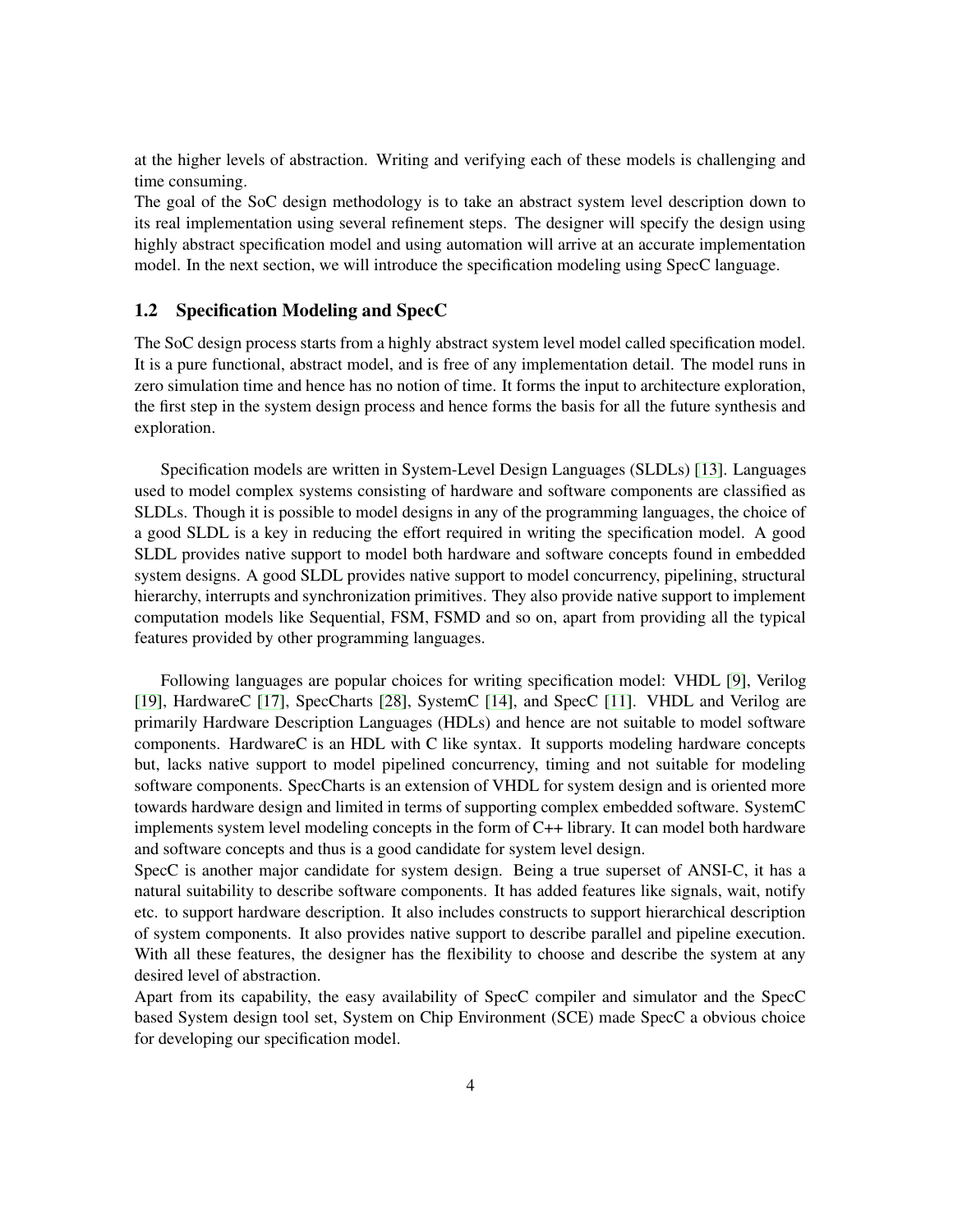at the higher levels of abstraction. Writing and verifying each of these models is challenging and time consuming.
The goal of the SoC design methodology is to take an abstract system level description down to its real implementation using several refinement steps. The designer will specify the design using highly abstract specification model and using automation will arrive at an accurate implementation model. In the next section, we will introduce the specification modeling using SpecC language.

## 1.2 Specification Modeling and SpecC

The SoC design process starts from a highly abstract system level model called specification model. It is a pure functional, abstract model, and is free of any implementation detail. The model runs in zero simulation time and hence has no notion of time. It forms the input to architecture exploration, the first step in the system design process and hence forms the basis for all the future synthesis and exploration.

Specification models are written in System-Level Design Languages (SLDLs) [13]. Languages used to model complex systems consisting of hardware and software components are classified as SLDLs. Though it is possible to model designs in any of the programming languages, the choice of a good SLDL is a key in reducing the effort required in writing the specification model. A good SLDL provides native support to model both hardware and software concepts found in embedded system designs. A good SLDL provides native support to model concurrency, pipelining, structural hierarchy, interrupts and synchronization primitives. They also provide native support to implement computation models like Sequential, FSM, FSMD and so on, apart from providing all the typical features provided by other programming languages.

Following languages are popular choices for writing specification model: VHDL [9], Verilog [19], HardwareC [17], SpecCharts [28], SystemC [14], and SpecC [11]. VHDL and Verilog are primarily Hardware Description Languages (HDLs) and hence are not suitable to model software components. HardwareC is an HDL with C like syntax. It supports modeling hardware concepts but, lacks native support to model pipelined concurrency, timing and not suitable for modeling software components. SpecCharts is an extension of VHDL for system design and is oriented more towards hardware design and limited in terms of supporting complex embedded software. SystemC implements system level modeling concepts in the form of C++ library. It can model both hardware and software concepts and thus is a good candidate for system level design.
SpecC is another major candidate for system design. Being a true superset of ANSI-C, it has a natural suitability to describe software components. It has added features like signals, wait, notify etc. to support hardware description. It also includes constructs to support hierarchical description of system components. It also provides native support to describe parallel and pipeline execution. With all these features, the designer has the flexibility to choose and describe the system at any desired level of abstraction.
Apart from its capability, the easy availability of SpecC compiler and simulator and the SpecC based System design tool set, System on Chip Environment (SCE) made SpecC a obvious choice for developing our specification model.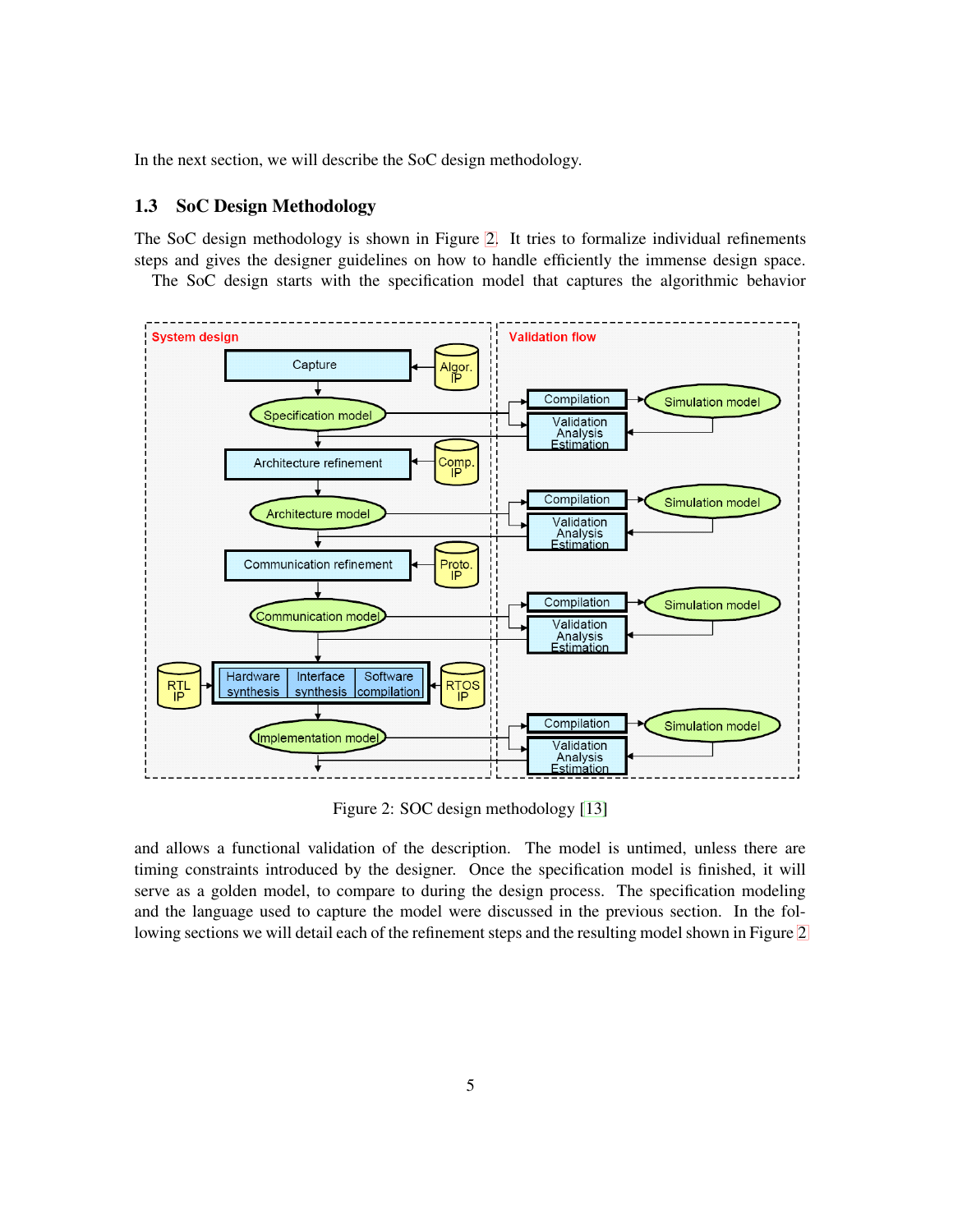In the next section, we will describe the SoC design methodology.

## 1.3 SoC Design Methodology

The SoC design methodology is shown in Figure 2. It tries to formalize individual refinements steps and gives the designer guidelines on how to handle efficiently the immense design space. The SoC design starts with the specification model that captures the algorithmic behavior

Figure 2: SOC design methodology [13]

and allows a functional validation of the description. The model is untimed, unless there are timing constraints introduced by the designer. Once the specification model is finished, it will serve as a golden model, to compare to during the design process. The specification modeling and the language used to capture the model were discussed in the previous section. In the following sections we will detail each of the refinement steps and the resulting model shown in Figure 2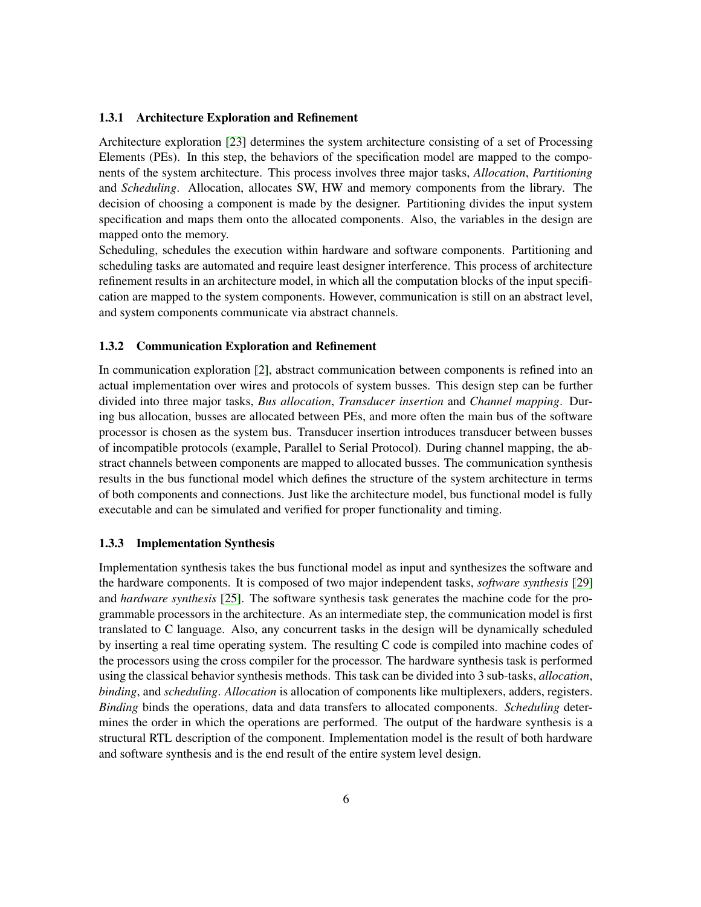### 1.3.1 Architecture Exploration and Refinement

Architecture exploration [23] determines the system architecture consisting of a set of Processing Elements (PEs). In this step, the behaviors of the specification model are mapped to the components of the system architecture. This process involves three major tasks, *Allocation*, *Partitioning* and *Scheduling*. Allocation, allocates SW, HW and memory components from the library. The decision of choosing a component is made by the designer. Partitioning divides the input system specification and maps them onto the allocated components. Also, the variables in the design are mapped onto the memory.
Scheduling, schedules the execution within hardware and software components. Partitioning and scheduling tasks are automated and require least designer interference. This process of architecture refinement results in an architecture model, in which all the computation blocks of the input specification are mapped to the system components. However, communication is still on an abstract level, and system components communicate via abstract channels.

### 1.3.2 Communication Exploration and Refinement

In communication exploration [2], abstract communication between components is refined into an actual implementation over wires and protocols of system busses. This design step can be further divided into three major tasks, *Bus allocation*, *Transducer insertion* and *Channel mapping*. During bus allocation, busses are allocated between PEs, and more often the main bus of the software processor is chosen as the system bus. Transducer insertion introduces transducer between busses of incompatible protocols (example, Parallel to Serial Protocol). During channel mapping, the abstract channels between components are mapped to allocated busses. The communication synthesis results in the bus functional model which defines the structure of the system architecture in terms of both components and connections. Just like the architecture model, bus functional model is fully executable and can be simulated and verified for proper functionality and timing.

### 1.3.3 Implementation Synthesis

Implementation synthesis takes the bus functional model as input and synthesizes the software and the hardware components. It is composed of two major independent tasks, *software synthesis* [29] and *hardware synthesis* [25]. The software synthesis task generates the machine code for the programmable processors in the architecture. As an intermediate step, the communication model is first translated to C language. Also, any concurrent tasks in the design will be dynamically scheduled by inserting a real time operating system. The resulting C code is compiled into machine codes of the processors using the cross compiler for the processor. The hardware synthesis task is performed using the classical behavior synthesis methods. This task can be divided into 3 sub-tasks, *allocation*, *binding*, and *scheduling*. *Allocation* is allocation of components like multiplexers, adders, registers. *Binding* binds the operations, data and data transfers to allocated components. *Scheduling* determines the order in which the operations are performed. The output of the hardware synthesis is a structural RTL description of the component. Implementation model is the result of both hardware and software synthesis and is the end result of the entire system level design.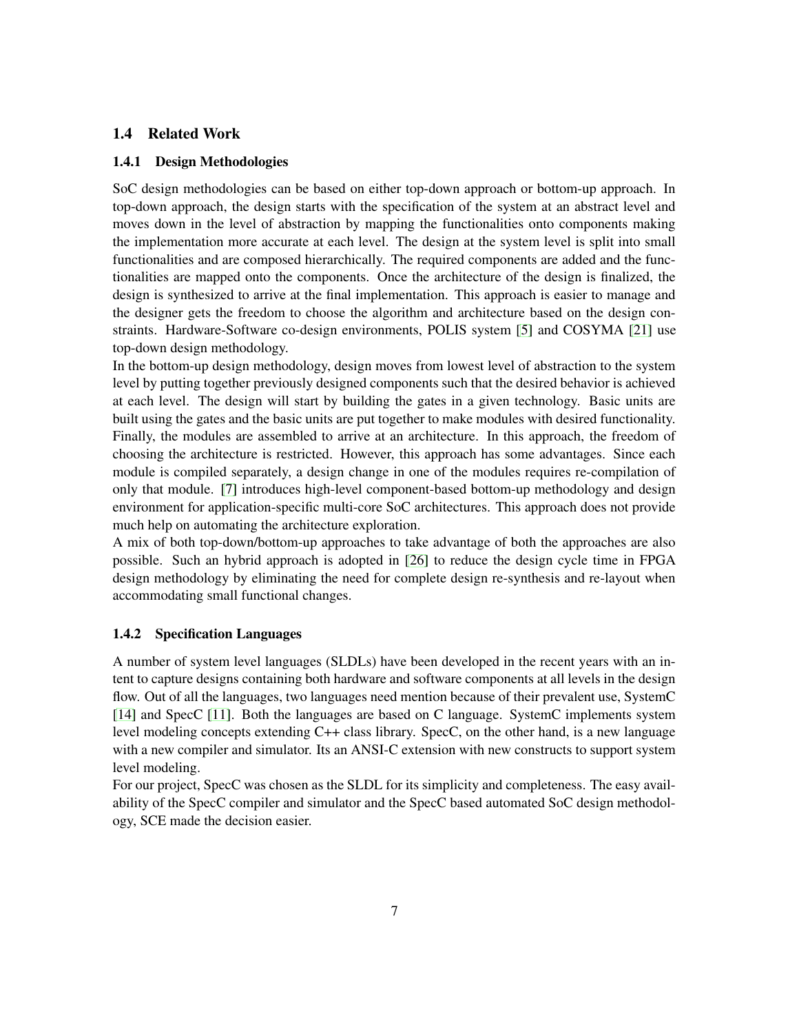## 1.4 Related Work

### 1.4.1 Design Methodologies

SoC design methodologies can be based on either top-down approach or bottom-up approach. In top-down approach, the design starts with the specification of the system at an abstract level and moves down in the level of abstraction by mapping the functionalities onto components making the implementation more accurate at each level. The design at the system level is split into small functionalities and are composed hierarchically. The required components are added and the functionalities are mapped onto the components. Once the architecture of the design is finalized, the design is synthesized to arrive at the final implementation. This approach is easier to manage and the designer gets the freedom to choose the algorithm and architecture based on the design constraints. Hardware-Software co-design environments, POLIS system [5] and COSYMA [21] use top-down design methodology.

In the bottom-up design methodology, design moves from lowest level of abstraction to the system level by putting together previously designed components such that the desired behavior is achieved at each level. The design will start by building the gates in a given technology. Basic units are built using the gates and the basic units are put together to make modules with desired functionality. Finally, the modules are assembled to arrive at an architecture. In this approach, the freedom of choosing the architecture is restricted. However, this approach has some advantages. Since each module is compiled separately, a design change in one of the modules requires re-compilation of only that module. [7] introduces high-level component-based bottom-up methodology and design environment for application-specific multi-core SoC architectures. This approach does not provide much help on automating the architecture exploration.

A mix of both top-down/bottom-up approaches to take advantage of both the approaches are also possible. Such an hybrid approach is adopted in [26] to reduce the design cycle time in FPGA design methodology by eliminating the need for complete design re-synthesis and re-layout when accommodating small functional changes.

### 1.4.2 Specification Languages

A number of system level languages (SLDLs) have been developed in the recent years with an intent to capture designs containing both hardware and software components at all levels in the design flow. Out of all the languages, two languages need mention because of their prevalent use, SystemC [14] and SpecC [11]. Both the languages are based on C language. SystemC implements system level modeling concepts extending C++ class library. SpecC, on the other hand, is a new language with a new compiler and simulator. Its an ANSI-C extension with new constructs to support system level modeling.

For our project, SpecC was chosen as the SLDL for its simplicity and completeness. The easy availability of the SpecC compiler and simulator and the SpecC based automated SoC design methodology, SCE made the decision easier.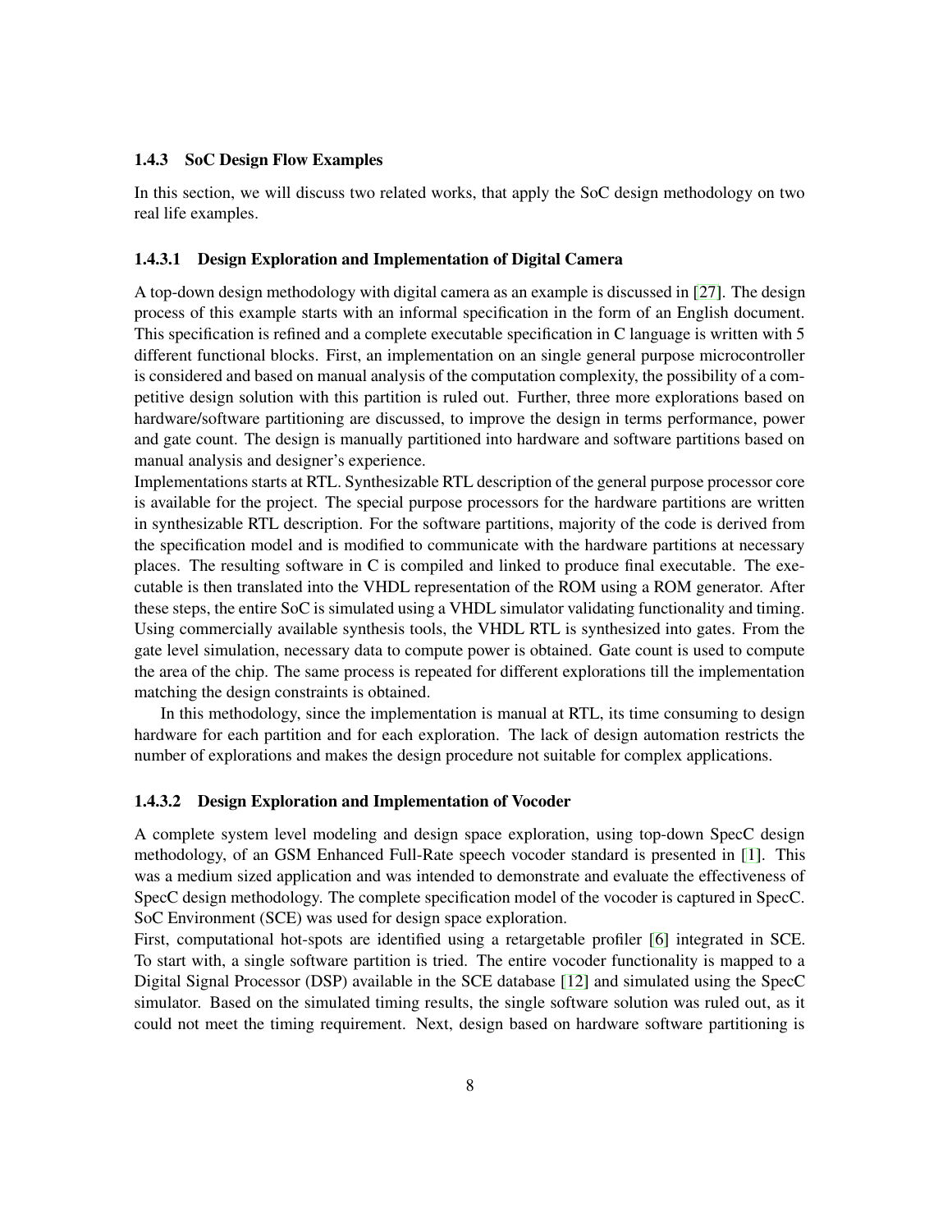### 1.4.3 SoC Design Flow Examples

In this section, we will discuss two related works, that apply the SoC design methodology on two real life examples.

#### 1.4.3.1 Design Exploration and Implementation of Digital Camera

A top-down design methodology with digital camera as an example is discussed in [27]. The design process of this example starts with an informal specification in the form of an English document. This specification is refined and a complete executable specification in C language is written with 5 different functional blocks. First, an implementation on an single general purpose microcontroller is considered and based on manual analysis of the computation complexity, the possibility of a competitive design solution with this partition is ruled out. Further, three more explorations based on hardware/software partitioning are discussed, to improve the design in terms performance, power and gate count. The design is manually partitioned into hardware and software partitions based on manual analysis and designer's experience.

Implementations starts at RTL. Synthesizable RTL description of the general purpose processor core is available for the project. The special purpose processors for the hardware partitions are written in synthesizable RTL description. For the software partitions, majority of the code is derived from the specification model and is modified to communicate with the hardware partitions at necessary places. The resulting software in C is compiled and linked to produce final executable. The executable is then translated into the VHDL representation of the ROM using a ROM generator. After these steps, the entire SoC is simulated using a VHDL simulator validating functionality and timing. Using commercially available synthesis tools, the VHDL RTL is synthesized into gates. From the gate level simulation, necessary data to compute power is obtained. Gate count is used to compute the area of the chip. The same process is repeated for different explorations till the implementation matching the design constraints is obtained.

In this methodology, since the implementation is manual at RTL, its time consuming to design hardware for each partition and for each exploration. The lack of design automation restricts the number of explorations and makes the design procedure not suitable for complex applications.

#### 1.4.3.2 Design Exploration and Implementation of Vocoder

A complete system level modeling and design space exploration, using top-down SpecC design methodology, of an GSM Enhanced Full-Rate speech vocoder standard is presented in [1]. This was a medium sized application and was intended to demonstrate and evaluate the effectiveness of SpecC design methodology. The complete specification model of the vocoder is captured in SpecC. SoC Environment (SCE) was used for design space exploration.

First, computational hot-spots are identified using a retargetable profiler [6] integrated in SCE. To start with, a single software partition is tried. The entire vocoder functionality is mapped to a Digital Signal Processor (DSP) available in the SCE database [12] and simulated using the SpecC simulator. Based on the simulated timing results, the single software solution was ruled out, as it could not meet the timing requirement. Next, design based on hardware software partitioning is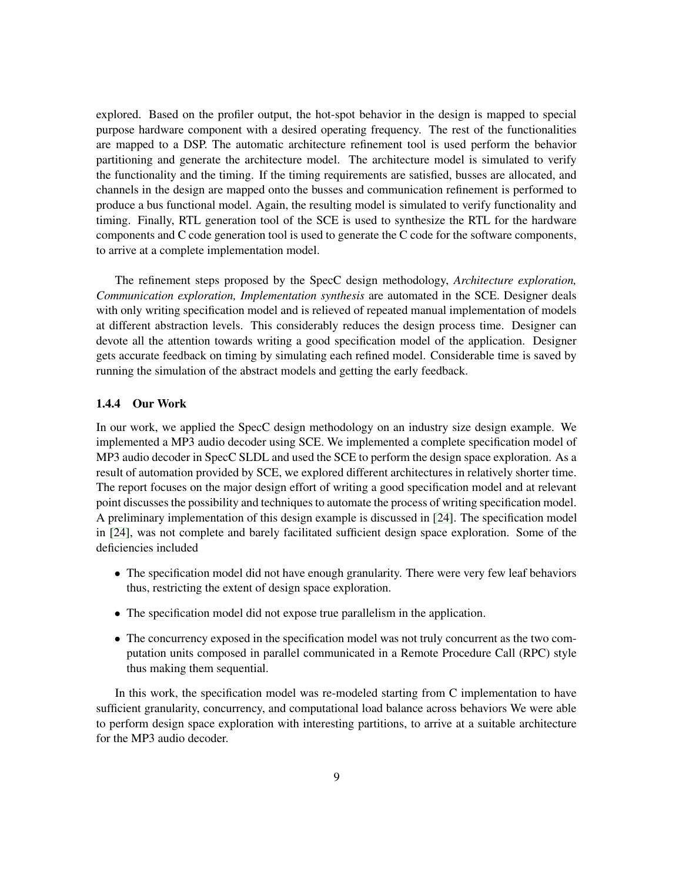explored. Based on the profiler output, the hot-spot behavior in the design is mapped to special purpose hardware component with a desired operating frequency. The rest of the functionalities are mapped to a DSP. The automatic architecture refinement tool is used perform the behavior partitioning and generate the architecture model. The architecture model is simulated to verify the functionality and the timing. If the timing requirements are satisfied, busses are allocated, and channels in the design are mapped onto the busses and communication refinement is performed to produce a bus functional model. Again, the resulting model is simulated to verify functionality and timing. Finally, RTL generation tool of the SCE is used to synthesize the RTL for the hardware components and C code generation tool is used to generate the C code for the software components, to arrive at a complete implementation model.

The refinement steps proposed by the SpecC design methodology, *Architecture exploration, Communication exploration, Implementation synthesis* are automated in the SCE. Designer deals with only writing specification model and is relieved of repeated manual implementation of models at different abstraction levels. This considerably reduces the design process time. Designer can devote all the attention towards writing a good specification model of the application. Designer gets accurate feedback on timing by simulating each refined model. Considerable time is saved by running the simulation of the abstract models and getting the early feedback.

### 1.4.4 Our Work

In our work, we applied the SpecC design methodology on an industry size design example. We implemented a MP3 audio decoder using SCE. We implemented a complete specification model of MP3 audio decoder in SpecC SLDL and used the SCE to perform the design space exploration. As a result of automation provided by SCE, we explored different architectures in relatively shorter time. The report focuses on the major design effort of writing a good specification model and at relevant point discusses the possibility and techniques to automate the process of writing specification model. A preliminary implementation of this design example is discussed in [24]. The specification model in [24], was not complete and barely facilitated sufficient design space exploration. Some of the deficiencies included

- The specification model did not have enough granularity. There were very few leaf behaviors thus, restricting the extent of design space exploration.
- The specification model did not expose true parallelism in the application.
- The concurrency exposed in the specification model was not truly concurrent as the two computation units composed in parallel communicated in a Remote Procedure Call (RPC) style thus making them sequential.

In this work, the specification model was re-modeled starting from C implementation to have sufficient granularity, concurrency, and computational load balance across behaviors We were able to perform design space exploration with interesting partitions, to arrive at a suitable architecture for the MP3 audio decoder.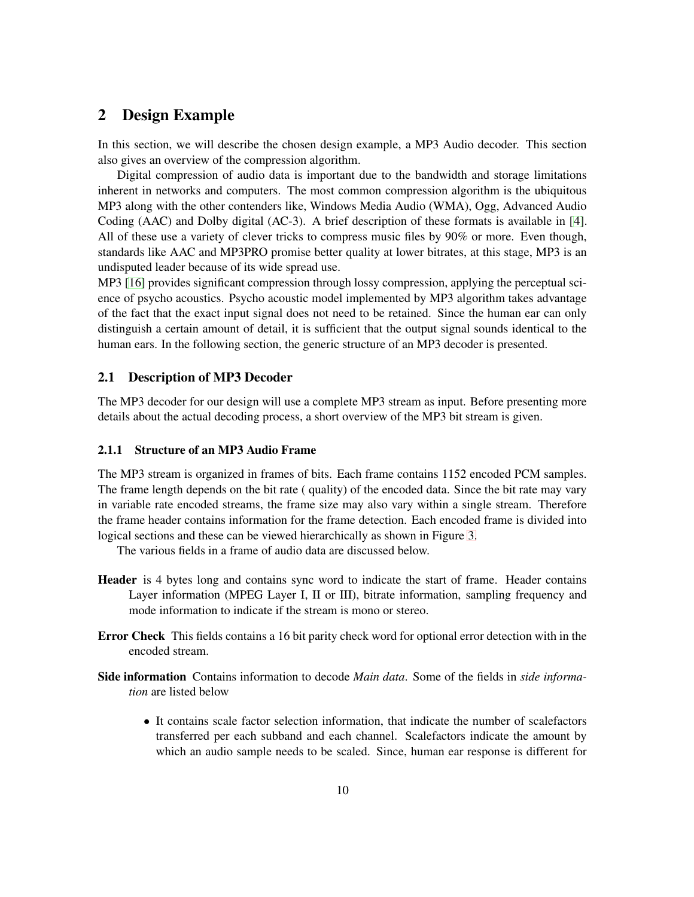## 2 Design Example

In this section, we will describe the chosen design example, a MP3 Audio decoder. This section also gives an overview of the compression algorithm.

Digital compression of audio data is important due to the bandwidth and storage limitations inherent in networks and computers. The most common compression algorithm is the ubiquitous MP3 along with the other contenders like, Windows Media Audio (WMA), Ogg, Advanced Audio Coding (AAC) and Dolby digital (AC-3). A brief description of these formats is available in [4]. All of these use a variety of clever tricks to compress music files by 90% or more. Even though, standards like AAC and MP3PRO promise better quality at lower bitrates, at this stage, MP3 is an undisputed leader because of its wide spread use.

MP3 [16] provides significant compression through lossy compression, applying the perceptual science of psycho acoustics. Psycho acoustic model implemented by MP3 algorithm takes advantage of the fact that the exact input signal does not need to be retained. Since the human ear can only distinguish a certain amount of detail, it is sufficient that the output signal sounds identical to the human ears. In the following section, the generic structure of an MP3 decoder is presented.

### 2.1 Description of MP3 Decoder

The MP3 decoder for our design will use a complete MP3 stream as input. Before presenting more details about the actual decoding process, a short overview of the MP3 bit stream is given.

#### 2.1.1 Structure of an MP3 Audio Frame

The MP3 stream is organized in frames of bits. Each frame contains 1152 encoded PCM samples. The frame length depends on the bit rate ( quality) of the encoded data. Since the bit rate may vary in variable rate encoded streams, the frame size may also vary within a single stream. Therefore the frame header contains information for the frame detection. Each encoded frame is divided into logical sections and these can be viewed hierarchically as shown in Figure 3.

The various fields in a frame of audio data are discussed below.

**Header** is 4 bytes long and contains sync word to indicate the start of frame. Header contains Layer information (MPEG Layer I, II or III), bitrate information, sampling frequency and mode information to indicate if the stream is mono or stereo.

**Error Check** This fields contains a 16 bit parity check word for optional error detection with in the encoded stream.

**Side information** Contains information to decode *Main data*. Some of the fields in *side information* are listed below

- It contains scale factor selection information, that indicate the number of scalefactors transferred per each subband and each channel. Scalefactors indicate the amount by which an audio sample needs to be scaled. Since, human ear response is different for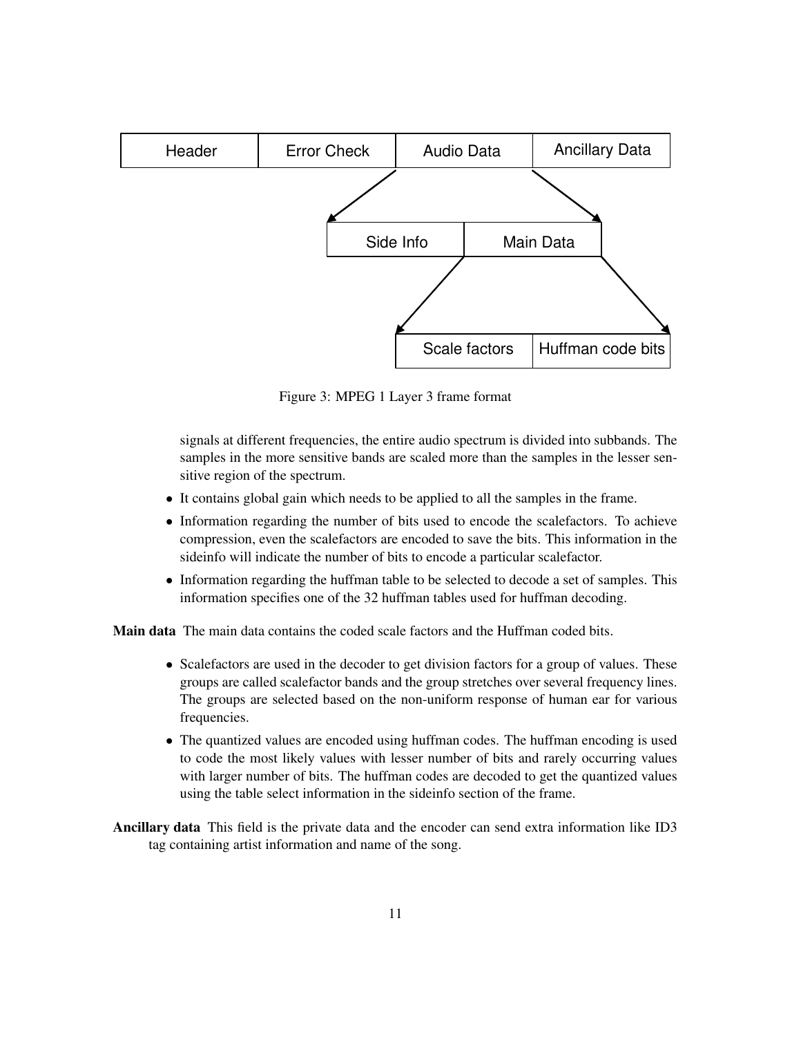Figure 3: MPEG 1 Layer 3 frame format

signals at different frequencies, the entire audio spectrum is divided into subbands. The samples in the more sensitive bands are scaled more than the samples in the lesser sensitive region of the spectrum.

- It contains global gain which needs to be applied to all the samples in the frame.
- Information regarding the number of bits used to encode the scalefactors. To achieve compression, even the scalefactors are encoded to save the bits. This information in the sideinfo will indicate the number of bits to encode a particular scalefactor.
- Information regarding the huffman table to be selected to decode a set of samples. This information specifies one of the 32 huffman tables used for huffman decoding.

**Main data** The main data contains the coded scale factors and the Huffman coded bits.

- Scalefactors are used in the decoder to get division factors for a group of values. These groups are called scalefactor bands and the group stretches over several frequency lines. The groups are selected based on the non-uniform response of human ear for various frequencies.
- The quantized values are encoded using huffman codes. The huffman encoding is used to code the most likely values with lesser number of bits and rarely occurring values with larger number of bits. The huffman codes are decoded to get the quantized values using the table select information in the sideinfo section of the frame.

**Ancillary data** This field is the private data and the encoder can send extra information like ID3 tag containing artist information and name of the song.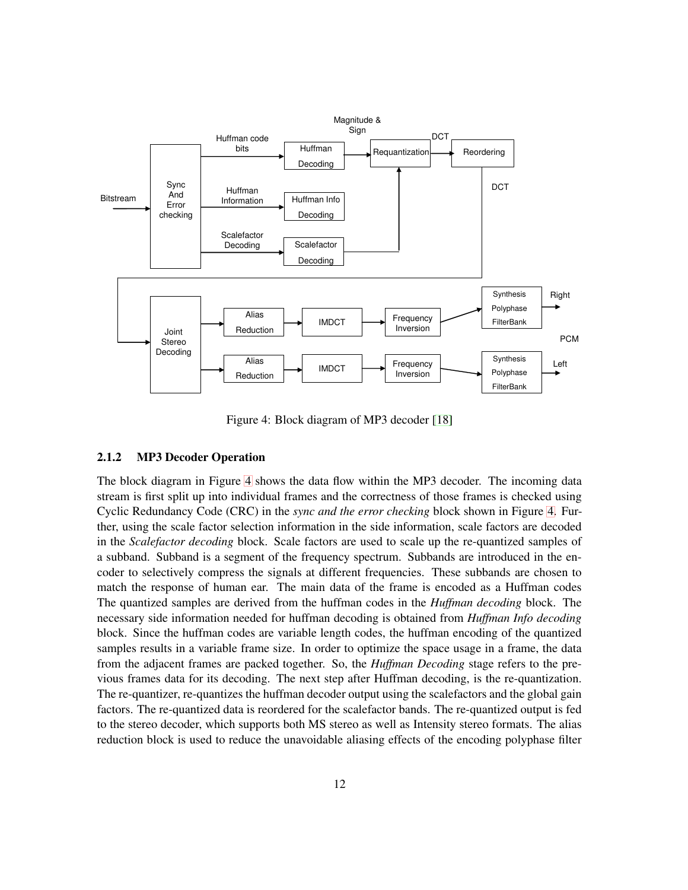Figure 4: Block diagram of MP3 decoder [18]

### 2.1.2 MP3 Decoder Operation

The block diagram in Figure 4 shows the data flow within the MP3 decoder. The incoming data stream is first split up into individual frames and the correctness of those frames is checked using Cyclic Redundancy Code (CRC) in the *sync and the error checking* block shown in Figure 4. Further, using the scale factor selection information in the side information, scale factors are decoded in the *Scalefactor decoding* block. Scale factors are used to scale up the re-quantized samples of a subband. Subband is a segment of the frequency spectrum. Subbands are introduced in the encoder to selectively compress the signals at different frequencies. These subbands are chosen to match the response of human ear. The main data of the frame is encoded as a Huffman codes The quantized samples are derived from the huffman codes in the *Huffman decoding* block. The necessary side information needed for huffman decoding is obtained from *Huffman Info decoding* block. Since the huffman codes are variable length codes, the huffman encoding of the quantized samples results in a variable frame size. In order to optimize the space usage in a frame, the data from the adjacent frames are packed together. So, the *Huffman Decoding* stage refers to the previous frames data for its decoding. The next step after Huffman decoding, is the re-quantization. The re-quantizer, re-quantizes the huffman decoder output using the scalefactors and the global gain factors. The re-quantized data is reordered for the scalefactor bands. The re-quantized output is fed to the stereo decoder, which supports both MS stereo as well as Intensity stereo formats. The alias reduction block is used to reduce the unavoidable aliasing effects of the encoding polyphase filter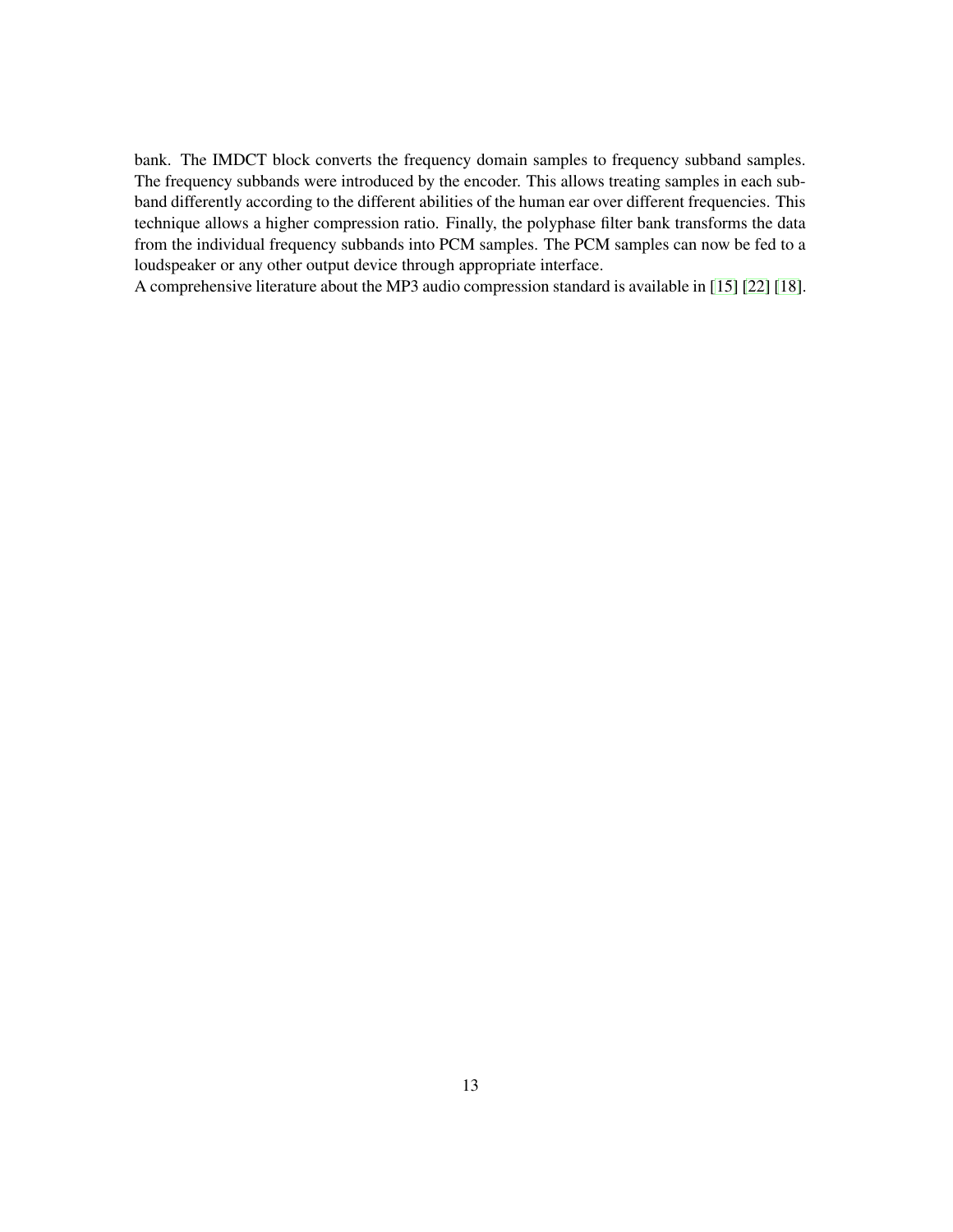bank. The IMDCT block converts the frequency domain samples to frequency subband samples. The frequency subbands were introduced by the encoder. This allows treating samples in each subband differently according to the different abilities of the human ear over different frequencies. This technique allows a higher compression ratio. Finally, the polyphase filter bank transforms the data from the individual frequency subbands into PCM samples. The PCM samples can now be fed to a loudspeaker or any other output device through appropriate interface.

A comprehensive literature about the MP3 audio compression standard is available in [15] [22] [18].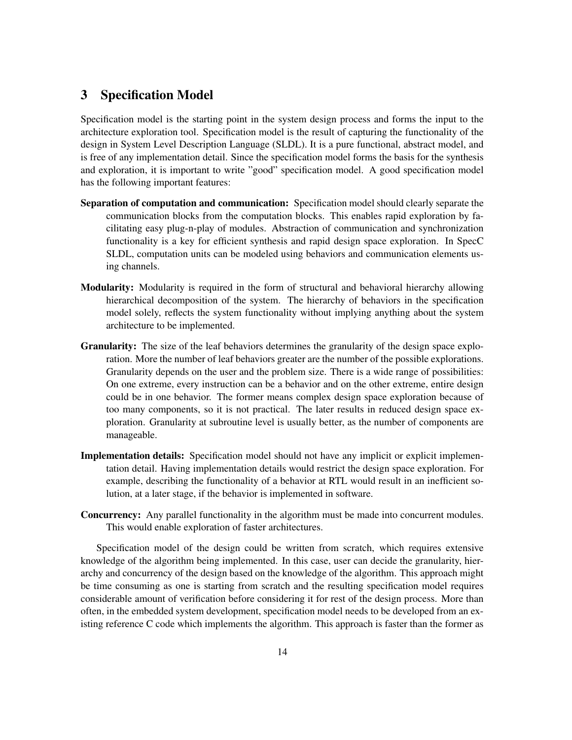# 3 Specification Model

Specification model is the starting point in the system design process and forms the input to the architecture exploration tool. Specification model is the result of capturing the functionality of the design in System Level Description Language (SLDL). It is a pure functional, abstract model, and is free of any implementation detail. Since the specification model forms the basis for the synthesis and exploration, it is important to write "good" specification model. A good specification model has the following important features:

**Separation of computation and communication:** Specification model should clearly separate the communication blocks from the computation blocks. This enables rapid exploration by facilitating easy plug-n-play of modules. Abstraction of communication and synchronization functionality is a key for efficient synthesis and rapid design space exploration. In SpecC SLDL, computation units can be modeled using behaviors and communication elements using channels.

**Modularity:** Modularity is required in the form of structural and behavioral hierarchy allowing hierarchical decomposition of the system. The hierarchy of behaviors in the specification model solely, reflects the system functionality without implying anything about the system architecture to be implemented.

**Granularity:** The size of the leaf behaviors determines the granularity of the design space exploration. More the number of leaf behaviors greater are the number of the possible explorations. Granularity depends on the user and the problem size. There is a wide range of possibilities: On one extreme, every instruction can be a behavior and on the other extreme, entire design could be in one behavior. The former means complex design space exploration because of too many components, so it is not practical. The later results in reduced design space exploration. Granularity at subroutine level is usually better, as the number of components are manageable.

**Implementation details:** Specification model should not have any implicit or explicit implementation detail. Having implementation details would restrict the design space exploration. For example, describing the functionality of a behavior at RTL would result in an inefficient solution, at a later stage, if the behavior is implemented in software.

**Concurrency:** Any parallel functionality in the algorithm must be made into concurrent modules. This would enable exploration of faster architectures.

Specification model of the design could be written from scratch, which requires extensive knowledge of the algorithm being implemented. In this case, user can decide the granularity, hierarchy and concurrency of the design based on the knowledge of the algorithm. This approach might be time consuming as one is starting from scratch and the resulting specification model requires considerable amount of verification before considering it for rest of the design process. More than often, in the embedded system development, specification model needs to be developed from an existing reference C code which implements the algorithm. This approach is faster than the former as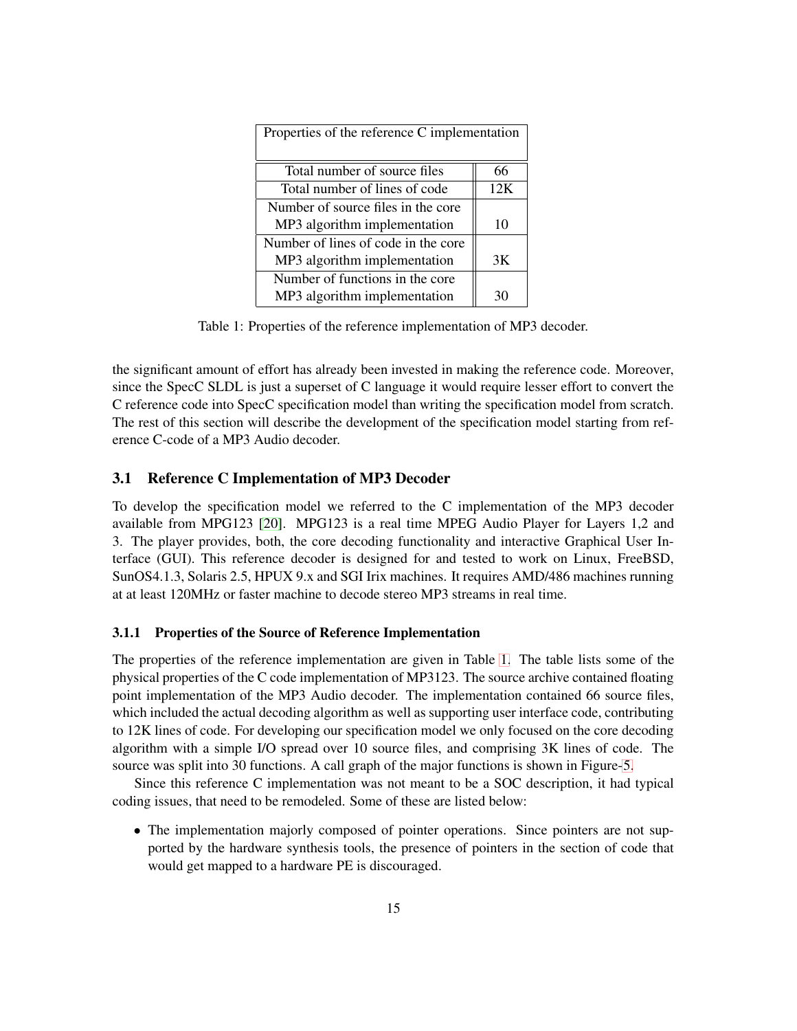| Properties of the reference C implementation | |
|---|---|
| Total number of source files | 66 |
| Total number of lines of code | 12K |
| Number of source files in the core MP3 algorithm implementation | 10 |
| Number of lines of code in the core MP3 algorithm implementation | 3K |
| Number of functions in the core MP3 algorithm implementation | 30 |

Table 1: Properties of the reference implementation of MP3 decoder.

the significant amount of effort has already been invested in making the reference code. Moreover, since the SpecC SLDL is just a superset of C language it would require lesser effort to convert the C reference code into SpecC specification model than writing the specification model from scratch. The rest of this section will describe the development of the specification model starting from reference C-code of a MP3 Audio decoder.

## 3.1 Reference C Implementation of MP3 Decoder

To develop the specification model we referred to the C implementation of the MP3 decoder available from MPG123 [20]. MPG123 is a real time MPEG Audio Player for Layers 1,2 and 3. The player provides, both, the core decoding functionality and interactive Graphical User Interface (GUI). This reference decoder is designed for and tested to work on Linux, FreeBSD, SunOS4.1.3, Solaris 2.5, HPUX 9.x and SGI Irix machines. It requires AMD/486 machines running at at least 120MHz or faster machine to decode stereo MP3 streams in real time.

### 3.1.1 Properties of the Source of Reference Implementation

The properties of the reference implementation are given in Table 1. The table lists some of the physical properties of the C code implementation of MP3123. The source archive contained floating point implementation of the MP3 Audio decoder. The implementation contained 66 source files, which included the actual decoding algorithm as well as supporting user interface code, contributing to 12K lines of code. For developing our specification model we only focused on the core decoding algorithm with a simple I/O spread over 10 source files, and comprising 3K lines of code. The source was split into 30 functions. A call graph of the major functions is shown in Figure-5.

Since this reference C implementation was not meant to be a SOC description, it had typical coding issues, that need to be remodeled. Some of these are listed below:

- The implementation majorly composed of pointer operations. Since pointers are not supported by the hardware synthesis tools, the presence of pointers in the section of code that would get mapped to a hardware PE is discouraged.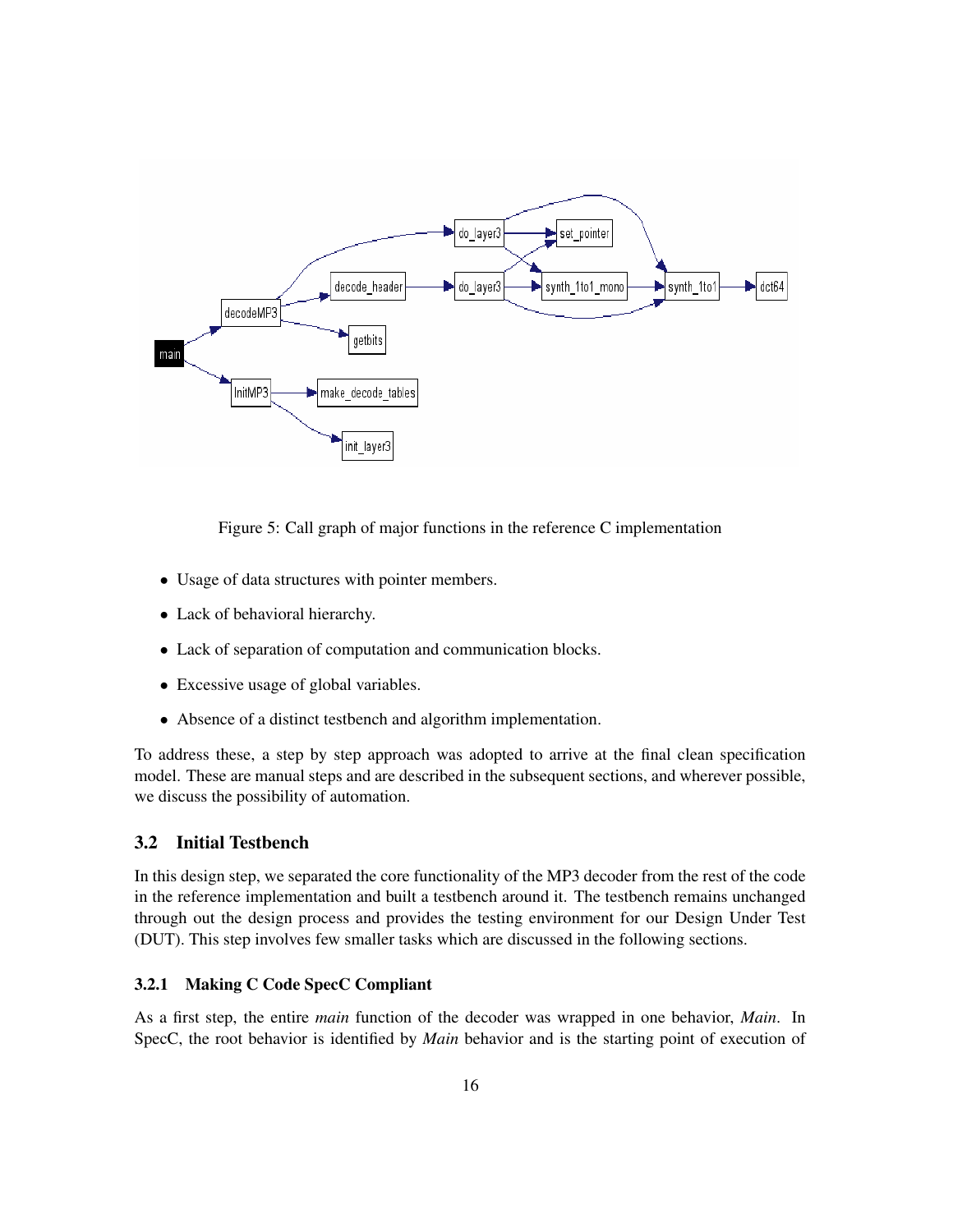Figure 5: Call graph of major functions in the reference C implementation

- Usage of data structures with pointer members.
- Lack of behavioral hierarchy.
- Lack of separation of computation and communication blocks.
- Excessive usage of global variables.
- Absence of a distinct testbench and algorithm implementation.

To address these, a step by step approach was adopted to arrive at the final clean specification model. These are manual steps and are described in the subsequent sections, and wherever possible, we discuss the possibility of automation.

## 3.2 Initial Testbench

In this design step, we separated the core functionality of the MP3 decoder from the rest of the code in the reference implementation and built a testbench around it. The testbench remains unchanged through out the design process and provides the testing environment for our Design Under Test (DUT). This step involves few smaller tasks which are discussed in the following sections.

### 3.2.1 Making C Code SpecC Compliant

As a first step, the entire *main* function of the decoder was wrapped in one behavior, *Main*. In SpecC, the root behavior is identified by *Main* behavior and is the starting point of execution of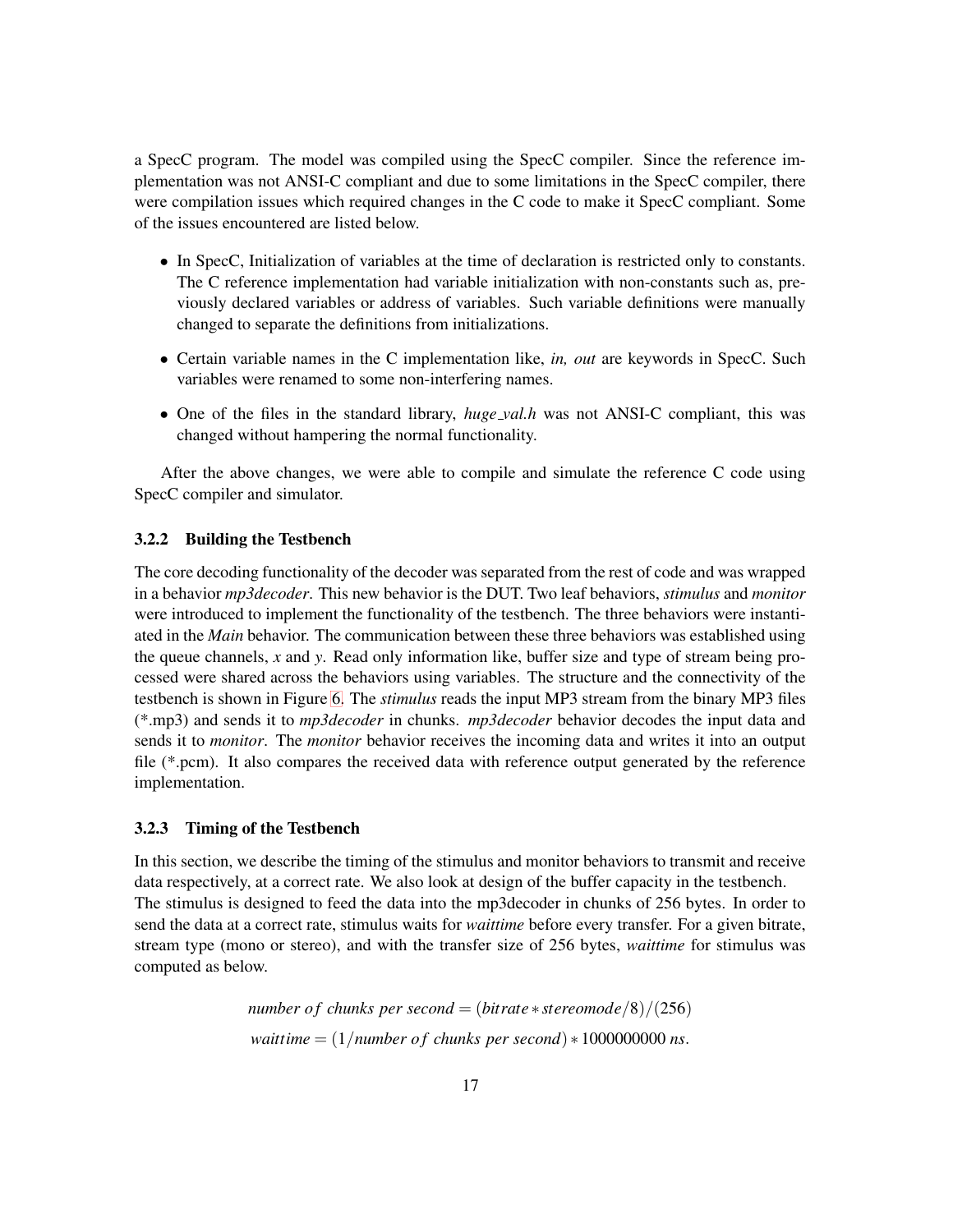a SpecC program. The model was compiled using the SpecC compiler. Since the reference implementation was not ANSI-C compliant and due to some limitations in the SpecC compiler, there were compilation issues which required changes in the C code to make it SpecC compliant. Some of the issues encountered are listed below.

- In SpecC, Initialization of variables at the time of declaration is restricted only to constants. The C reference implementation had variable initialization with non-constants such as, previously declared variables or address of variables. Such variable definitions were manually changed to separate the definitions from initializations.
- Certain variable names in the C implementation like, *in, out* are keywords in SpecC. Such variables were renamed to some non-interfering names.
- One of the files in the standard library, *huge_val.h* was not ANSI-C compliant, this was changed without hampering the normal functionality.

After the above changes, we were able to compile and simulate the reference C code using SpecC compiler and simulator.

### 3.2.2 Building the Testbench

The core decoding functionality of the decoder was separated from the rest of code and was wrapped in a behavior *mp3decoder*. This new behavior is the DUT. Two leaf behaviors, *stimulus* and *monitor* were introduced to implement the functionality of the testbench. The three behaviors were instantiated in the *Main* behavior. The communication between these three behaviors was established using the queue channels, *x* and *y*. Read only information like, buffer size and type of stream being processed were shared across the behaviors using variables. The structure and the connectivity of the testbench is shown in Figure 6. The *stimulus* reads the input MP3 stream from the binary MP3 files (*.mp3) and sends it to *mp3decoder* in chunks. *mp3decoder* behavior decodes the input data and sends it to *monitor*. The *monitor* behavior receives the incoming data and writes it into an output file (*.pcm). It also compares the received data with reference output generated by the reference implementation.

### 3.2.3 Timing of the Testbench

In this section, we describe the timing of the stimulus and monitor behaviors to transmit and receive data respectively, at a correct rate. We also look at design of the buffer capacity in the testbench. The stimulus is designed to feed the data into the mp3decoder in chunks of 256 bytes. In order to send the data at a correct rate, stimulus waits for *waittime* before every transfer. For a given bitrate, stream type (mono or stereo), and with the transfer size of 256 bytes, *waittime* for stimulus was computed as below.

$$number\ of\ chunks\ per\ second = (bitrate * stereomode/8)/(256)$$

$$waittime = (1/number\ of\ chunks\ per\ second) * 1000000000\ ns.$$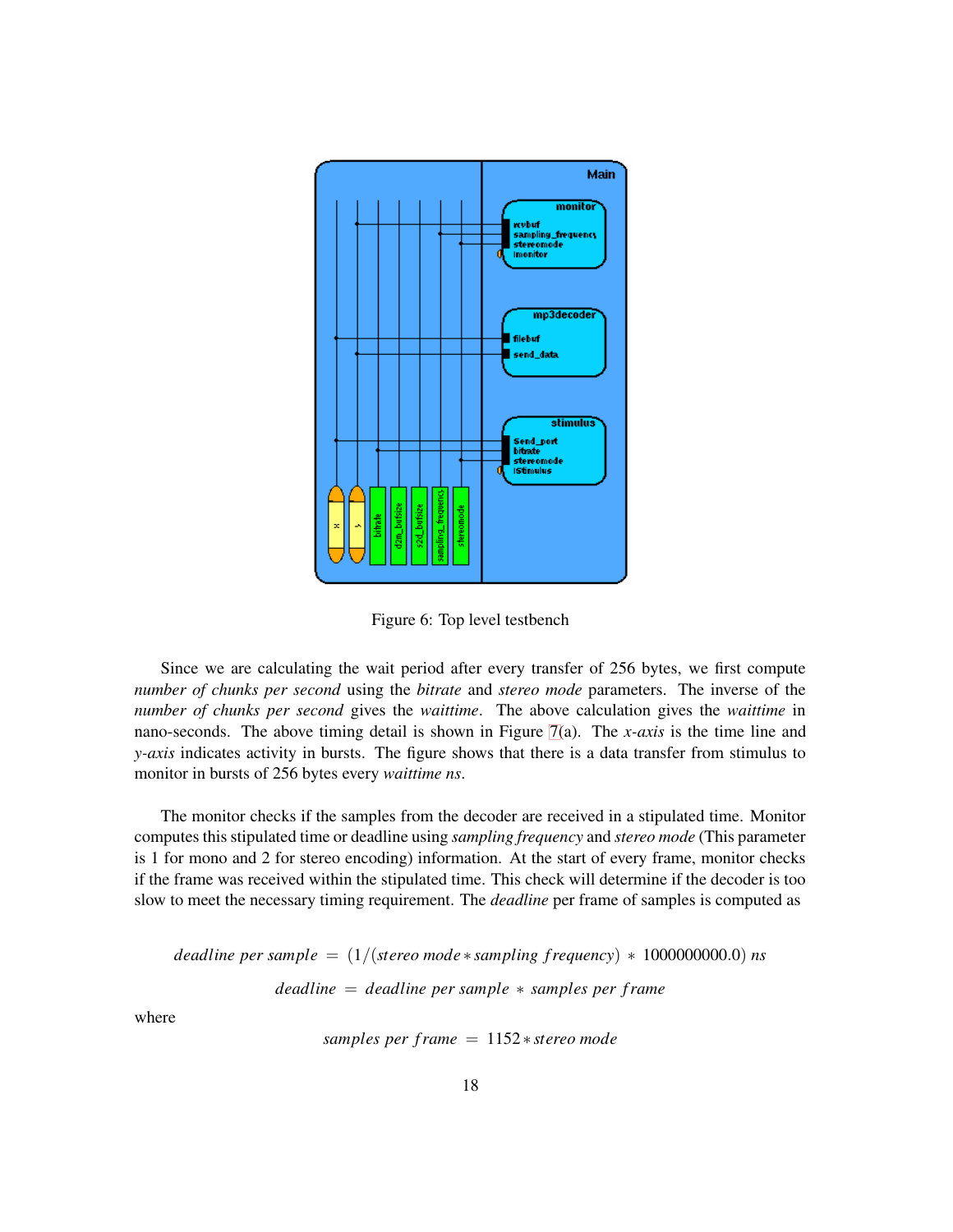Figure 6: Top level testbench

Since we are calculating the wait period after every transfer of 256 bytes, we first compute *number of chunks per second* using the *bitrate* and *stereo mode* parameters. The inverse of the *number of chunks per second* gives the *waittime*. The above calculation gives the *waittime* in nano-seconds. The above timing detail is shown in Figure 7(a). The *x-axis* is the time line and *y-axis* indicates activity in bursts. The figure shows that there is a data transfer from stimulus to monitor in bursts of 256 bytes every *waittime ns*.

The monitor checks if the samples from the decoder are received in a stipulated time. Monitor computes this stipulated time or deadline using *sampling frequency* and *stereo mode* (This parameter is 1 for mono and 2 for stereo encoding) information. At the start of every frame, monitor checks if the frame was received within the stipulated time. This check will determine if the decoder is too slow to meet the necessary timing requirement. The *deadline* per frame of samples is computed as

$$deadline\ per\ sample \ = \ (1/(stereo\ mode * sampling\ frequency) \ * \ 1000000000.0)\ ns$$

$$deadline \ = \ deadline\ per\ sample \ * \ samples\ per\ frame$$

where

$$samples\ per\ frame \ = \ 1152 * stereo\ mode$$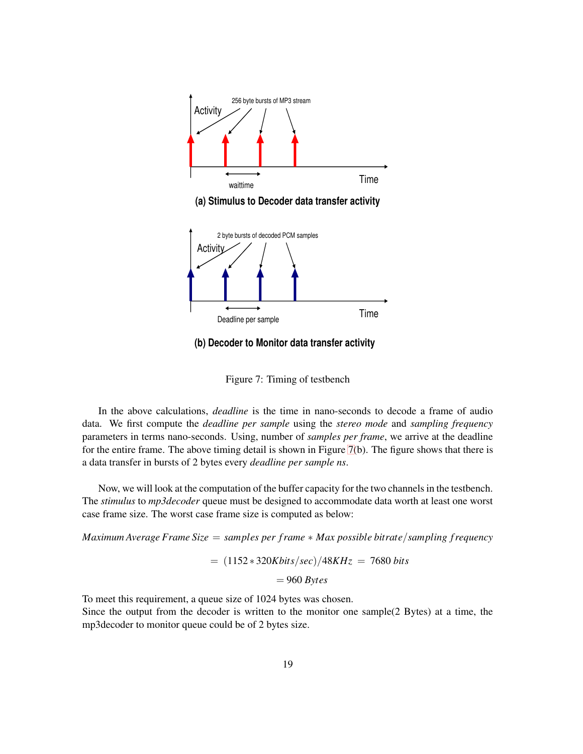(a) Stimulus to Decoder data transfer activity

(b) Decoder to Monitor data transfer activity

Figure 7: Timing of testbench

In the above calculations, *deadline* is the time in nano-seconds to decode a frame of audio data. We first compute the *deadline per sample* using the *stereo mode* and *sampling frequency* parameters in terms nano-seconds. Using, number of *samples per frame*, we arrive at the deadline for the entire frame. The above timing detail is shown in Figure 7(b). The figure shows that there is a data transfer in bursts of 2 bytes every *deadline per sample ns*.

Now, we will look at the computation of the buffer capacity for the two channels in the testbench. The *stimulus* to *mp3decoder* queue must be designed to accommodate data worth at least one worst case frame size. The worst case frame size is computed as below:

$$Maximum\ Average\ Frame\ Size\ =\ samples\ per\ frame * Max\ possible\ bitrate/sampling\ frequency$$

$$= (1152 * 320Kbits/sec)/48KHz\ =\ 7680\ bits$$

$$= 960\ Bytes$$

To meet this requirement, a queue size of 1024 bytes was chosen.
Since the output from the decoder is written to the monitor one sample(2 Bytes) at a time, the mp3decoder to monitor queue could be of 2 bytes size.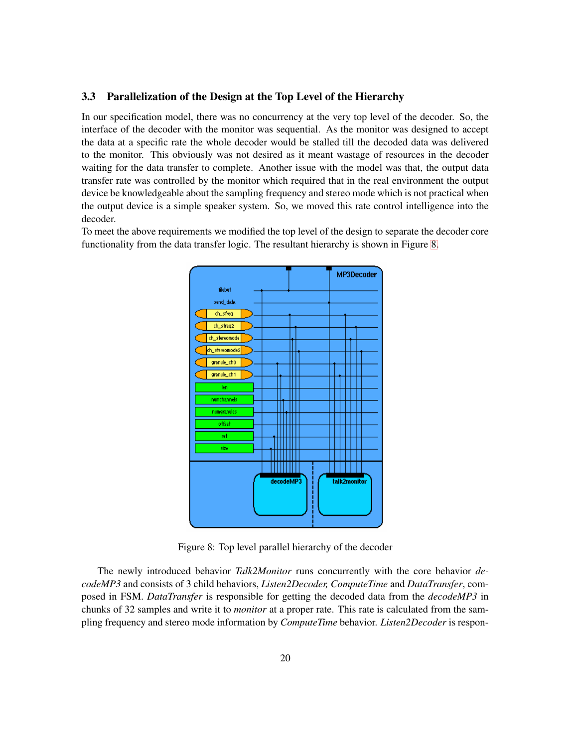### 3.3 Parallelization of the Design at the Top Level of the Hierarchy

In our specification model, there was no concurrency at the very top level of the decoder. So, the interface of the decoder with the monitor was sequential. As the monitor was designed to accept the data at a specific rate the whole decoder would be stalled till the decoded data was delivered to the monitor. This obviously was not desired as it meant wastage of resources in the decoder waiting for the data transfer to complete. Another issue with the model was that, the output data transfer rate was controlled by the monitor which required that in the real environment the output device be knowledgeable about the sampling frequency and stereo mode which is not practical when the output device is a simple speaker system. So, we moved this rate control intelligence into the decoder.

To meet the above requirements we modified the top level of the design to separate the decoder core functionality from the data transfer logic. The resultant hierarchy is shown in Figure 8.

Figure 8: Top level parallel hierarchy of the decoder

The newly introduced behavior *Talk2Monitor* runs concurrently with the core behavior *decodeMP3* and consists of 3 child behaviors, *Listen2Decoder, ComputeTime* and *DataTransfer*, composed in FSM. *DataTransfer* is responsible for getting the decoded data from the *decodeMP3* in chunks of 32 samples and write it to *monitor* at a proper rate. This rate is calculated from the sampling frequency and stereo mode information by *ComputeTime* behavior. *Listen2Decoder* is respon-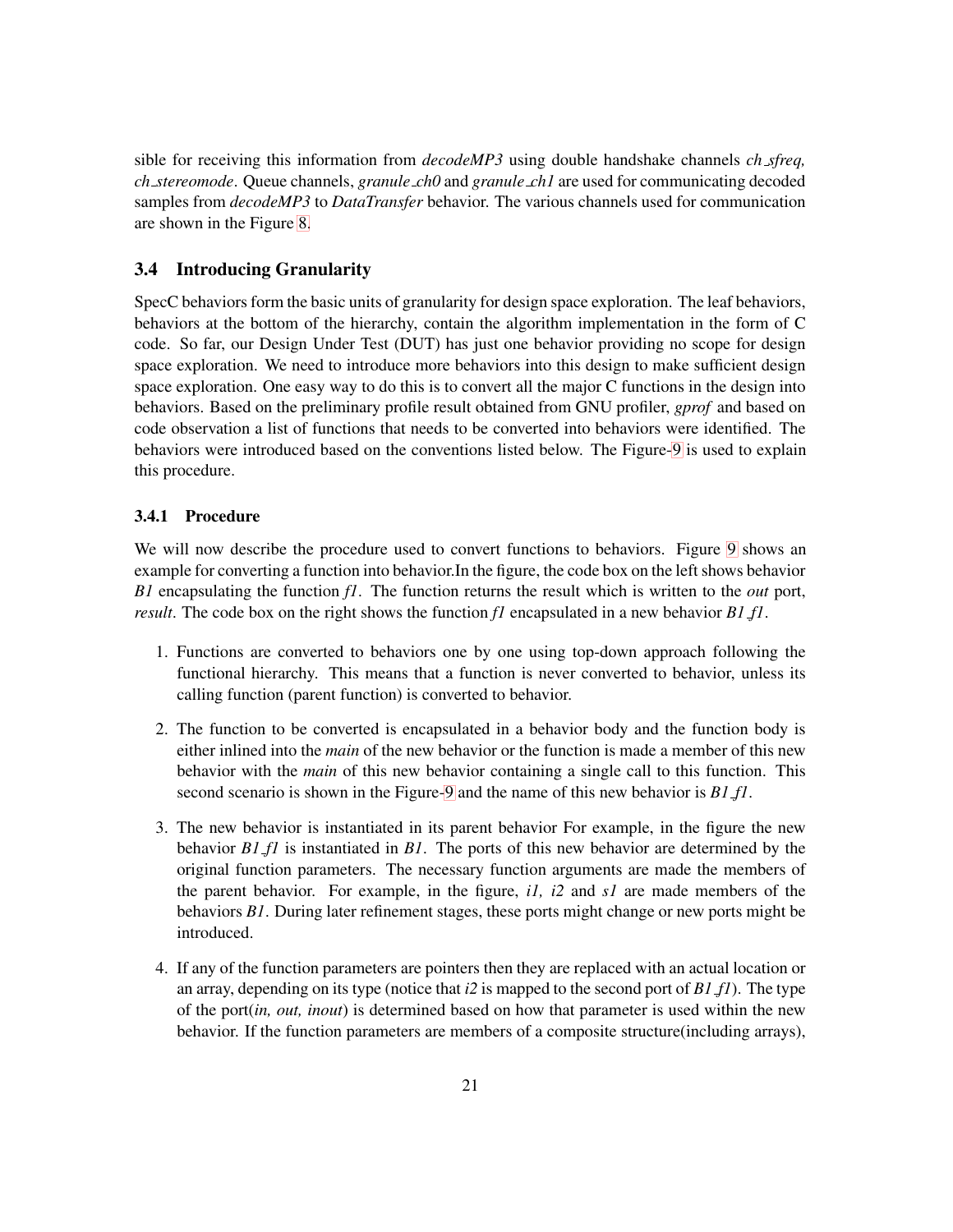sible for receiving this information from *decodeMP3* using double handshake channels *ch_sfreq, ch_stereomode*. Queue channels, *granule_ch0* and *granule_ch1* are used for communicating decoded samples from *decodeMP3* to *DataTransfer* behavior. The various channels used for communication are shown in the Figure 8.

### 3.4 Introducing Granularity

SpecC behaviors form the basic units of granularity for design space exploration. The leaf behaviors, behaviors at the bottom of the hierarchy, contain the algorithm implementation in the form of C code. So far, our Design Under Test (DUT) has just one behavior providing no scope for design space exploration. We need to introduce more behaviors into this design to make sufficient design space exploration. One easy way to do this is to convert all the major C functions in the design into behaviors. Based on the preliminary profile result obtained from GNU profiler, *gprof* and based on code observation a list of functions that needs to be converted into behaviors were identified. The behaviors were introduced based on the conventions listed below. The Figure-9 is used to explain this procedure.

#### 3.4.1 Procedure

We will now describe the procedure used to convert functions to behaviors. Figure 9 shows an example for converting a function into behavior.In the figure, the code box on the left shows behavior *B1* encapsulating the function *f1*. The function returns the result which is written to the *out* port, *result*. The code box on the right shows the function *f1* encapsulated in a new behavior *B1_f1*.

1. Functions are converted to behaviors one by one using top-down approach following the functional hierarchy. This means that a function is never converted to behavior, unless its calling function (parent function) is converted to behavior.

2. The function to be converted is encapsulated in a behavior body and the function body is either inlined into the *main* of the new behavior or the function is made a member of this new behavior with the *main* of this new behavior containing a single call to this function. This second scenario is shown in the Figure-9 and the name of this new behavior is *B1_f1*.

3. The new behavior is instantiated in its parent behavior For example, in the figure the new behavior *B1_f1* is instantiated in *B1*. The ports of this new behavior are determined by the original function parameters. The necessary function arguments are made the members of the parent behavior. For example, in the figure, *i1, i2* and *s1* are made members of the behaviors *B1*. During later refinement stages, these ports might change or new ports might be introduced.

4. If any of the function parameters are pointers then they are replaced with an actual location or an array, depending on its type (notice that *i2* is mapped to the second port of *B1_f1*). The type of the port(*in, out, inout*) is determined based on how that parameter is used within the new behavior. If the function parameters are members of a composite structure(including arrays),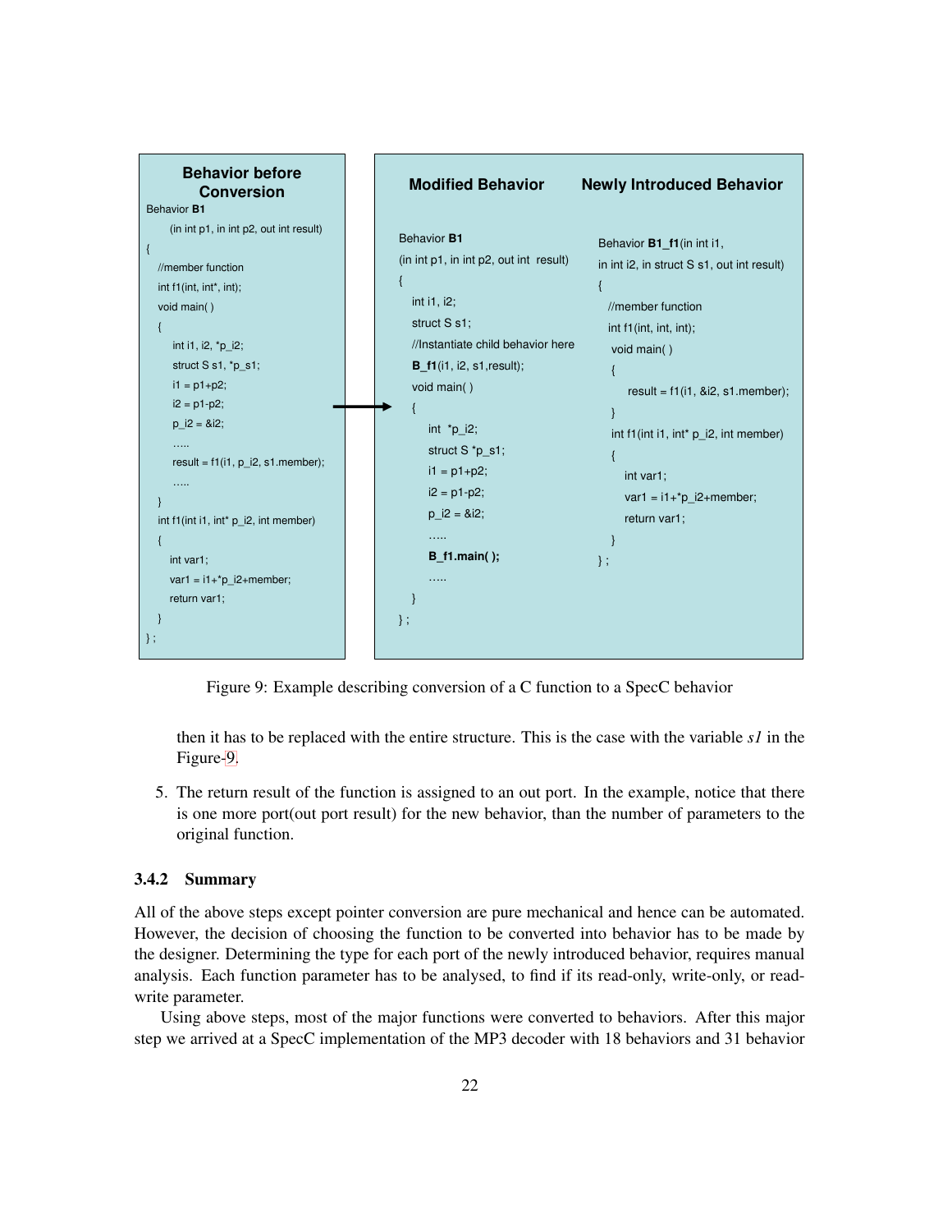**Behavior before Conversion**

```
Behavior B1
      (in int p1, in int p2, out int result)
{
   //member function
   int f1(int, int*, int);
   void main( )
   {
      int i1, i2, *p_i2;
      struct S s1, *p_s1;
      i1 = p1+p2;
      i2 = p1-p2;
      p_i2 = &i2;
      .....
      result = f1(i1, p_i2, s1.member);
      .....
   }
   int f1(int i1, int* p_i2, int member)
   {
      int var1;
      var1 = i1+*p_i2+member;
      return var1;
   }
};
```

**Modified Behavior**

```
Behavior B1
(in int p1, in int p2, out int  result)
{
   int i1, i2;
   struct S s1;
   //Instantiate child behavior here
   B_f1(i1, i2, s1,result);
   void main( )
   {
      int  *p_i2;
      struct S *p_s1;
      i1 = p1+p2;
      i2 = p1-p2;
      p_i2 = &i2;
      .....
      B_f1.main( );
      .....
   }
};
```

**Newly Introduced Behavior**

```
Behavior B1_f1(in int i1,
in int i2, in struct S s1, out int result)
{
   //member function
   int f1(int, int, int);
   void main( )
   {
      result = f1(i1, &i2, s1.member);
   }
   int f1(int i1, int* p_i2, int member)
   {
      int var1;
      var1 = i1+*p_i2+member;
      return var1;
   }
};
```

Figure 9: Example describing conversion of a C function to a SpecC behavior

then it has to be replaced with the entire structure. This is the case with the variable *s1* in the Figure-9.

5. The return result of the function is assigned to an out port. In the example, notice that there is one more port(out port result) for the new behavior, than the number of parameters to the original function.

### 3.4.2 Summary

All of the above steps except pointer conversion are pure mechanical and hence can be automated. However, the decision of choosing the function to be converted into behavior has to be made by the designer. Determining the type for each port of the newly introduced behavior, requires manual analysis. Each function parameter has to be analysed, to find if its read-only, write-only, or read-write parameter.

Using above steps, most of the major functions were converted to behaviors. After this major step we arrived at a SpecC implementation of the MP3 decoder with 18 behaviors and 31 behavior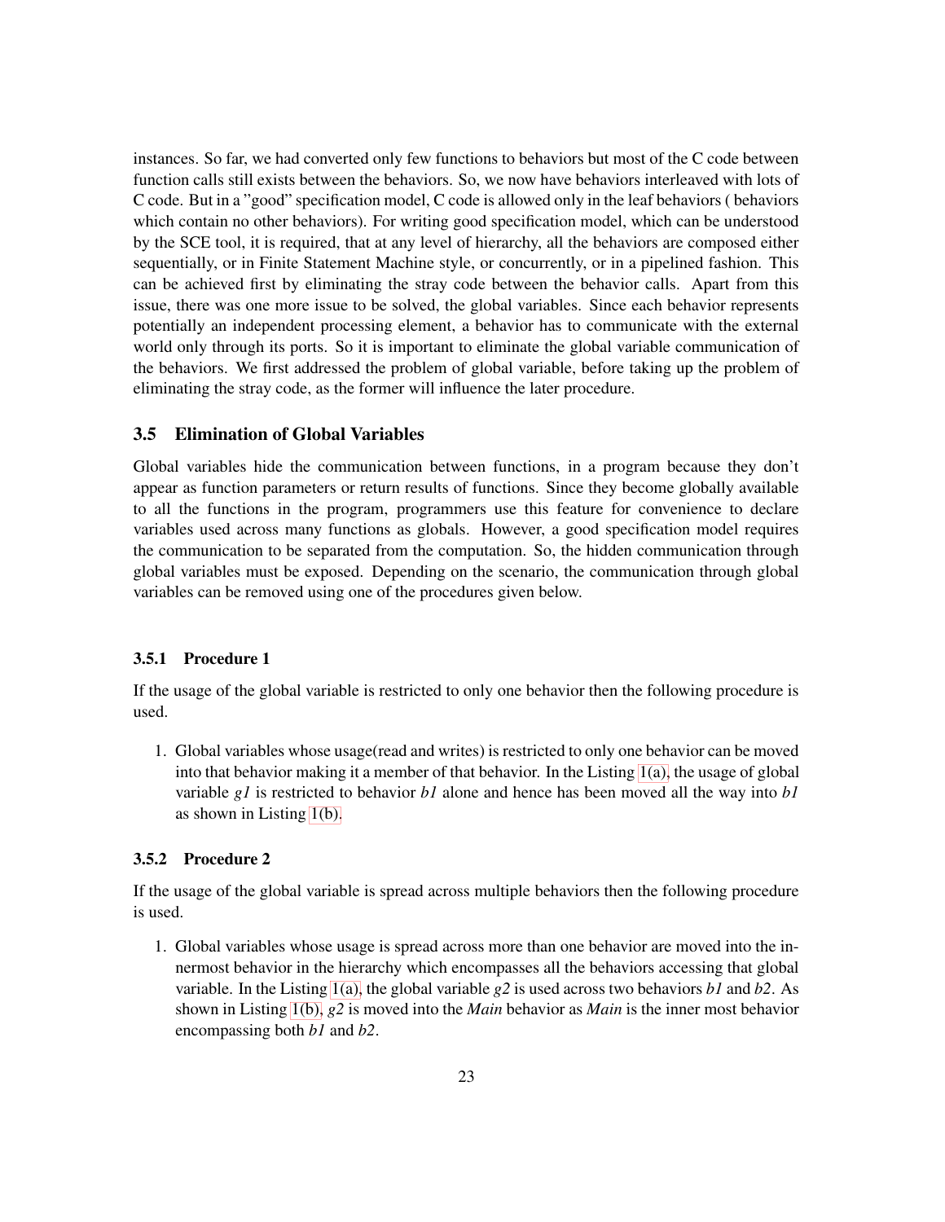instances. So far, we had converted only few functions to behaviors but most of the C code between function calls still exists between the behaviors. So, we now have behaviors interleaved with lots of C code. But in a "good" specification model, C code is allowed only in the leaf behaviors ( behaviors which contain no other behaviors). For writing good specification model, which can be understood by the SCE tool, it is required, that at any level of hierarchy, all the behaviors are composed either sequentially, or in Finite Statement Machine style, or concurrently, or in a pipelined fashion. This can be achieved first by eliminating the stray code between the behavior calls. Apart from this issue, there was one more issue to be solved, the global variables. Since each behavior represents potentially an independent processing element, a behavior has to communicate with the external world only through its ports. So it is important to eliminate the global variable communication of the behaviors. We first addressed the problem of global variable, before taking up the problem of eliminating the stray code, as the former will influence the later procedure.

### 3.5 Elimination of Global Variables

Global variables hide the communication between functions, in a program because they don't appear as function parameters or return results of functions. Since they become globally available to all the functions in the program, programmers use this feature for convenience to declare variables used across many functions as globals. However, a good specification model requires the communication to be separated from the computation. So, the hidden communication through global variables must be exposed. Depending on the scenario, the communication through global variables can be removed using one of the procedures given below.

#### 3.5.1 Procedure 1

If the usage of the global variable is restricted to only one behavior then the following procedure is used.

1. Global variables whose usage(read and writes) is restricted to only one behavior can be moved into that behavior making it a member of that behavior. In the Listing 1(a), the usage of global variable *g1* is restricted to behavior *b1* alone and hence has been moved all the way into *b1* as shown in Listing 1(b).

#### 3.5.2 Procedure 2

If the usage of the global variable is spread across multiple behaviors then the following procedure is used.

1. Global variables whose usage is spread across more than one behavior are moved into the innermost behavior in the hierarchy which encompasses all the behaviors accessing that global variable. In the Listing 1(a), the global variable *g2* is used across two behaviors *b1* and *b2*. As shown in Listing 1(b), *g2* is moved into the *Main* behavior as *Main* is the inner most behavior encompassing both *b1* and *b2*.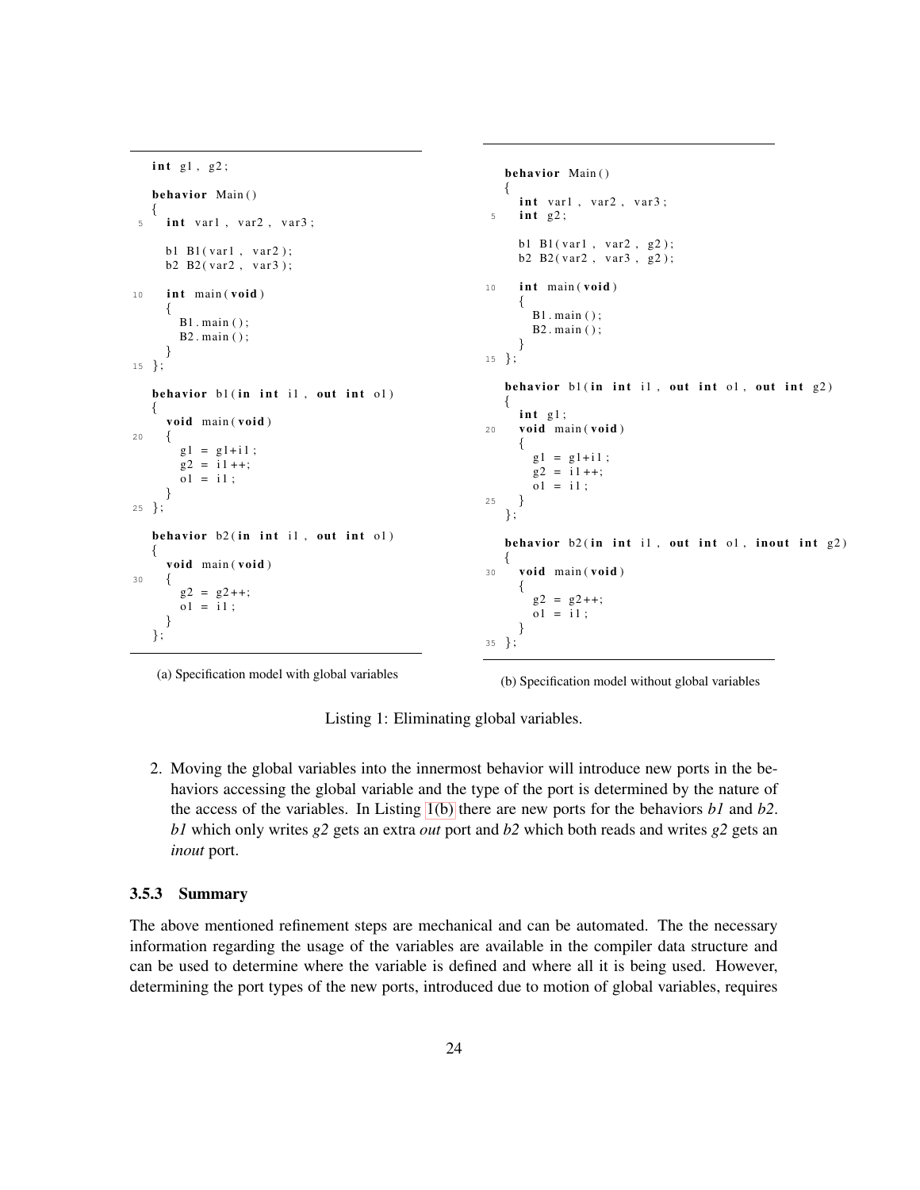```
int g1, g2;

behavior Main()
{
  int var1, var2, var3;

  b1 B1(var1, var2);
  b2 B2(var2, var3);

  int main(void)
  {
    B1.main();
    B2.main();
  }
};

behavior b1(in int i1, out int o1)
{
  void main(void)
  {
    g1 = g1+i1;
    g2 = i1++;
    o1 = i1;
  }
};

behavior b2(in int i1, out int o1)
{
  void main(void)
  {
    g2 = g2++;
    o1 = i1;
  }
};
```

(a) Specification model with global variables

```
behavior Main()
{
  int var1, var2, var3;
  int g2;

  b1 B1(var1, var2, g2);
  b2 B2(var2, var3, g2);

  int main(void)
  {
    B1.main();
    B2.main();
  }
};

behavior b1(in int i1, out int o1, out int g2)
{
  int g1;
  void main(void)
  {
    g1 = g1+i1;
    g2 = i1++;
    o1 = i1;
  }
};

behavior b2(in int i1, out int o1, inout int g2)
{
  void main(void)
  {
    g2 = g2++;
    o1 = i1;
  }
};
```

(b) Specification model without global variables

Listing 1: Eliminating global variables.

2. Moving the global variables into the innermost behavior will introduce new ports in the behaviors accessing the global variable and the type of the port is determined by the nature of the access of the variables. In Listing 1(b) there are new ports for the behaviors *b1* and *b2*. *b1* which only writes *g2* gets an extra *out* port and *b2* which both reads and writes *g2* gets an *inout* port.

### 3.5.3 Summary

The above mentioned refinement steps are mechanical and can be automated. The the necessary information regarding the usage of the variables are available in the compiler data structure and can be used to determine where the variable is defined and where all it is being used. However, determining the port types of the new ports, introduced due to motion of global variables, requires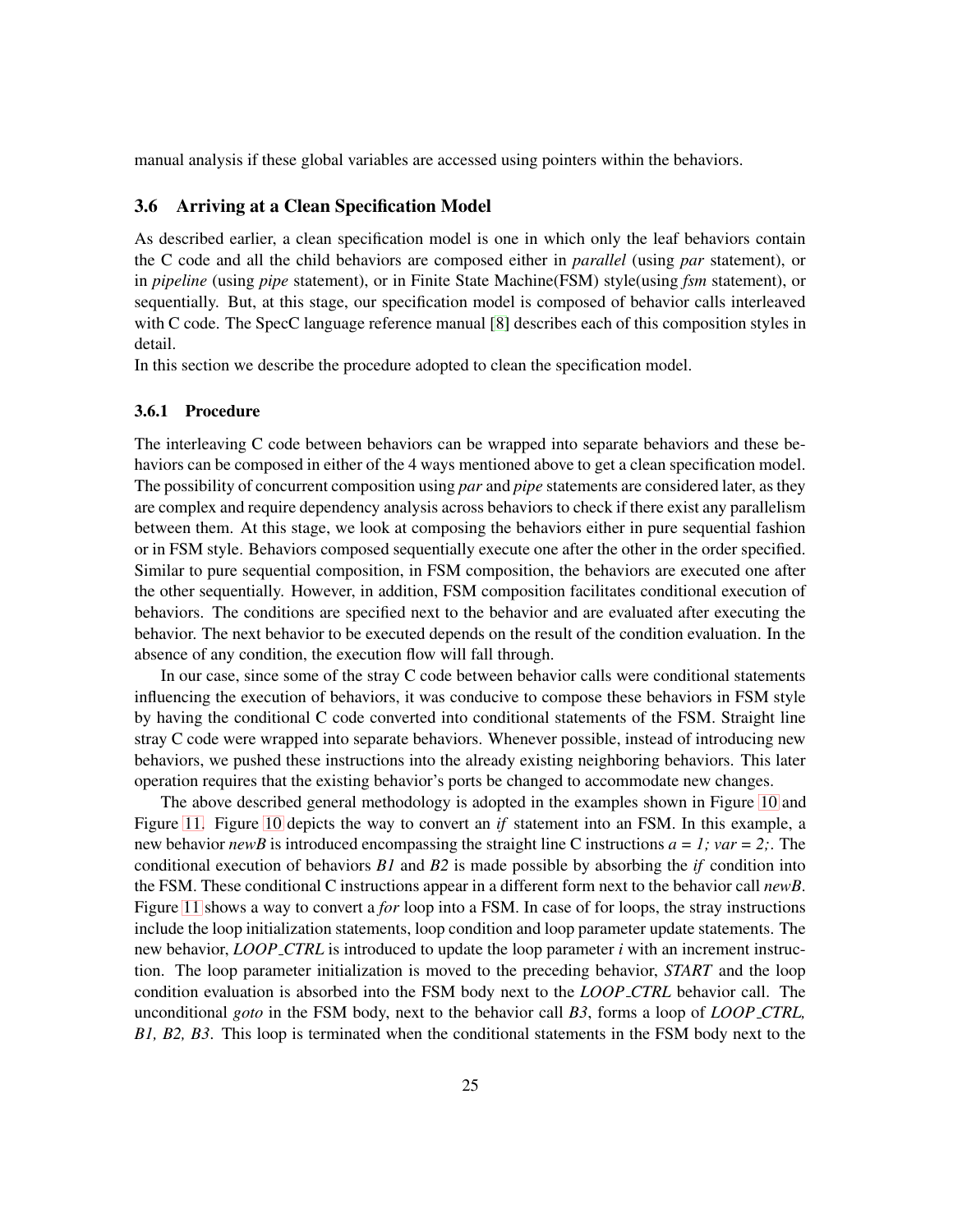manual analysis if these global variables are accessed using pointers within the behaviors.

## 3.6 Arriving at a Clean Specification Model

As described earlier, a clean specification model is one in which only the leaf behaviors contain the C code and all the child behaviors are composed either in *parallel* (using *par* statement), or in *pipeline* (using *pipe* statement), or in Finite State Machine(FSM) style(using *fsm* statement), or sequentially. But, at this stage, our specification model is composed of behavior calls interleaved with C code. The SpecC language reference manual [8] describes each of this composition styles in detail.
In this section we describe the procedure adopted to clean the specification model.

### 3.6.1 Procedure

The interleaving C code between behaviors can be wrapped into separate behaviors and these behaviors can be composed in either of the 4 ways mentioned above to get a clean specification model. The possibility of concurrent composition using *par* and *pipe* statements are considered later, as they are complex and require dependency analysis across behaviors to check if there exist any parallelism between them. At this stage, we look at composing the behaviors either in pure sequential fashion or in FSM style. Behaviors composed sequentially execute one after the other in the order specified. Similar to pure sequential composition, in FSM composition, the behaviors are executed one after the other sequentially. However, in addition, FSM composition facilitates conditional execution of behaviors. The conditions are specified next to the behavior and are evaluated after executing the behavior. The next behavior to be executed depends on the result of the condition evaluation. In the absence of any condition, the execution flow will fall through.

In our case, since some of the stray C code between behavior calls were conditional statements influencing the execution of behaviors, it was conducive to compose these behaviors in FSM style by having the conditional C code converted into conditional statements of the FSM. Straight line stray C code were wrapped into separate behaviors. Whenever possible, instead of introducing new behaviors, we pushed these instructions into the already existing neighboring behaviors. This later operation requires that the existing behavior's ports be changed to accommodate new changes.

The above described general methodology is adopted in the examples shown in Figure 10 and Figure 11. Figure 10 depicts the way to convert an *if* statement into an FSM. In this example, a new behavior *newB* is introduced encompassing the straight line C instructions *a = 1; var = 2;*. The conditional execution of behaviors *B1* and *B2* is made possible by absorbing the *if* condition into the FSM. These conditional C instructions appear in a different form next to the behavior call *newB*. Figure 11 shows a way to convert a *for* loop into a FSM. In case of for loops, the stray instructions include the loop initialization statements, loop condition and loop parameter update statements. The new behavior, *LOOP_CTRL* is introduced to update the loop parameter *i* with an increment instruction. The loop parameter initialization is moved to the preceding behavior, *START* and the loop condition evaluation is absorbed into the FSM body next to the *LOOP_CTRL* behavior call. The unconditional *goto* in the FSM body, next to the behavior call *B3*, forms a loop of *LOOP_CTRL, B1, B2, B3*. This loop is terminated when the conditional statements in the FSM body next to the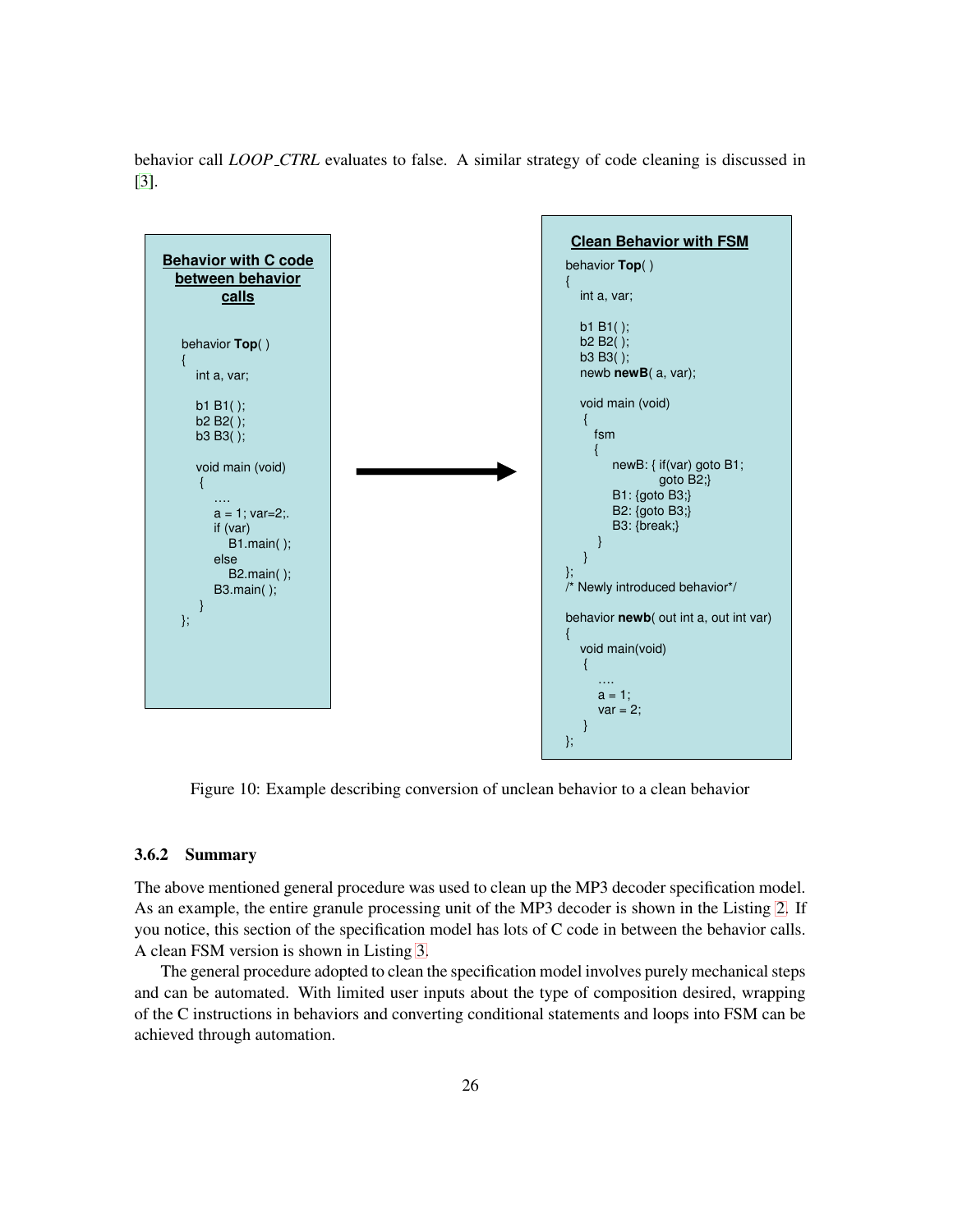behavior call *LOOP_CTRL* evaluates to false. A similar strategy of code cleaning is discussed in [3].

**Behavior with C code between behavior calls**

```
behavior Top( )
{
   int a, var;

   b1 B1( );
   b2 B2( );
   b3 B3( );

   void main (void)
    {
       ....
       a = 1; var=2;.
       if (var)
          B1.main( );
       else
          B2.main( );
       B3.main( );
    }
};
```

**Clean Behavior with FSM**

```
behavior Top( )
{
   int a, var;

   b1 B1( );
   b2 B2( );
   b3 B3( );
   newb newB( a, var);

   void main (void)
    {
      fsm
      {
          newB: { if(var) goto B1;
                    goto B2;}
          B1: {goto B3;}
          B2: {goto B3;}
          B3: {break;}
      }
    }
};
/* Newly introduced behavior*/

behavior newb( out int a, out int var)
{
   void main(void)
    {
       ....
       a = 1;
       var = 2;
    }
};
```

Figure 10: Example describing conversion of unclean behavior to a clean behavior

### 3.6.2 Summary

The above mentioned general procedure was used to clean up the MP3 decoder specification model. As an example, the entire granule processing unit of the MP3 decoder is shown in the Listing 2. If you notice, this section of the specification model has lots of C code in between the behavior calls. A clean FSM version is shown in Listing 3.

The general procedure adopted to clean the specification model involves purely mechanical steps and can be automated. With limited user inputs about the type of composition desired, wrapping of the C instructions in behaviors and converting conditional statements and loops into FSM can be achieved through automation.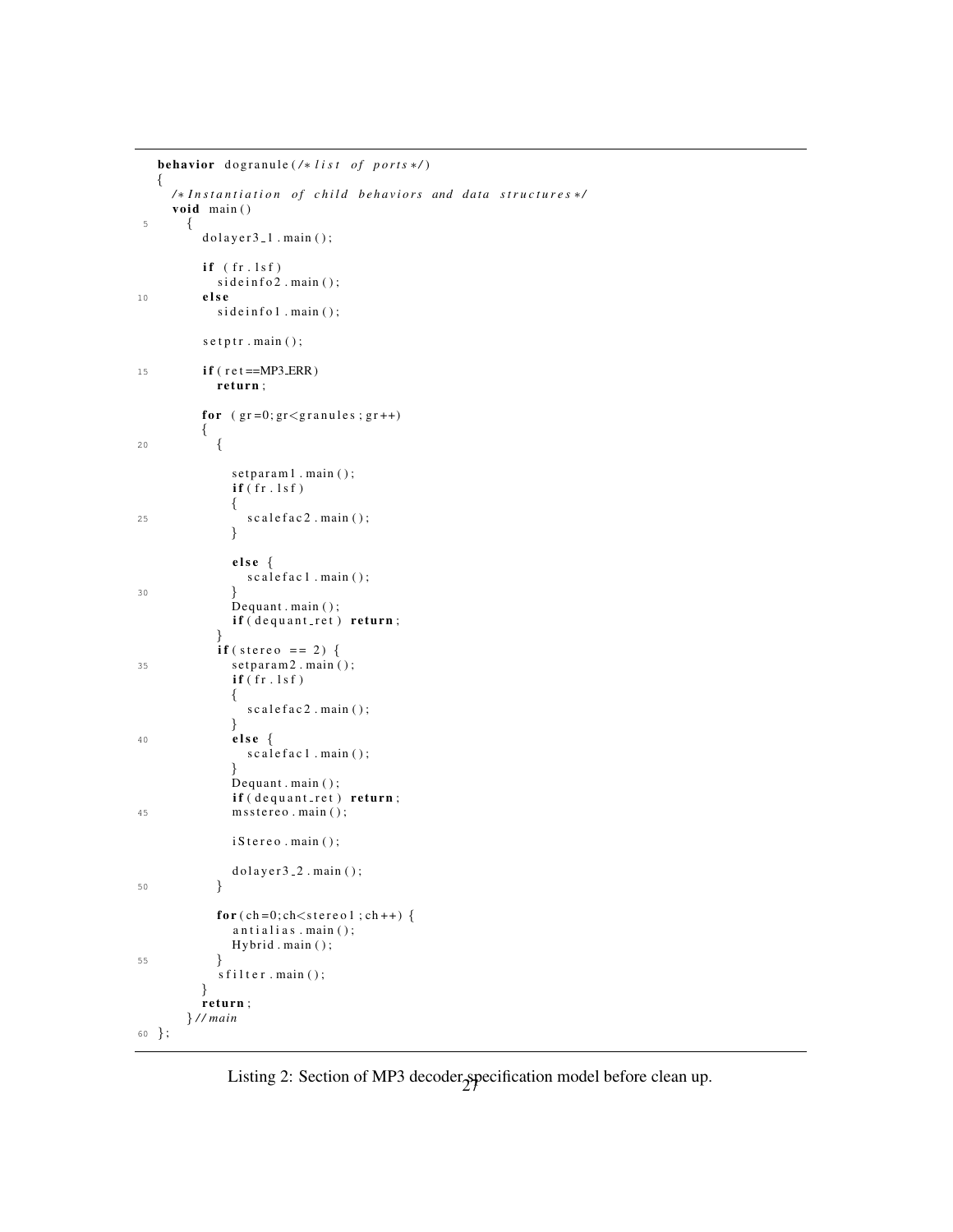```
behavior dogranule(/* list of ports */)
{
  /* Instantiation of child behaviors and data structures */
  void main()
    {
      dolayer3_1.main();

      if (fr.lsf)
        sideinfo2.main();
      else
        sideinfo1.main();

      setptr.main();

      if(ret==MP3_ERR)
        return;

      for (gr=0;gr<granules;gr++)
      {
        {

          setparam1.main();
          if(fr.lsf)
          {
            scalefac2.main();
          }

          else {
            scalefac1.main();
          }
          Dequant.main();
          if(dequant_ret) return;
        }
        if(stereo == 2) {
          setparam2.main();
          if(fr.lsf)
          {
            scalefac2.main();
          }
          else {
            scalefac1.main();
          }
          Dequant.main();
          if(dequant_ret) return;
          msstereo.main();

          iStereo.main();

          dolayer3_2.main();
        }

        for(ch=0;ch<stereo1;ch++) {
          antialias.main();
          Hybrid.main();
        }
        sfilter.main();
      }
      return;
    }// main
};
```

Listing 2: Section of MP3 decoder specification model before clean up.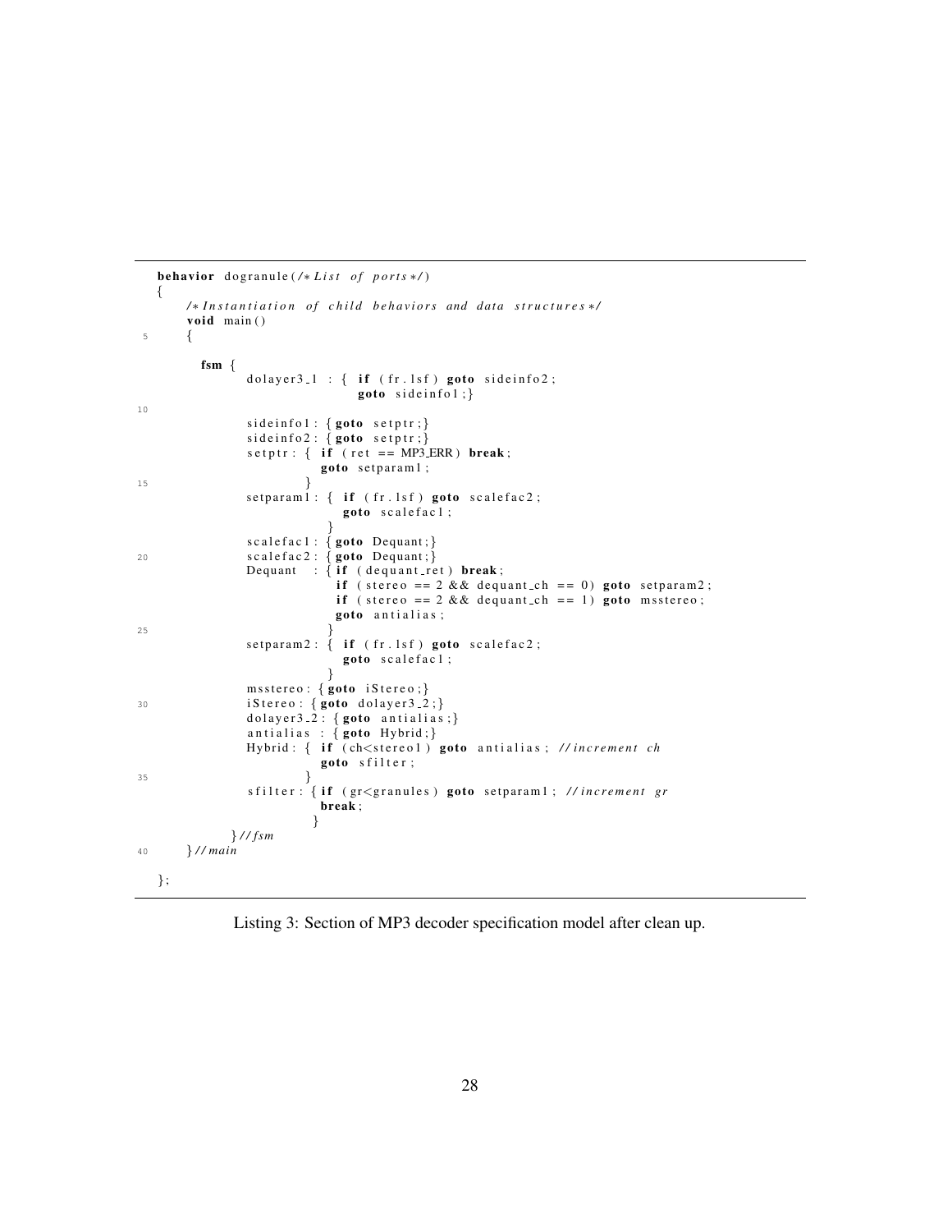```
behavior dogranule(/* List of ports */)
{
    /* Instantiation of child behaviors and data structures */
    void main()
    {

      fsm {
            dolayer3_1 : { if (fr.lsf) goto sideinfo2;
                            goto sideinfo1;}

            sideinfo1: {goto setptr;}
            sideinfo2: {goto setptr;}
            setptr: { if (ret == MP3_ERR) break;
                       goto setparam1;
                     }
            setparam1: { if (fr.lsf) goto scalefac2;
                          goto scalefac1;
                        }
            scalefac1: {goto Dequant;}
            scalefac2: {goto Dequant;}
            Dequant   : {if (dequant_ret) break;
                          if (stereo == 2 && dequant_ch == 0) goto setparam2;
                          if (stereo == 2 && dequant_ch == 1) goto msstereo;
                          goto antialias;
                        }
            setparam2: { if (fr.lsf) goto scalefac2;
                          goto scalefac1;
                        }
            msstereo: {goto iStereo;}
            iStereo: {goto dolayer3_2;}
            dolayer3_2: {goto antialias;}
            antialias : {goto Hybrid;}
            Hybrid: { if (ch<stereo1) goto antialias; //increment ch
                       goto sfilter;
                     }
            sfilter: {if (gr<granules) goto setparam1; //increment gr
                       break;
                      }
          }//fsm
    }//main

};
```

Listing 3: Section of MP3 decoder specification model after clean up.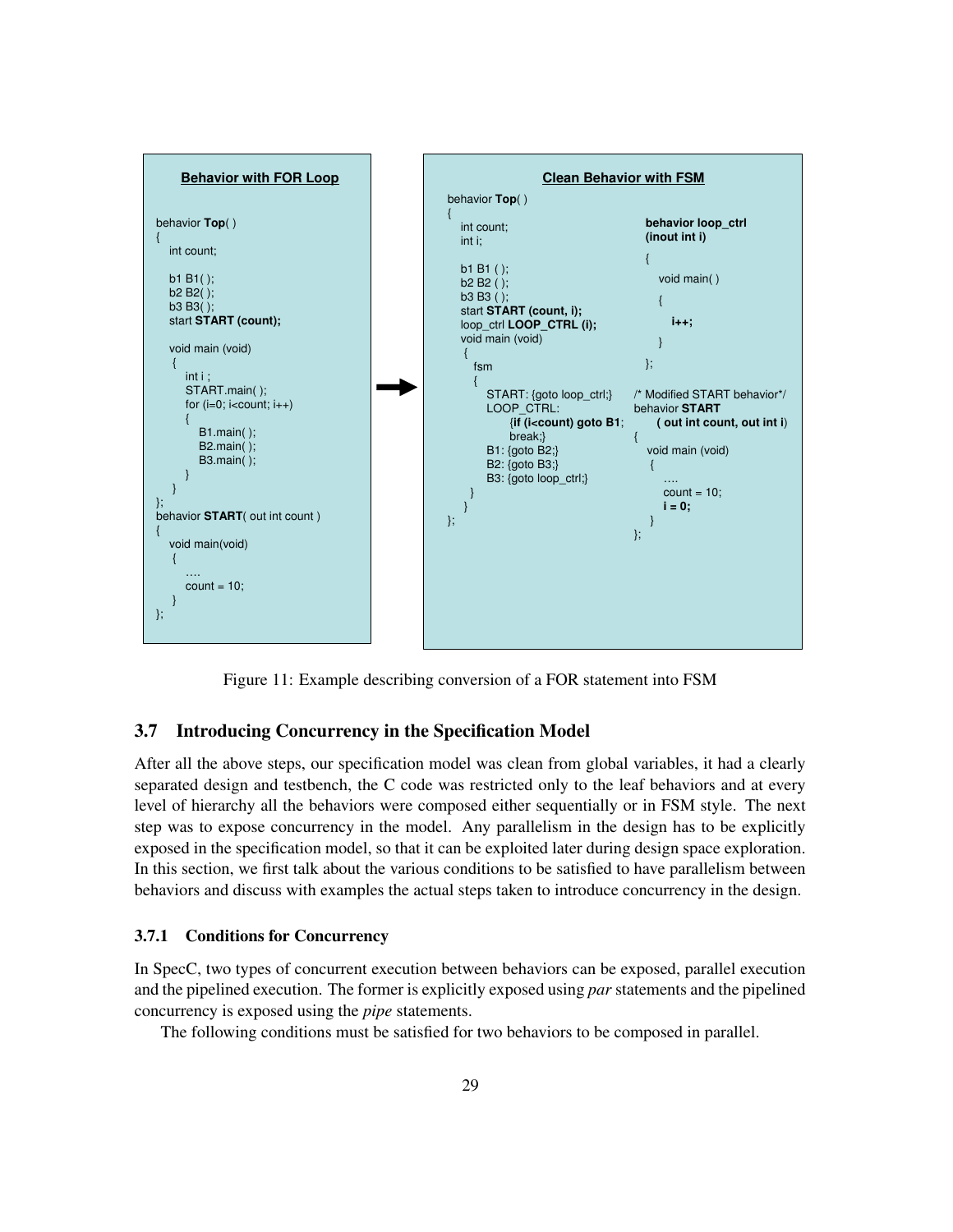**Behavior with FOR Loop**

```
behavior Top( )
{
   int count;

   b1 B1( );
   b2 B2( );
   b3 B3( );
   start START (count);

   void main (void)
    {
      int i ;
      START.main( );
      for (i=0; i<count; i++)
      {
         B1.main( );
         B2.main( );
         B3.main( );
      }
    }
};
behavior START( out int count )
{
   void main(void)
    {
      ….
      count = 10;
    }
};
```

**Clean Behavior with FSM**

```
behavior Top( )
{
   int count;
   int i;

   b1 B1 ( );
   b2 B2 ( );
   b3 B3 ( );
   start START (count, i);
   loop_ctrl LOOP_CTRL (i);
   void main (void)
    {
      fsm
      {
         START: {goto loop_ctrl;}
         LOOP_CTRL:
              {if (i<count) goto B1;
              break;}
         B1: {goto B2;}
         B2: {goto B3;}
         B3: {goto loop_ctrl;}
      }
    }
};
```

```
behavior loop_ctrl
(inout int i)
{
   void main( )
   {
      i++;
   }
};

/* Modified START behavior*/
behavior START
   ( out int count, out int i)
{
   void main (void)
    {
      ….
      count = 10;
      i = 0;
    }
};
```

Figure 11: Example describing conversion of a FOR statement into FSM

### 3.7 Introducing Concurrency in the Specification Model

After all the above steps, our specification model was clean from global variables, it had a clearly separated design and testbench, the C code was restricted only to the leaf behaviors and at every level of hierarchy all the behaviors were composed either sequentially or in FSM style. The next step was to expose concurrency in the model. Any parallelism in the design has to be explicitly exposed in the specification model, so that it can be exploited later during design space exploration. In this section, we first talk about the various conditions to be satisfied to have parallelism between behaviors and discuss with examples the actual steps taken to introduce concurrency in the design.

#### 3.7.1 Conditions for Concurrency

In SpecC, two types of concurrent execution between behaviors can be exposed, parallel execution and the pipelined execution. The former is explicitly exposed using *par* statements and the pipelined concurrency is exposed using the *pipe* statements.

The following conditions must be satisfied for two behaviors to be composed in parallel.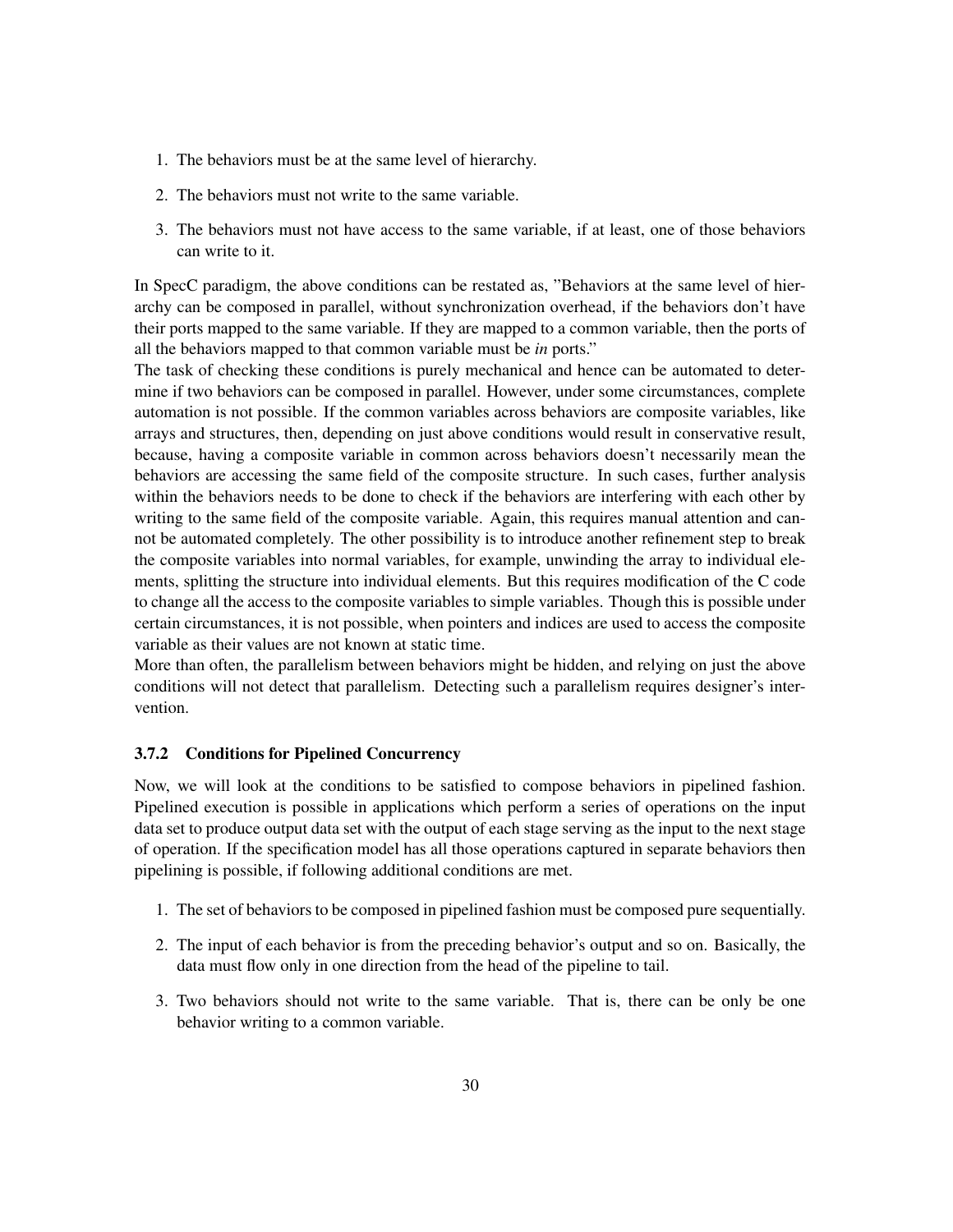1. The behaviors must be at the same level of hierarchy.
2. The behaviors must not write to the same variable.
3. The behaviors must not have access to the same variable, if at least, one of those behaviors can write to it.

In SpecC paradigm, the above conditions can be restated as, "Behaviors at the same level of hierarchy can be composed in parallel, without synchronization overhead, if the behaviors don't have their ports mapped to the same variable. If they are mapped to a common variable, then the ports of all the behaviors mapped to that common variable must be *in* ports."

The task of checking these conditions is purely mechanical and hence can be automated to determine if two behaviors can be composed in parallel. However, under some circumstances, complete automation is not possible. If the common variables across behaviors are composite variables, like arrays and structures, then, depending on just above conditions would result in conservative result, because, having a composite variable in common across behaviors doesn't necessarily mean the behaviors are accessing the same field of the composite structure. In such cases, further analysis within the behaviors needs to be done to check if the behaviors are interfering with each other by writing to the same field of the composite variable. Again, this requires manual attention and cannot be automated completely. The other possibility is to introduce another refinement step to break the composite variables into normal variables, for example, unwinding the array to individual elements, splitting the structure into individual elements. But this requires modification of the C code to change all the access to the composite variables to simple variables. Though this is possible under certain circumstances, it is not possible, when pointers and indices are used to access the composite variable as their values are not known at static time.

More than often, the parallelism between behaviors might be hidden, and relying on just the above conditions will not detect that parallelism. Detecting such a parallelism requires designer's intervention.

### 3.7.2 Conditions for Pipelined Concurrency

Now, we will look at the conditions to be satisfied to compose behaviors in pipelined fashion. Pipelined execution is possible in applications which perform a series of operations on the input data set to produce output data set with the output of each stage serving as the input to the next stage of operation. If the specification model has all those operations captured in separate behaviors then pipelining is possible, if following additional conditions are met.

1. The set of behaviors to be composed in pipelined fashion must be composed pure sequentially.
2. The input of each behavior is from the preceding behavior's output and so on. Basically, the data must flow only in one direction from the head of the pipeline to tail.
3. Two behaviors should not write to the same variable. That is, there can be only be one behavior writing to a common variable.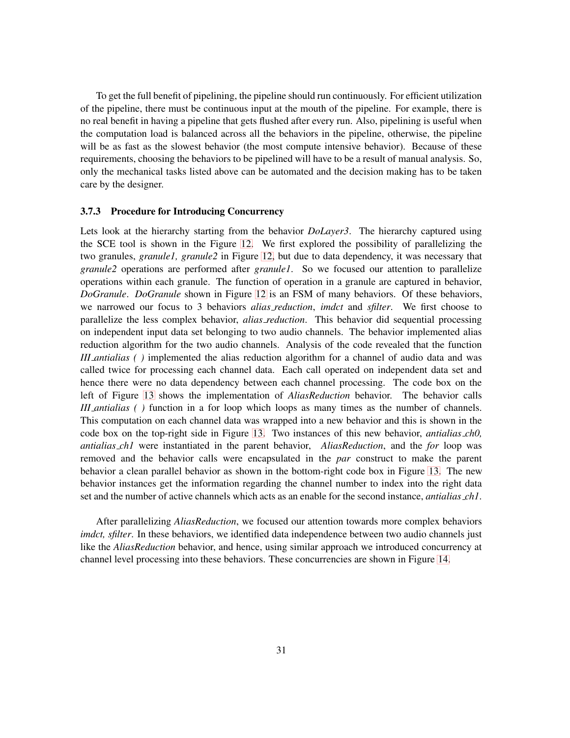To get the full benefit of pipelining, the pipeline should run continuously. For efficient utilization of the pipeline, there must be continuous input at the mouth of the pipeline. For example, there is no real benefit in having a pipeline that gets flushed after every run. Also, pipelining is useful when the computation load is balanced across all the behaviors in the pipeline, otherwise, the pipeline will be as fast as the slowest behavior (the most compute intensive behavior). Because of these requirements, choosing the behaviors to be pipelined will have to be a result of manual analysis. So, only the mechanical tasks listed above can be automated and the decision making has to be taken care by the designer.

### 3.7.3 Procedure for Introducing Concurrency

Lets look at the hierarchy starting from the behavior *DoLayer3*. The hierarchy captured using the SCE tool is shown in the Figure 12. We first explored the possibility of parallelizing the two granules, *granule1, granule2* in Figure 12, but due to data dependency, it was necessary that *granule2* operations are performed after *granule1*. So we focused our attention to parallelize operations within each granule. The function of operation in a granule are captured in behavior, *DoGranule*. *DoGranule* shown in Figure 12 is an FSM of many behaviors. Of these behaviors, we narrowed our focus to 3 behaviors *alias_reduction*, *imdct* and *sfilter*. We first choose to parallelize the less complex behavior, *alias_reduction*. This behavior did sequential processing on independent input data set belonging to two audio channels. The behavior implemented alias reduction algorithm for the two audio channels. Analysis of the code revealed that the function *III_antialias ( )* implemented the alias reduction algorithm for a channel of audio data and was called twice for processing each channel data. Each call operated on independent data set and hence there were no data dependency between each channel processing. The code box on the left of Figure 13 shows the implementation of *AliasReduction* behavior. The behavior calls *III_antialias ( )* function in a for loop which loops as many times as the number of channels. This computation on each channel data was wrapped into a new behavior and this is shown in the code box on the top-right side in Figure 13. Two instances of this new behavior, *antialias_ch0, antialias_ch1* were instantiated in the parent behavior, *AliasReduction*, and the *for* loop was removed and the behavior calls were encapsulated in the *par* construct to make the parent behavior a clean parallel behavior as shown in the bottom-right code box in Figure 13. The new behavior instances get the information regarding the channel number to index into the right data set and the number of active channels which acts as an enable for the second instance, *antialias_ch1*.

After parallelizing *AliasReduction*, we focused our attention towards more complex behaviors *imdct, sfilter*. In these behaviors, we identified data independence between two audio channels just like the *AliasReduction* behavior, and hence, using similar approach we introduced concurrency at channel level processing into these behaviors. These concurrencies are shown in Figure 14.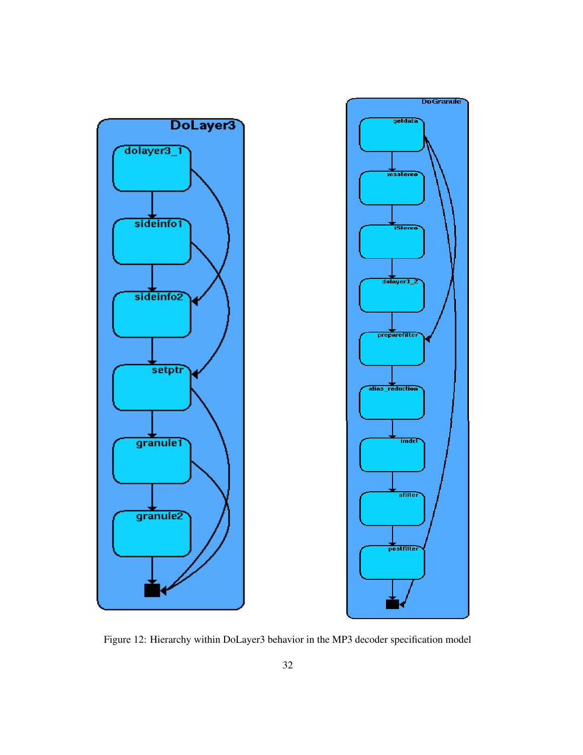Figure 12: Hierarchy within DoLayer3 behavior in the MP3 decoder specification model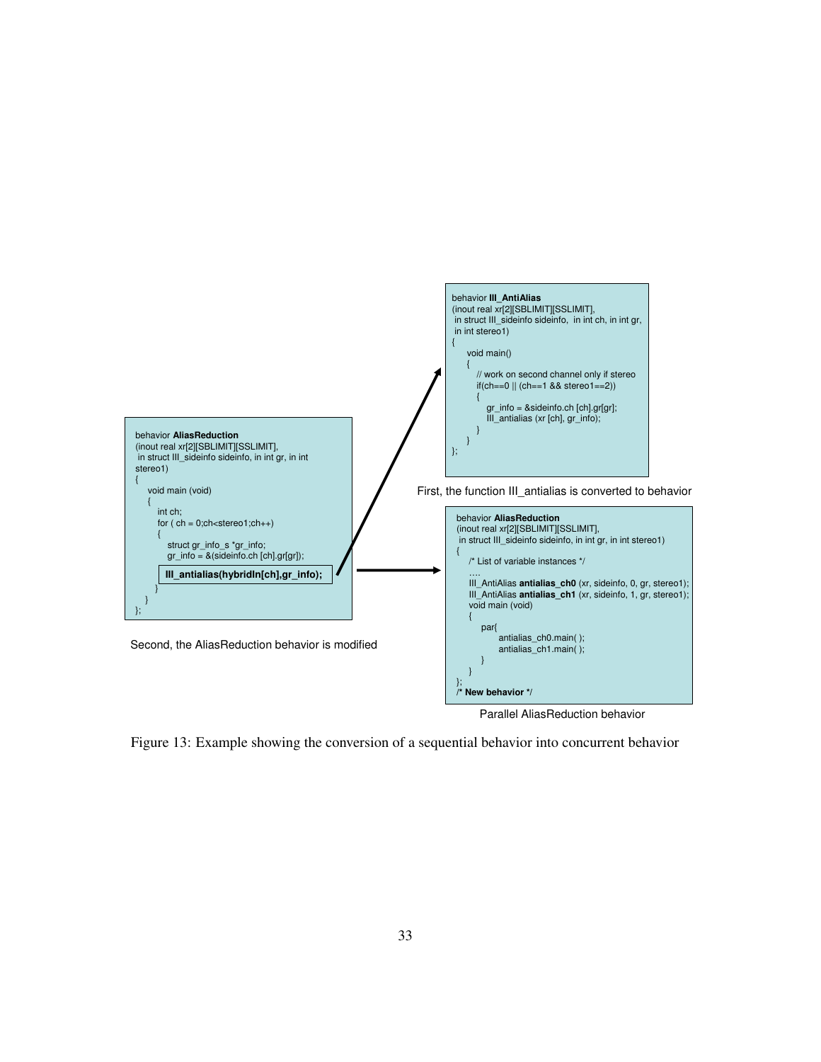```
behavior AliasReduction
(inout real xr[2][SBLIMIT][SSLIMIT],
 in struct III_sideinfo sideinfo, in int gr, in int
stereo1)
{
    void main (void)
    {
        int ch;
        for ( ch = 0;ch<stereo1;ch++)
        {
            struct gr_info_s *gr_info;
            gr_info = &(sideinfo.ch [ch].gr[gr]);
            III_antialias(hybridIn[ch],gr_info);
        }
    }
};
```

Second, the AliasReduction behavior is modified

```
behavior III_AntiAlias
(inout real xr[2][SBLIMIT][SSLIMIT],
 in struct III_sideinfo sideinfo,  in int ch, in int gr,
 in int stereo1)
{
    void main()
    {
        // work on second channel only if stereo
        if(ch==0 || (ch==1 && stereo1==2))
        {
            gr_info = &sideinfo.ch [ch].gr[gr];
            III_antialias (xr [ch], gr_info);
        }
    }
};
```

First, the function III_antialias is converted to behavior

```
behavior AliasReduction
(inout real xr[2][SBLIMIT][SSLIMIT],
 in struct III_sideinfo sideinfo, in int gr, in int stereo1)
{
    /* List of variable instances */
    ….
    III_AntiAlias antialias_ch0 (xr, sideinfo, 0, gr, stereo1);
    III_AntiAlias antialias_ch1 (xr, sideinfo, 1, gr, stereo1);
    void main (void)
    {
        par{
            antialias_ch0.main( );
            antialias_ch1.main( );
        }
    }
};
/* New behavior */
```

Parallel AliasReduction behavior

Figure 13: Example showing the conversion of a sequential behavior into concurrent behavior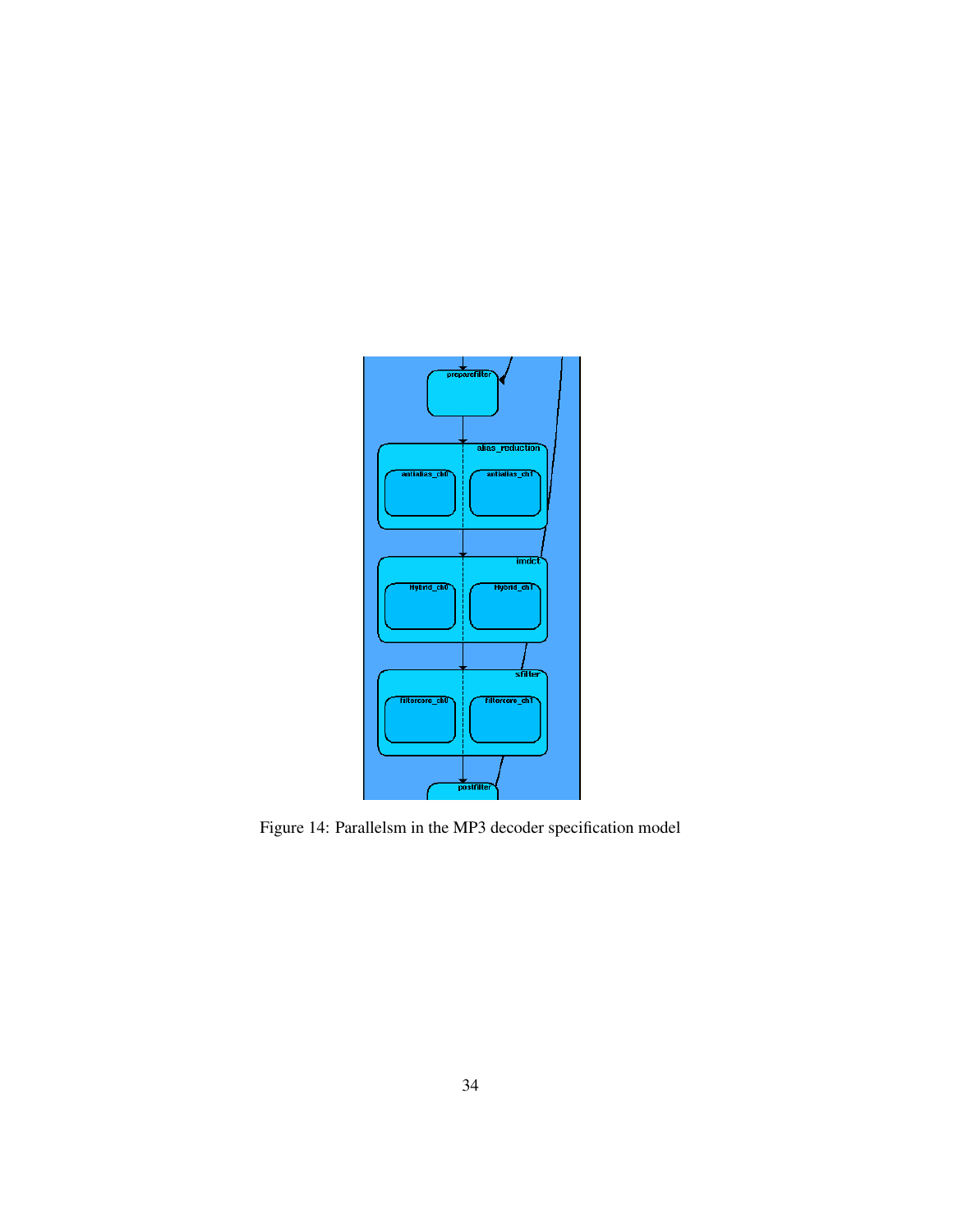Figure 14: Parallelsm in the MP3 decoder specification model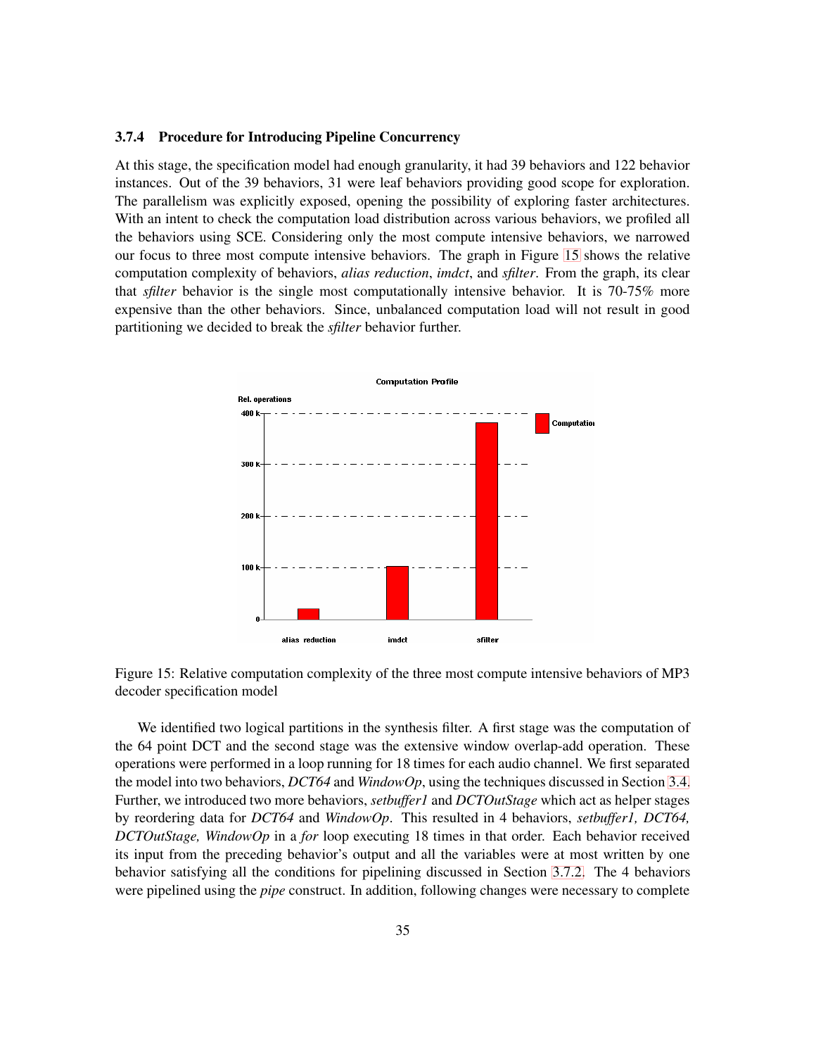### 3.7.4 Procedure for Introducing Pipeline Concurrency

At this stage, the specification model had enough granularity, it had 39 behaviors and 122 behavior instances. Out of the 39 behaviors, 31 were leaf behaviors providing good scope for exploration. The parallelism was explicitly exposed, opening the possibility of exploring faster architectures. With an intent to check the computation load distribution across various behaviors, we profiled all the behaviors using SCE. Considering only the most compute intensive behaviors, we narrowed our focus to three most compute intensive behaviors. The graph in Figure 15 shows the relative computation complexity of behaviors, *alias reduction*, *imdct*, and *sfilter*. From the graph, its clear that *sfilter* behavior is the single most computationally intensive behavior. It is 70-75% more expensive than the other behaviors. Since, unbalanced computation load will not result in good partitioning we decided to break the *sfilter* behavior further.

Figure 15: Relative computation complexity of the three most compute intensive behaviors of MP3 decoder specification model

We identified two logical partitions in the synthesis filter. A first stage was the computation of the 64 point DCT and the second stage was the extensive window overlap-add operation. These operations were performed in a loop running for 18 times for each audio channel. We first separated the model into two behaviors, *DCT64* and *WindowOp*, using the techniques discussed in Section 3.4. Further, we introduced two more behaviors, *setbuffer1* and *DCTOutStage* which act as helper stages by reordering data for *DCT64* and *WindowOp*. This resulted in 4 behaviors, *setbuffer1, DCT64, DCTOutStage, WindowOp* in a *for* loop executing 18 times in that order. Each behavior received its input from the preceding behavior's output and all the variables were at most written by one behavior satisfying all the conditions for pipelining discussed in Section 3.7.2. The 4 behaviors were pipelined using the *pipe* construct. In addition, following changes were necessary to complete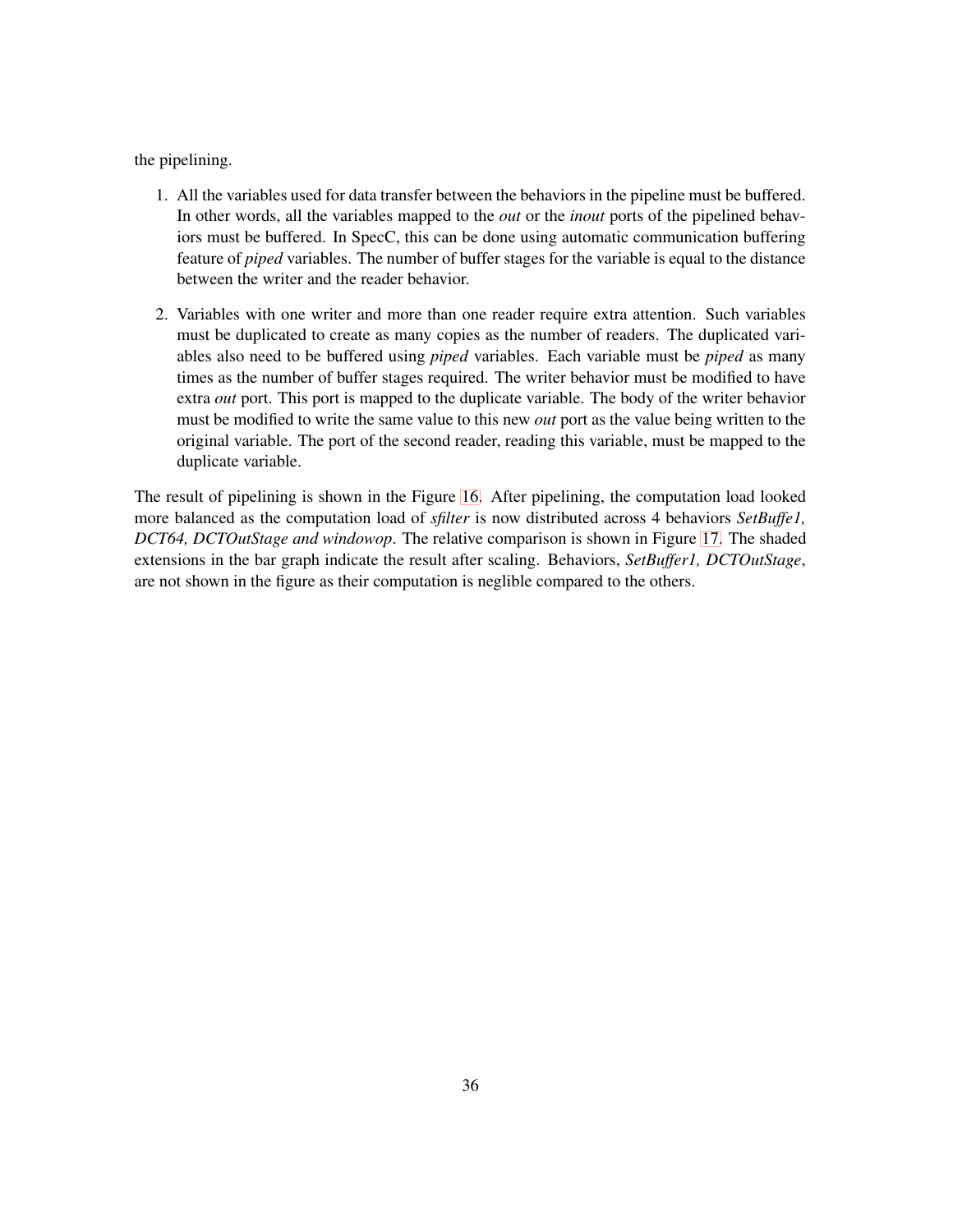the pipelining.

1. All the variables used for data transfer between the behaviors in the pipeline must be buffered. In other words, all the variables mapped to the *out* or the *inout* ports of the pipelined behaviors must be buffered. In SpecC, this can be done using automatic communication buffering feature of *piped* variables. The number of buffer stages for the variable is equal to the distance between the writer and the reader behavior.

2. Variables with one writer and more than one reader require extra attention. Such variables must be duplicated to create as many copies as the number of readers. The duplicated variables also need to be buffered using *piped* variables. Each variable must be *piped* as many times as the number of buffer stages required. The writer behavior must be modified to have extra *out* port. This port is mapped to the duplicate variable. The body of the writer behavior must be modified to write the same value to this new *out* port as the value being written to the original variable. The port of the second reader, reading this variable, must be mapped to the duplicate variable.

The result of pipelining is shown in the Figure 16. After pipelining, the computation load looked more balanced as the computation load of *sfilter* is now distributed across 4 behaviors *SetBuffe1, DCT64, DCTOutStage and windowop*. The relative comparison is shown in Figure 17. The shaded extensions in the bar graph indicate the result after scaling. Behaviors, *SetBuffer1, DCTOutStage*, are not shown in the figure as their computation is neglible compared to the others.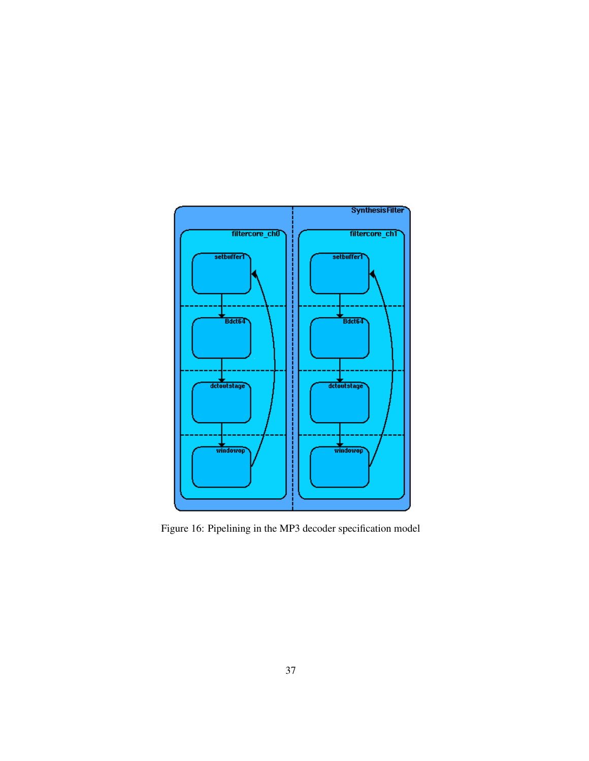Figure 16: Pipelining in the MP3 decoder specification model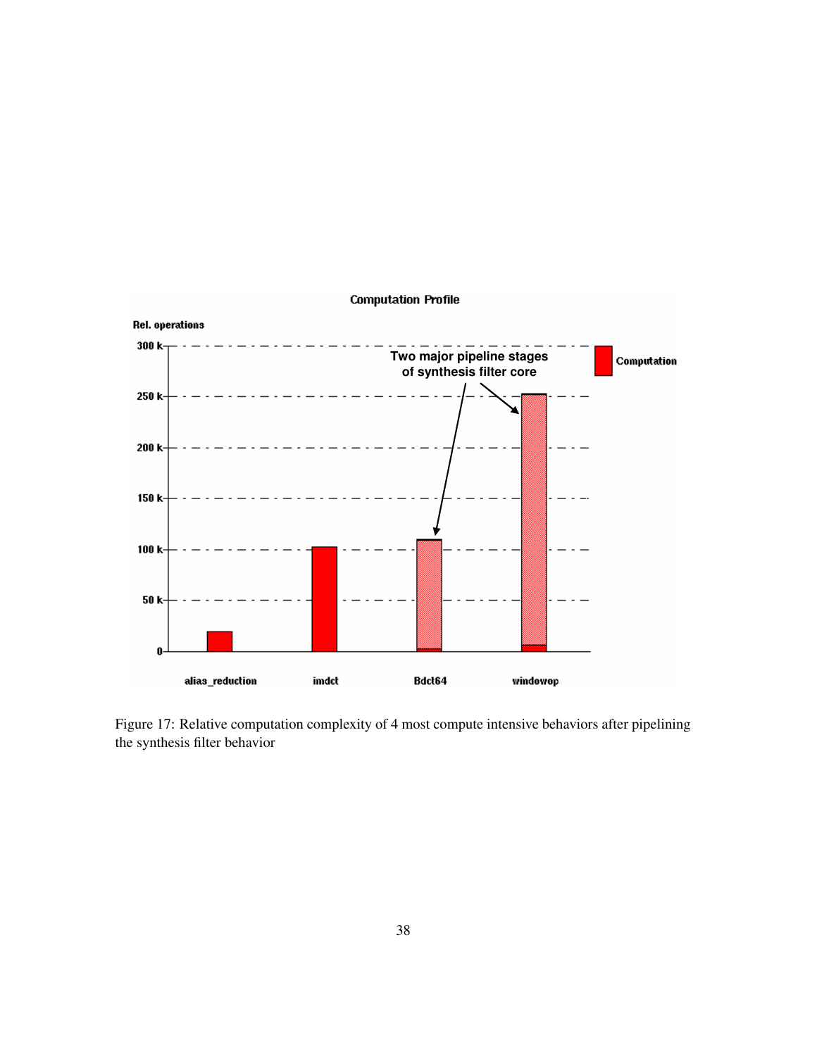Figure 17: Relative computation complexity of 4 most compute intensive behaviors after pipelining the synthesis filter behavior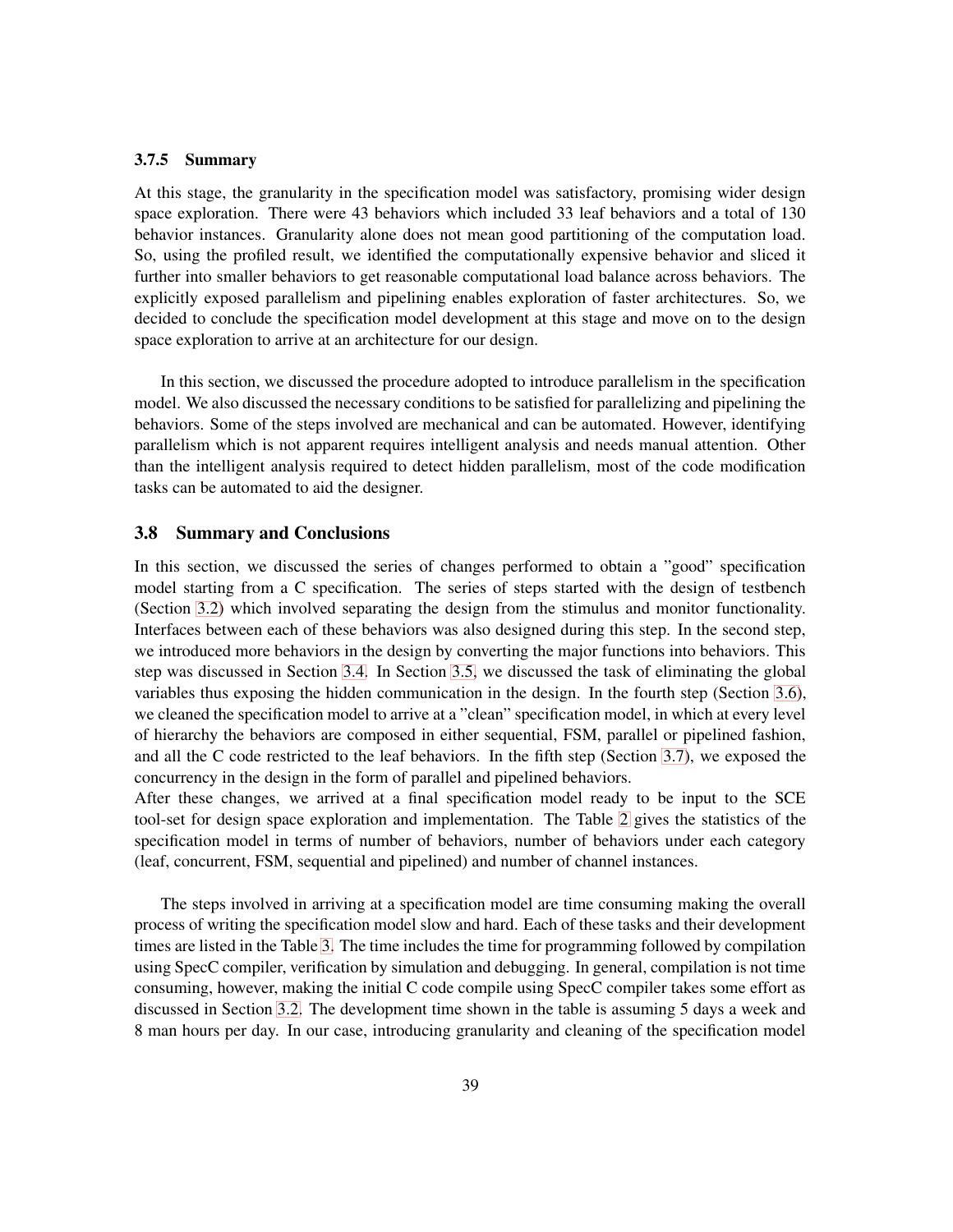#### 3.7.5 Summary

At this stage, the granularity in the specification model was satisfactory, promising wider design space exploration. There were 43 behaviors which included 33 leaf behaviors and a total of 130 behavior instances. Granularity alone does not mean good partitioning of the computation load. So, using the profiled result, we identified the computationally expensive behavior and sliced it further into smaller behaviors to get reasonable computational load balance across behaviors. The explicitly exposed parallelism and pipelining enables exploration of faster architectures. So, we decided to conclude the specification model development at this stage and move on to the design space exploration to arrive at an architecture for our design.

In this section, we discussed the procedure adopted to introduce parallelism in the specification model. We also discussed the necessary conditions to be satisfied for parallelizing and pipelining the behaviors. Some of the steps involved are mechanical and can be automated. However, identifying parallelism which is not apparent requires intelligent analysis and needs manual attention. Other than the intelligent analysis required to detect hidden parallelism, most of the code modification tasks can be automated to aid the designer.

### 3.8 Summary and Conclusions

In this section, we discussed the series of changes performed to obtain a "good" specification model starting from a C specification. The series of steps started with the design of testbench (Section 3.2) which involved separating the design from the stimulus and monitor functionality. Interfaces between each of these behaviors was also designed during this step. In the second step, we introduced more behaviors in the design by converting the major functions into behaviors. This step was discussed in Section 3.4. In Section 3.5, we discussed the task of eliminating the global variables thus exposing the hidden communication in the design. In the fourth step (Section 3.6), we cleaned the specification model to arrive at a "clean" specification model, in which at every level of hierarchy the behaviors are composed in either sequential, FSM, parallel or pipelined fashion, and all the C code restricted to the leaf behaviors. In the fifth step (Section 3.7), we exposed the concurrency in the design in the form of parallel and pipelined behaviors.
After these changes, we arrived at a final specification model ready to be input to the SCE tool-set for design space exploration and implementation. The Table 2 gives the statistics of the specification model in terms of number of behaviors, number of behaviors under each category (leaf, concurrent, FSM, sequential and pipelined) and number of channel instances.

The steps involved in arriving at a specification model are time consuming making the overall process of writing the specification model slow and hard. Each of these tasks and their development times are listed in the Table 3. The time includes the time for programming followed by compilation using SpecC compiler, verification by simulation and debugging. In general, compilation is not time consuming, however, making the initial C code compile using SpecC compiler takes some effort as discussed in Section 3.2. The development time shown in the table is assuming 5 days a week and 8 man hours per day. In our case, introducing granularity and cleaning of the specification model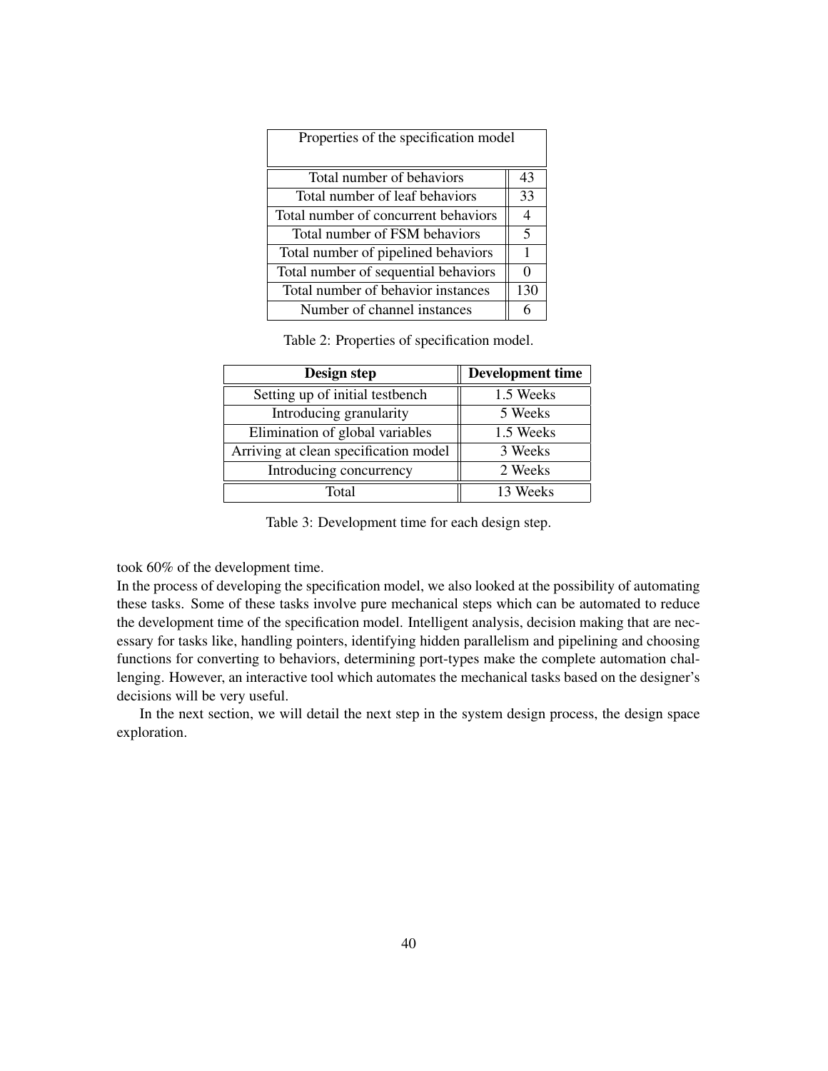| Properties of the specification model | |
|---|---|
| Total number of behaviors | 43 |
| Total number of leaf behaviors | 33 |
| Total number of concurrent behaviors | 4 |
| Total number of FSM behaviors | 5 |
| Total number of pipelined behaviors | 1 |
| Total number of sequential behaviors | 0 |
| Total number of behavior instances | 130 |
| Number of channel instances | 6 |

Table 2: Properties of specification model.

| **Design step** | **Development time** |
|---|---|
| Setting up of initial testbench | 1.5 Weeks |
| Introducing granularity | 5 Weeks |
| Elimination of global variables | 1.5 Weeks |
| Arriving at clean specification model | 3 Weeks |
| Introducing concurrency | 2 Weeks |
| Total | 13 Weeks |

Table 3: Development time for each design step.

took 60% of the development time.

In the process of developing the specification model, we also looked at the possibility of automating these tasks. Some of these tasks involve pure mechanical steps which can be automated to reduce the development time of the specification model. Intelligent analysis, decision making that are necessary for tasks like, handling pointers, identifying hidden parallelism and pipelining and choosing functions for converting to behaviors, determining port-types make the complete automation challenging. However, an interactive tool which automates the mechanical tasks based on the designer's decisions will be very useful.

In the next section, we will detail the next step in the system design process, the design space exploration.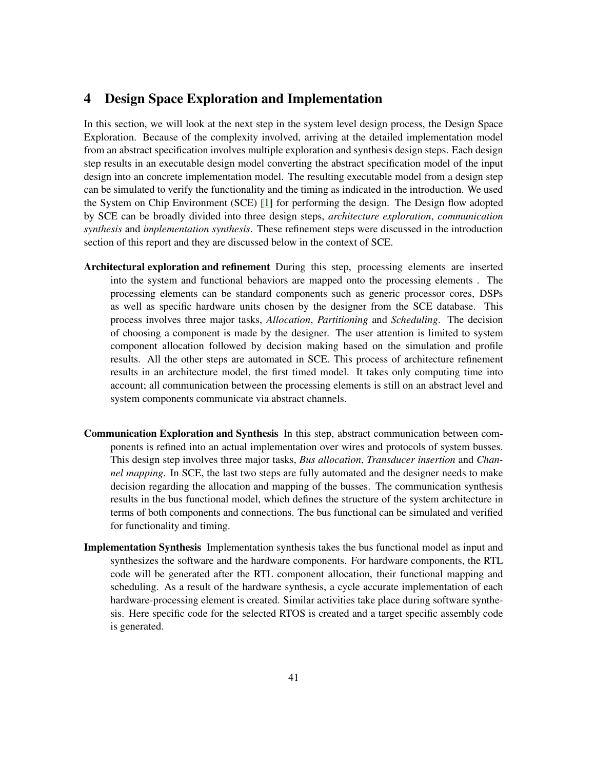# 4 Design Space Exploration and Implementation

In this section, we will look at the next step in the system level design process, the Design Space Exploration. Because of the complexity involved, arriving at the detailed implementation model from an abstract specification involves multiple exploration and synthesis design steps. Each design step results in an executable design model converting the abstract specification model of the input design into an concrete implementation model. The resulting executable model from a design step can be simulated to verify the functionality and the timing as indicated in the introduction. We used the System on Chip Environment (SCE) [1] for performing the design. The Design flow adopted by SCE can be broadly divided into three design steps, *architecture exploration*, *communication synthesis* and *implementation synthesis*. These refinement steps were discussed in the introduction section of this report and they are discussed below in the context of SCE.

**Architectural exploration and refinement** During this step, processing elements are inserted into the system and functional behaviors are mapped onto the processing elements . The processing elements can be standard components such as generic processor cores, DSPs as well as specific hardware units chosen by the designer from the SCE database. This process involves three major tasks, *Allocation*, *Partitioning* and *Scheduling*. The decision of choosing a component is made by the designer. The user attention is limited to system component allocation followed by decision making based on the simulation and profile results. All the other steps are automated in SCE. This process of architecture refinement results in an architecture model, the first timed model. It takes only computing time into account; all communication between the processing elements is still on an abstract level and system components communicate via abstract channels.

**Communication Exploration and Synthesis** In this step, abstract communication between components is refined into an actual implementation over wires and protocols of system busses. This design step involves three major tasks, *Bus allocation*, *Transducer insertion* and *Channel mapping*. In SCE, the last two steps are fully automated and the designer needs to make decision regarding the allocation and mapping of the busses. The communication synthesis results in the bus functional model, which defines the structure of the system architecture in terms of both components and connections. The bus functional can be simulated and verified for functionality and timing.

**Implementation Synthesis** Implementation synthesis takes the bus functional model as input and synthesizes the software and the hardware components. For hardware components, the RTL code will be generated after the RTL component allocation, their functional mapping and scheduling. As a result of the hardware synthesis, a cycle accurate implementation of each hardware-processing element is created. Similar activities take place during software synthesis. Here specific code for the selected RTOS is created and a target specific assembly code is generated.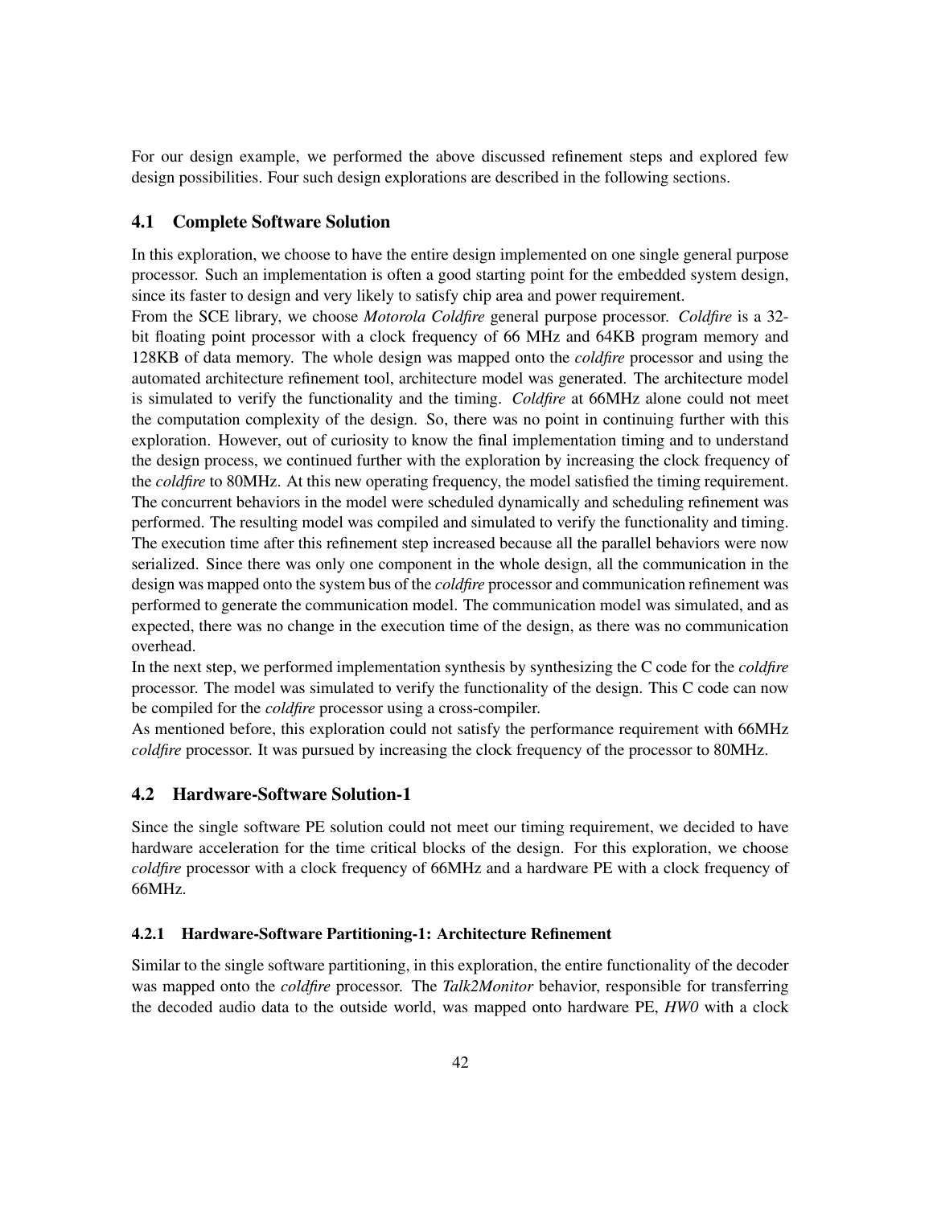For our design example, we performed the above discussed refinement steps and explored few design possibilities. Four such design explorations are described in the following sections.

## 4.1 Complete Software Solution

In this exploration, we choose to have the entire design implemented on one single general purpose processor. Such an implementation is often a good starting point for the embedded system design, since its faster to design and very likely to satisfy chip area and power requirement.

From the SCE library, we choose *Motorola Coldfire* general purpose processor. *Coldfire* is a 32-bit floating point processor with a clock frequency of 66 MHz and 64KB program memory and 128KB of data memory. The whole design was mapped onto the *coldfire* processor and using the automated architecture refinement tool, architecture model was generated. The architecture model is simulated to verify the functionality and the timing. *Coldfire* at 66MHz alone could not meet the computation complexity of the design. So, there was no point in continuing further with this exploration. However, out of curiosity to know the final implementation timing and to understand the design process, we continued further with the exploration by increasing the clock frequency of the *coldfire* to 80MHz. At this new operating frequency, the model satisfied the timing requirement. The concurrent behaviors in the model were scheduled dynamically and scheduling refinement was performed. The resulting model was compiled and simulated to verify the functionality and timing. The execution time after this refinement step increased because all the parallel behaviors were now serialized. Since there was only one component in the whole design, all the communication in the design was mapped onto the system bus of the *coldfire* processor and communication refinement was performed to generate the communication model. The communication model was simulated, and as expected, there was no change in the execution time of the design, as there was no communication overhead.

In the next step, we performed implementation synthesis by synthesizing the C code for the *coldfire* processor. The model was simulated to verify the functionality of the design. This C code can now be compiled for the *coldfire* processor using a cross-compiler.

As mentioned before, this exploration could not satisfy the performance requirement with 66MHz *coldfire* processor. It was pursued by increasing the clock frequency of the processor to 80MHz.

## 4.2 Hardware-Software Solution-1

Since the single software PE solution could not meet our timing requirement, we decided to have hardware acceleration for the time critical blocks of the design. For this exploration, we choose *coldfire* processor with a clock frequency of 66MHz and a hardware PE with a clock frequency of 66MHz.

### 4.2.1 Hardware-Software Partitioning-1: Architecture Refinement

Similar to the single software partitioning, in this exploration, the entire functionality of the decoder was mapped onto the *coldfire* processor. The *Talk2Monitor* behavior, responsible for transferring the decoded audio data to the outside world, was mapped onto hardware PE, *HW0* with a clock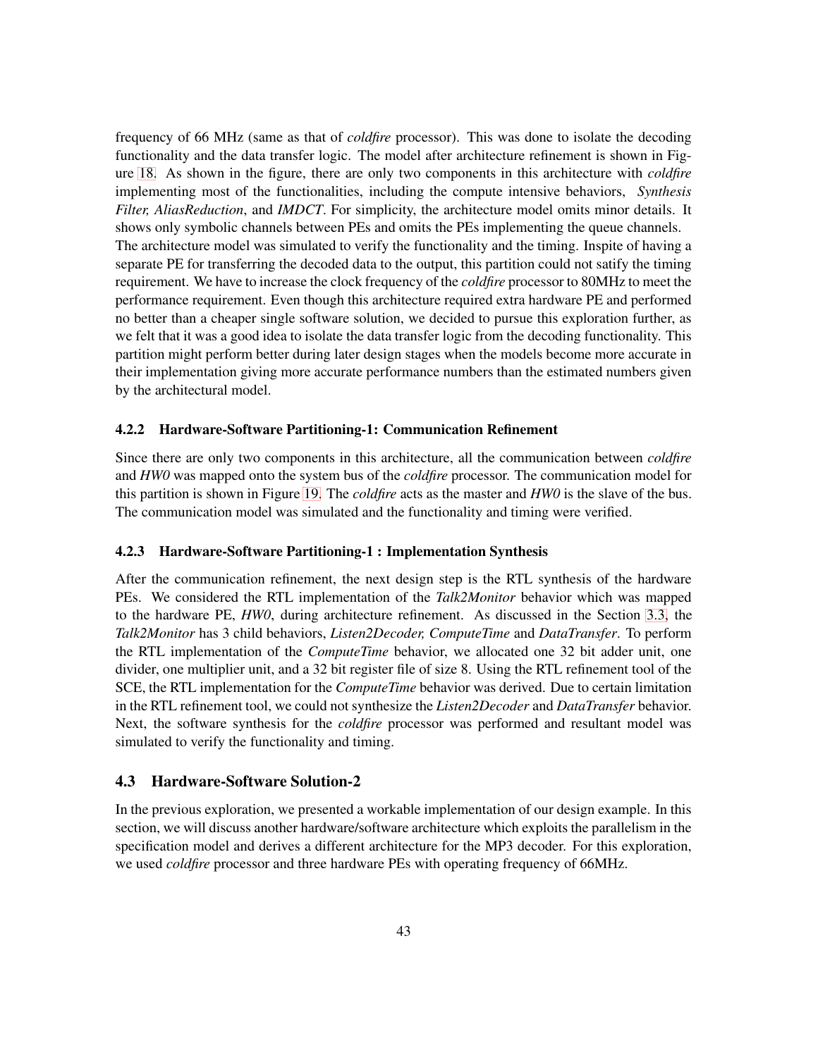frequency of 66 MHz (same as that of *coldfire* processor). This was done to isolate the decoding functionality and the data transfer logic. The model after architecture refinement is shown in Figure 18. As shown in the figure, there are only two components in this architecture with *coldfire* implementing most of the functionalities, including the compute intensive behaviors, *Synthesis Filter, AliasReduction*, and *IMDCT*. For simplicity, the architecture model omits minor details. It shows only symbolic channels between PEs and omits the PEs implementing the queue channels.
The architecture model was simulated to verify the functionality and the timing. Inspite of having a separate PE for transferring the decoded data to the output, this partition could not satify the timing requirement. We have to increase the clock frequency of the *coldfire* processor to 80MHz to meet the performance requirement. Even though this architecture required extra hardware PE and performed no better than a cheaper single software solution, we decided to pursue this exploration further, as we felt that it was a good idea to isolate the data transfer logic from the decoding functionality. This partition might perform better during later design stages when the models become more accurate in their implementation giving more accurate performance numbers than the estimated numbers given by the architectural model.

#### 4.2.2 Hardware-Software Partitioning-1: Communication Refinement

Since there are only two components in this architecture, all the communication between *coldfire* and *HW0* was mapped onto the system bus of the *coldfire* processor. The communication model for this partition is shown in Figure 19. The *coldfire* acts as the master and *HW0* is the slave of the bus. The communication model was simulated and the functionality and timing were verified.

#### 4.2.3 Hardware-Software Partitioning-1 : Implementation Synthesis

After the communication refinement, the next design step is the RTL synthesis of the hardware PEs. We considered the RTL implementation of the *Talk2Monitor* behavior which was mapped to the hardware PE, *HW0*, during architecture refinement. As discussed in the Section 3.3, the *Talk2Monitor* has 3 child behaviors, *Listen2Decoder, ComputeTime* and *DataTransfer*. To perform the RTL implementation of the *ComputeTime* behavior, we allocated one 32 bit adder unit, one divider, one multiplier unit, and a 32 bit register file of size 8. Using the RTL refinement tool of the SCE, the RTL implementation for the *ComputeTime* behavior was derived. Due to certain limitation in the RTL refinement tool, we could not synthesize the *Listen2Decoder* and *DataTransfer* behavior. Next, the software synthesis for the *coldfire* processor was performed and resultant model was simulated to verify the functionality and timing.

### 4.3 Hardware-Software Solution-2

In the previous exploration, we presented a workable implementation of our design example. In this section, we will discuss another hardware/software architecture which exploits the parallelism in the specification model and derives a different architecture for the MP3 decoder. For this exploration, we used *coldfire* processor and three hardware PEs with operating frequency of 66MHz.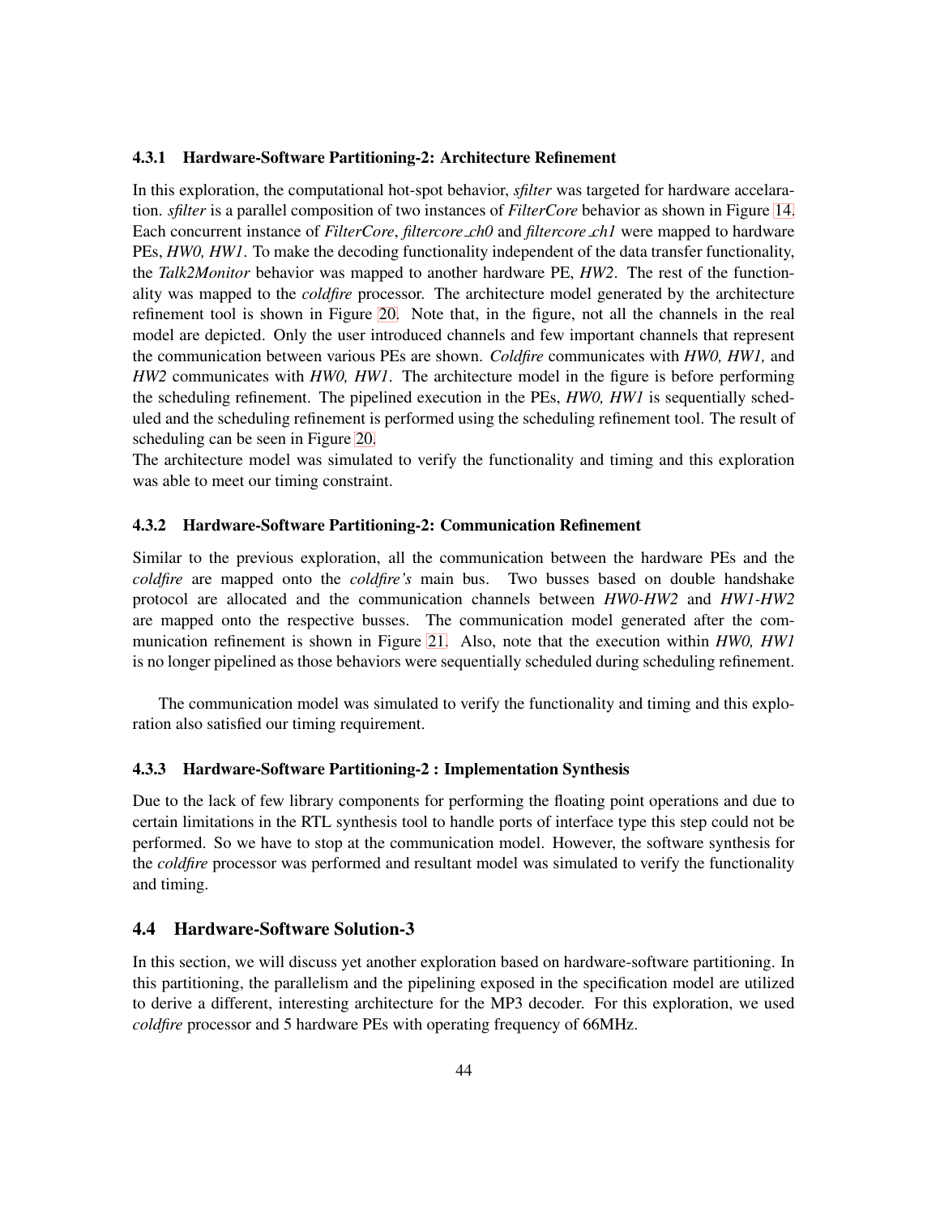#### 4.3.1 Hardware-Software Partitioning-2: Architecture Refinement

In this exploration, the computational hot-spot behavior, *sfilter* was targeted for hardware accelaration. *sfilter* is a parallel composition of two instances of *FilterCore* behavior as shown in Figure 14. Each concurrent instance of *FilterCore*, *filtercore_ch0* and *filtercore_ch1* were mapped to hardware PEs, *HW0, HW1*. To make the decoding functionality independent of the data transfer functionality, the *Talk2Monitor* behavior was mapped to another hardware PE, *HW2*. The rest of the functionality was mapped to the *coldfire* processor. The architecture model generated by the architecture refinement tool is shown in Figure 20. Note that, in the figure, not all the channels in the real model are depicted. Only the user introduced channels and few important channels that represent the communication between various PEs are shown. *Coldfire* communicates with *HW0, HW1,* and *HW2* communicates with *HW0, HW1*. The architecture model in the figure is before performing the scheduling refinement. The pipelined execution in the PEs, *HW0, HW1* is sequentially scheduled and the scheduling refinement is performed using the scheduling refinement tool. The result of scheduling can be seen in Figure 20.

The architecture model was simulated to verify the functionality and timing and this exploration was able to meet our timing constraint.

#### 4.3.2 Hardware-Software Partitioning-2: Communication Refinement

Similar to the previous exploration, all the communication between the hardware PEs and the *coldfire* are mapped onto the *coldfire's* main bus. Two busses based on double handshake protocol are allocated and the communication channels between *HW0-HW2* and *HW1-HW2* are mapped onto the respective busses. The communication model generated after the communication refinement is shown in Figure 21. Also, note that the execution within *HW0, HW1* is no longer pipelined as those behaviors were sequentially scheduled during scheduling refinement.

The communication model was simulated to verify the functionality and timing and this exploration also satisfied our timing requirement.

#### 4.3.3 Hardware-Software Partitioning-2 : Implementation Synthesis

Due to the lack of few library components for performing the floating point operations and due to certain limitations in the RTL synthesis tool to handle ports of interface type this step could not be performed. So we have to stop at the communication model. However, the software synthesis for the *coldfire* processor was performed and resultant model was simulated to verify the functionality and timing.

### 4.4 Hardware-Software Solution-3

In this section, we will discuss yet another exploration based on hardware-software partitioning. In this partitioning, the parallelism and the pipelining exposed in the specification model are utilized to derive a different, interesting architecture for the MP3 decoder. For this exploration, we used *coldfire* processor and 5 hardware PEs with operating frequency of 66MHz.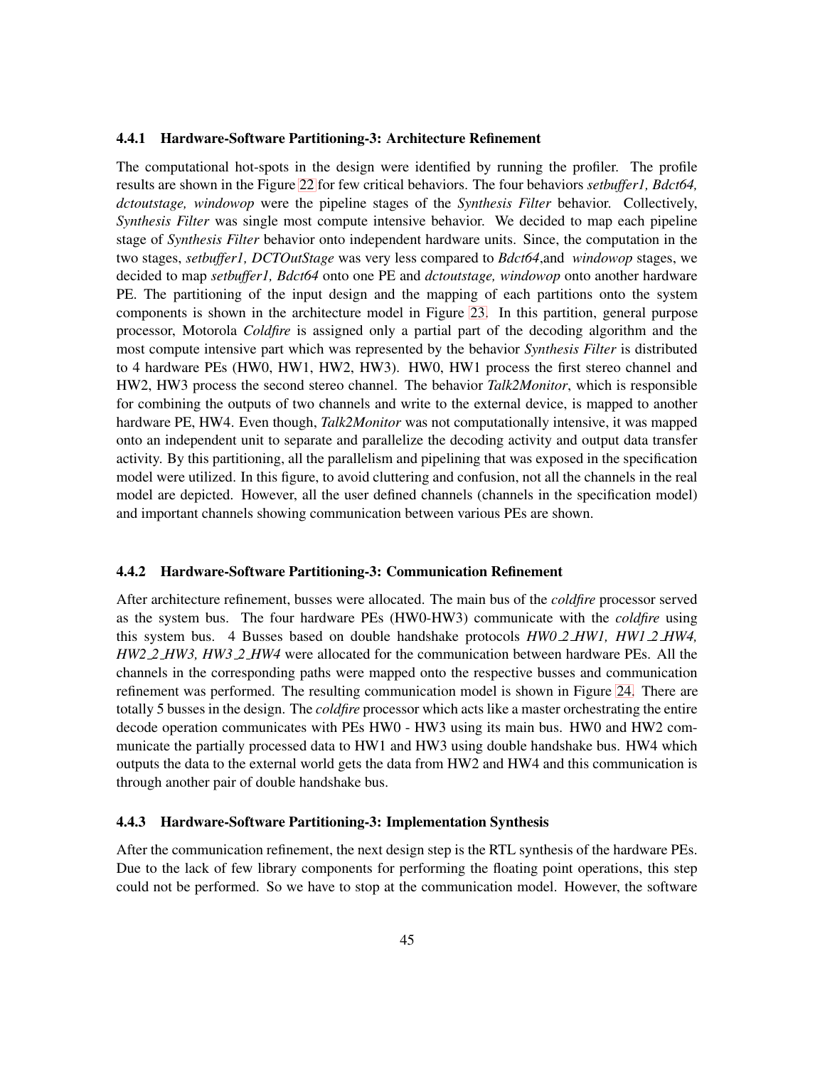### 4.4.1 Hardware-Software Partitioning-3: Architecture Refinement

The computational hot-spots in the design were identified by running the profiler. The profile results are shown in the Figure 22 for few critical behaviors. The four behaviors *setbuffer1, Bdct64, dctoutstage, windowop* were the pipeline stages of the *Synthesis Filter* behavior. Collectively, *Synthesis Filter* was single most compute intensive behavior. We decided to map each pipeline stage of *Synthesis Filter* behavior onto independent hardware units. Since, the computation in the two stages, *setbuffer1, DCTOutStage* was very less compared to *Bdct64*,and *windowop* stages, we decided to map *setbuffer1, Bdct64* onto one PE and *dctoutstage, windowop* onto another hardware PE. The partitioning of the input design and the mapping of each partitions onto the system components is shown in the architecture model in Figure 23. In this partition, general purpose processor, Motorola *Coldfire* is assigned only a partial part of the decoding algorithm and the most compute intensive part which was represented by the behavior *Synthesis Filter* is distributed to 4 hardware PEs (HW0, HW1, HW2, HW3). HW0, HW1 process the first stereo channel and HW2, HW3 process the second stereo channel. The behavior *Talk2Monitor*, which is responsible for combining the outputs of two channels and write to the external device, is mapped to another hardware PE, HW4. Even though, *Talk2Monitor* was not computationally intensive, it was mapped onto an independent unit to separate and parallelize the decoding activity and output data transfer activity. By this partitioning, all the parallelism and pipelining that was exposed in the specification model were utilized. In this figure, to avoid cluttering and confusion, not all the channels in the real model are depicted. However, all the user defined channels (channels in the specification model) and important channels showing communication between various PEs are shown.

### 4.4.2 Hardware-Software Partitioning-3: Communication Refinement

After architecture refinement, busses were allocated. The main bus of the *coldfire* processor served as the system bus. The four hardware PEs (HW0-HW3) communicate with the *coldfire* using this system bus. 4 Busses based on double handshake protocols *HW0_2_HW1, HW1_2_HW4, HW2_2_HW3, HW3_2_HW4* were allocated for the communication between hardware PEs. All the channels in the corresponding paths were mapped onto the respective busses and communication refinement was performed. The resulting communication model is shown in Figure 24. There are totally 5 busses in the design. The *coldfire* processor which acts like a master orchestrating the entire decode operation communicates with PEs HW0 - HW3 using its main bus. HW0 and HW2 communicate the partially processed data to HW1 and HW3 using double handshake bus. HW4 which outputs the data to the external world gets the data from HW2 and HW4 and this communication is through another pair of double handshake bus.

### 4.4.3 Hardware-Software Partitioning-3: Implementation Synthesis

After the communication refinement, the next design step is the RTL synthesis of the hardware PEs. Due to the lack of few library components for performing the floating point operations, this step could not be performed. So we have to stop at the communication model. However, the software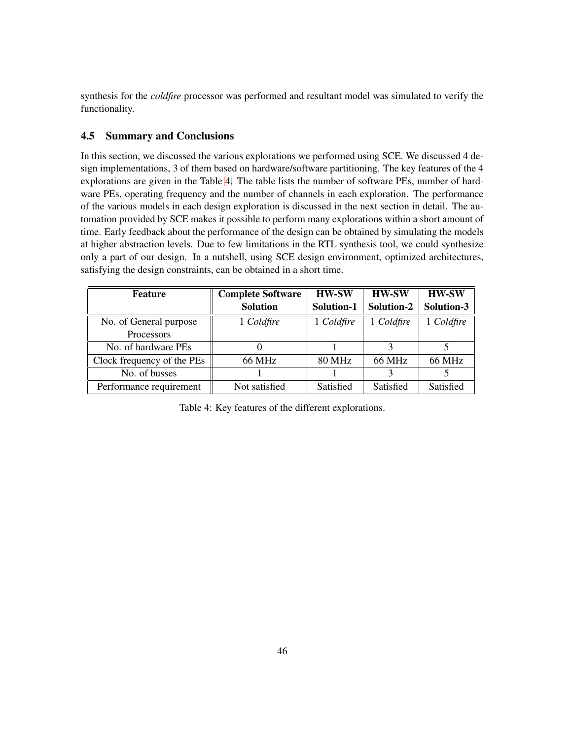synthesis for the *coldfire* processor was performed and resultant model was simulated to verify the functionality.

### 4.5 Summary and Conclusions

In this section, we discussed the various explorations we performed using SCE. We discussed 4 design implementations, 3 of them based on hardware/software partitioning. The key features of the 4 explorations are given in the Table 4. The table lists the number of software PEs, number of hardware PEs, operating frequency and the number of channels in each exploration. The performance of the various models in each design exploration is discussed in the next section in detail. The automation provided by SCE makes it possible to perform many explorations within a short amount of time. Early feedback about the performance of the design can be obtained by simulating the models at higher abstraction levels. Due to few limitations in the RTL synthesis tool, we could synthesize only a part of our design. In a nutshell, using SCE design environment, optimized architectures, satisfying the design constraints, can be obtained in a short time.

| Feature | Complete Software Solution | HW-SW Solution-1 | HW-SW Solution-2 | HW-SW Solution-3 |
|---|---|---|---|---|
| No. of General purpose Processors | 1 *Coldfire* | 1 *Coldfire* | 1 *Coldfire* | 1 *Coldfire* |
| No. of hardware PEs | 0 | 1 | 3 | 5 |
| Clock frequency of the PEs | 66 MHz | 80 MHz | 66 MHz | 66 MHz |
| No. of busses | 1 | 1 | 3 | 5 |
| Performance requirement | Not satisfied | Satisfied | Satisfied | Satisfied |

Table 4: Key features of the different explorations.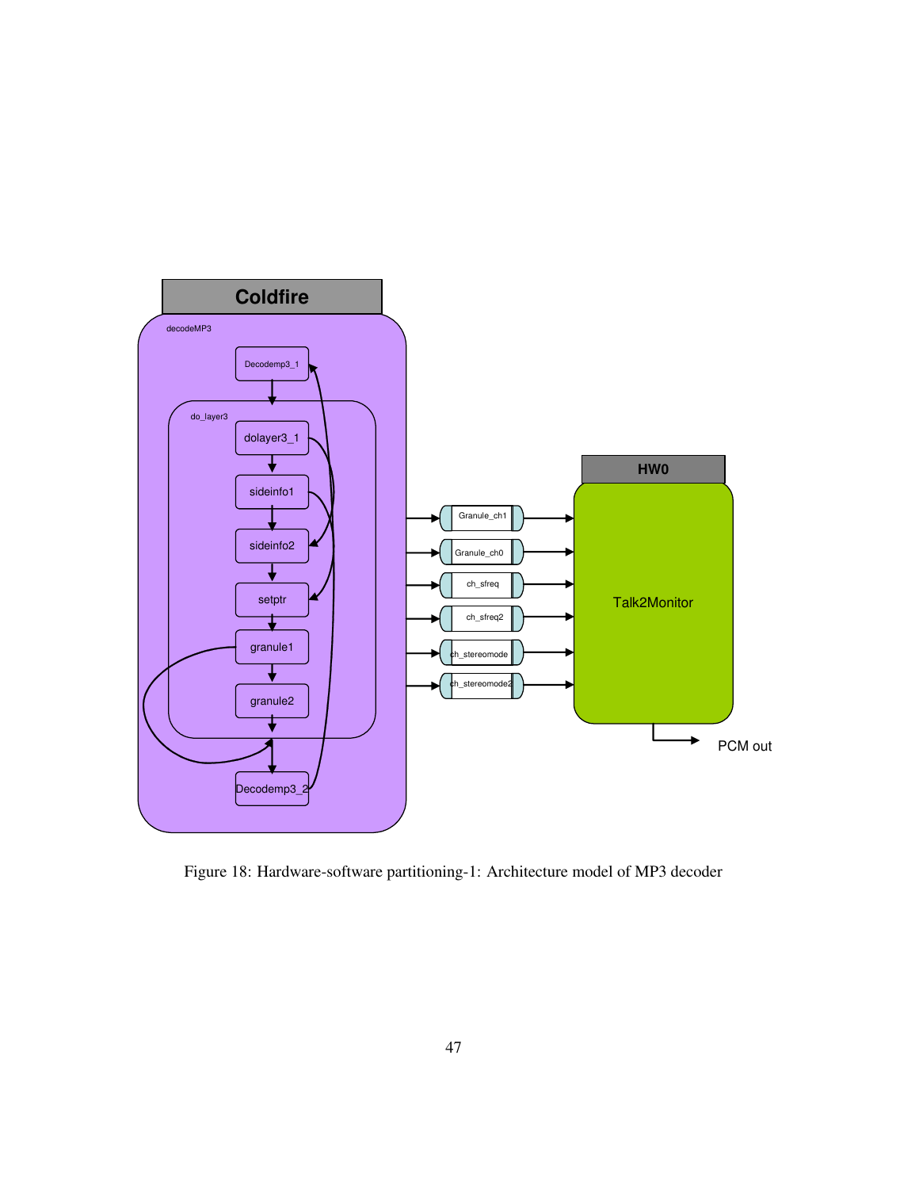Figure 18: Hardware-software partitioning-1: Architecture model of MP3 decoder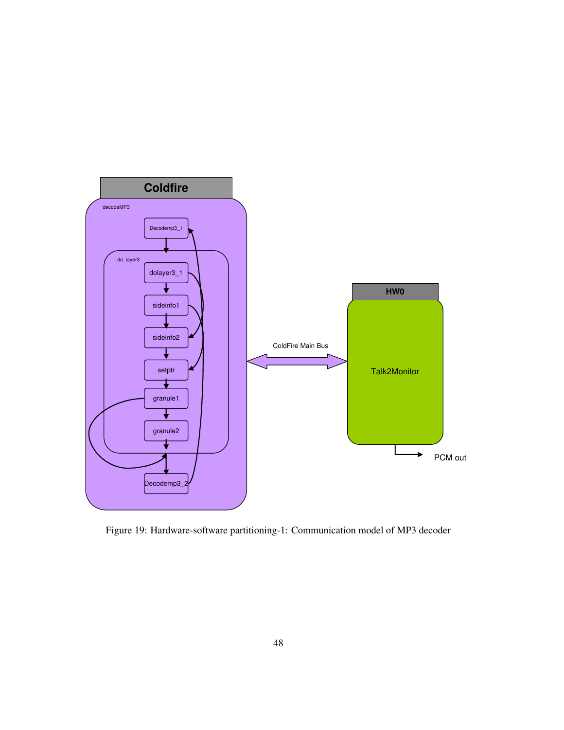Figure 19: Hardware-software partitioning-1: Communication model of MP3 decoder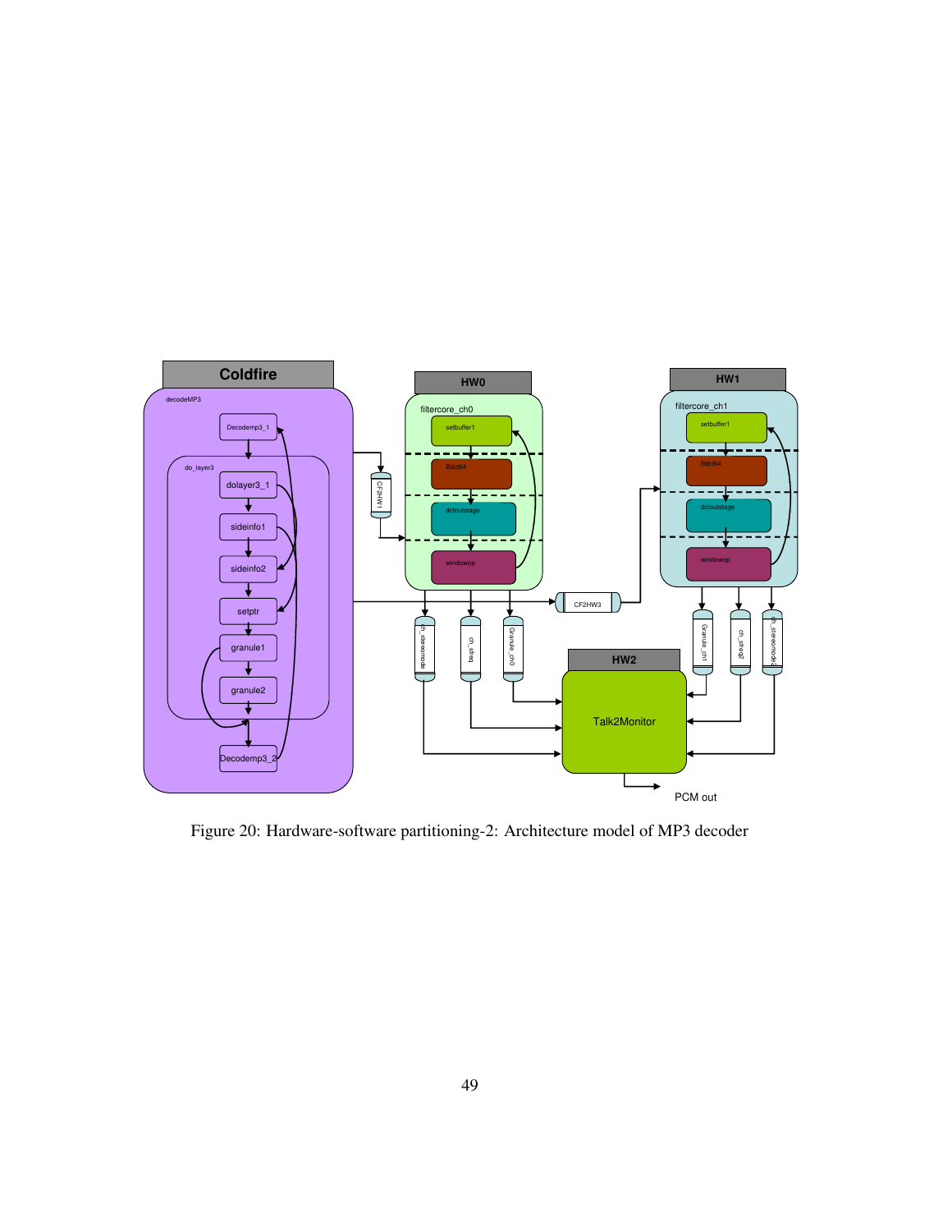Figure 20: Hardware-software partitioning-2: Architecture model of MP3 decoder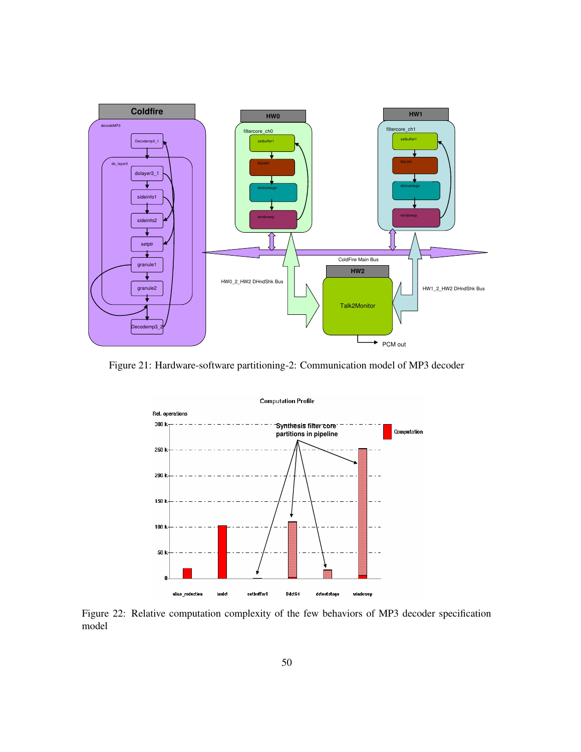Figure 21: Hardware-software partitioning-2: Communication model of MP3 decoder

Figure 22: Relative computation complexity of the few behaviors of MP3 decoder specification model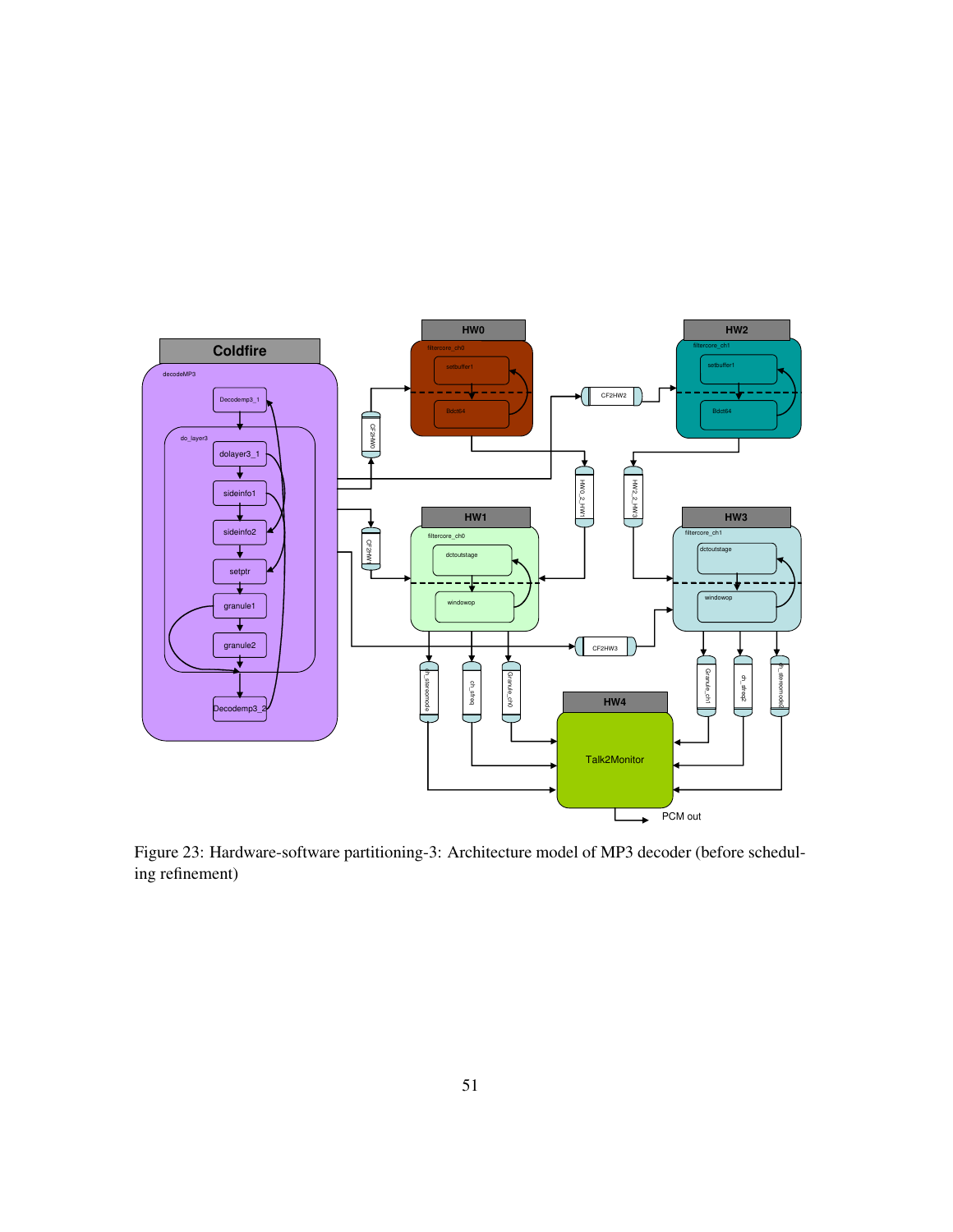Figure 23: Hardware-software partitioning-3: Architecture model of MP3 decoder (before scheduling refinement)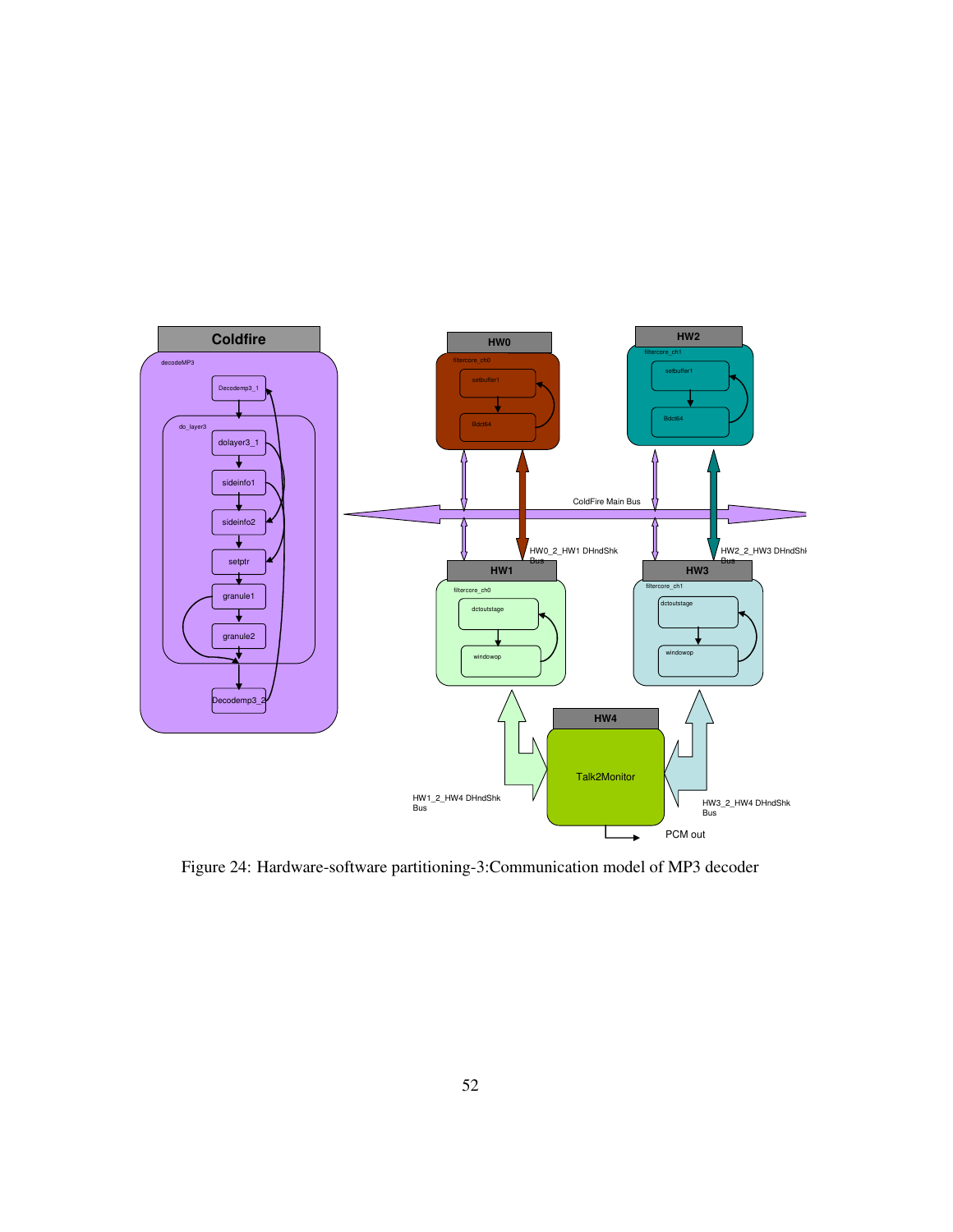Figure 24: Hardware-software partitioning-3:Communication model of MP3 decoder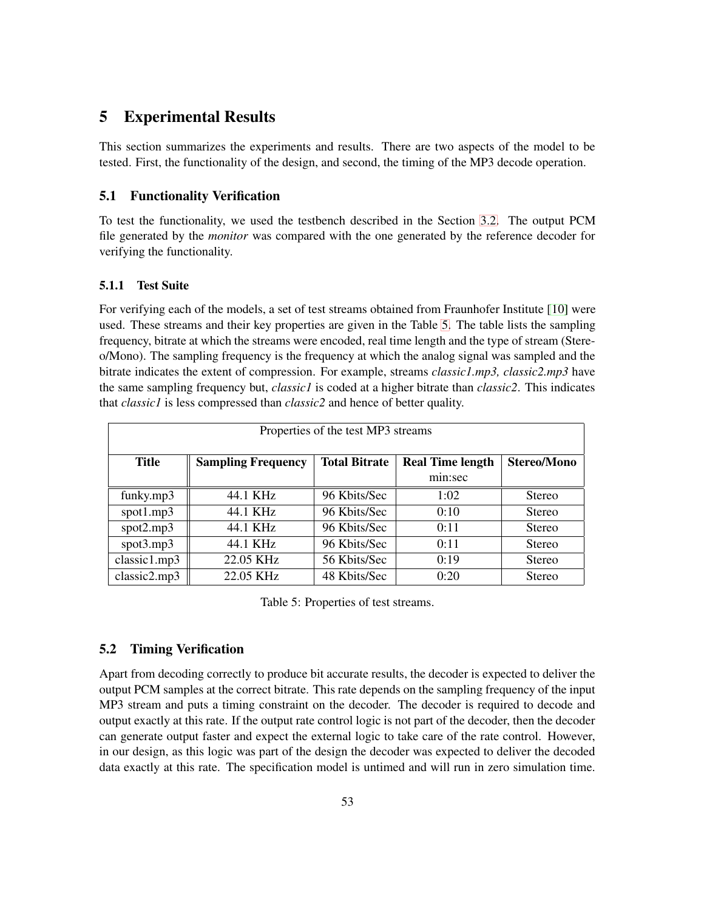# 5 Experimental Results

This section summarizes the experiments and results. There are two aspects of the model to be tested. First, the functionality of the design, and second, the timing of the MP3 decode operation.

## 5.1 Functionality Verification

To test the functionality, we used the testbench described in the Section 3.2. The output PCM file generated by the *monitor* was compared with the one generated by the reference decoder for verifying the functionality.

### 5.1.1 Test Suite

For verifying each of the models, a set of test streams obtained from Fraunhofer Institute [10] were used. These streams and their key properties are given in the Table 5. The table lists the sampling frequency, bitrate at which the streams were encoded, real time length and the type of stream (Stereo/Mono). The sampling frequency is the frequency at which the analog signal was sampled and the bitrate indicates the extent of compression. For example, streams *classic1.mp3, classic2.mp3* have the same sampling frequency but, *classic1* is coded at a higher bitrate than *classic2*. This indicates that *classic1* is less compressed than *classic2* and hence of better quality.

| Properties of the test MP3 streams | | | | |
|---|---|---|---|---|
| **Title** | **Sampling Frequency** | **Total Bitrate** | **Real Time length** min:sec | **Stereo/Mono** |
| funky.mp3 | 44.1 KHz | 96 Kbits/Sec | 1:02 | Stereo |
| spot1.mp3 | 44.1 KHz | 96 Kbits/Sec | 0:10 | Stereo |
| spot2.mp3 | 44.1 KHz | 96 Kbits/Sec | 0:11 | Stereo |
| spot3.mp3 | 44.1 KHz | 96 Kbits/Sec | 0:11 | Stereo |
| classic1.mp3 | 22.05 KHz | 56 Kbits/Sec | 0:19 | Stereo |
| classic2.mp3 | 22.05 KHz | 48 Kbits/Sec | 0:20 | Stereo |

Table 5: Properties of test streams.

## 5.2 Timing Verification

Apart from decoding correctly to produce bit accurate results, the decoder is expected to deliver the output PCM samples at the correct bitrate. This rate depends on the sampling frequency of the input MP3 stream and puts a timing constraint on the decoder. The decoder is required to decode and output exactly at this rate. If the output rate control logic is not part of the decoder, then the decoder can generate output faster and expect the external logic to take care of the rate control. However, in our design, as this logic was part of the design the decoder was expected to deliver the decoded data exactly at this rate. The specification model is untimed and will run in zero simulation time.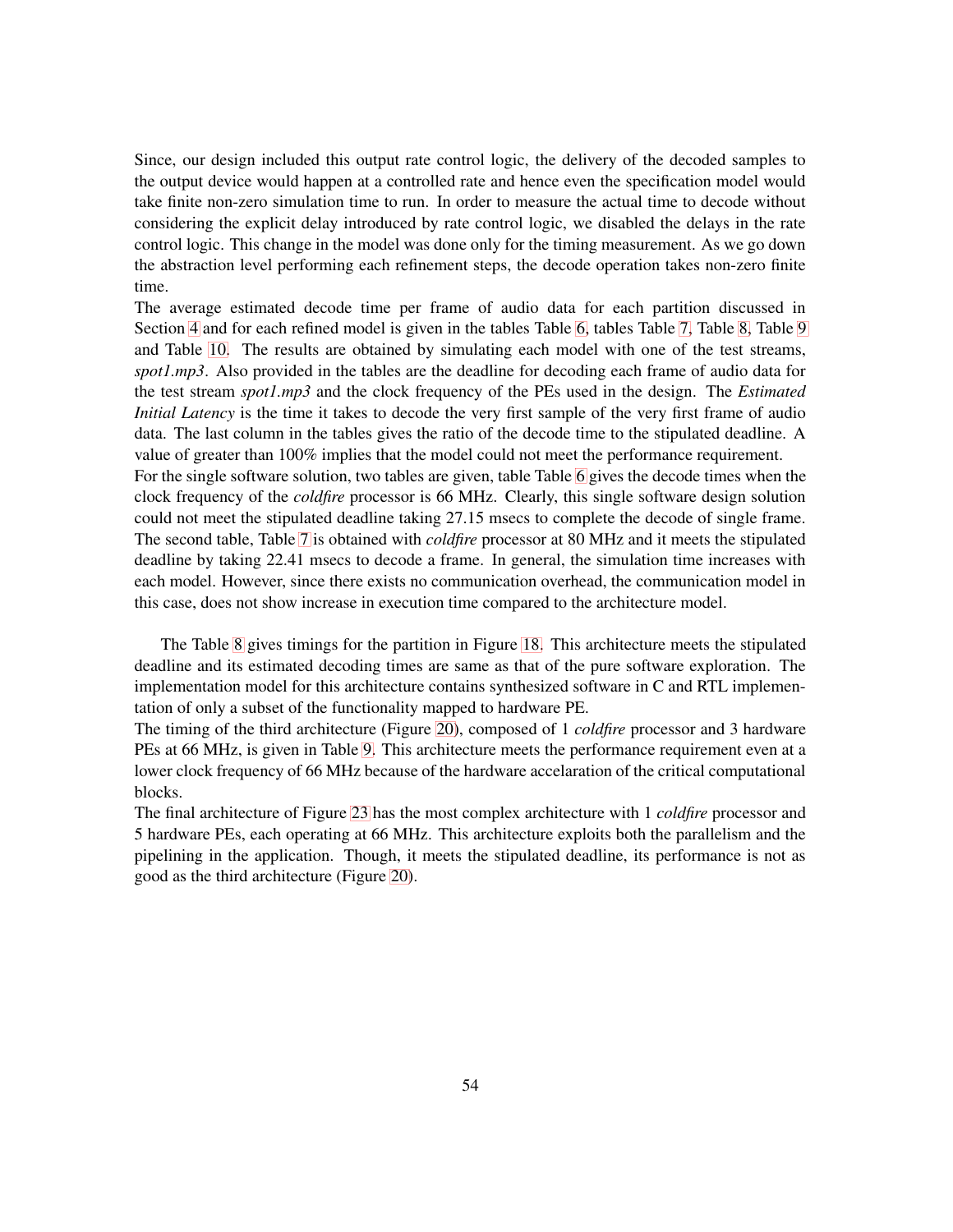Since, our design included this output rate control logic, the delivery of the decoded samples to the output device would happen at a controlled rate and hence even the specification model would take finite non-zero simulation time to run. In order to measure the actual time to decode without considering the explicit delay introduced by rate control logic, we disabled the delays in the rate control logic. This change in the model was done only for the timing measurement. As we go down the abstraction level performing each refinement steps, the decode operation takes non-zero finite time.

The average estimated decode time per frame of audio data for each partition discussed in Section 4 and for each refined model is given in the tables Table 6, tables Table 7, Table 8, Table 9 and Table 10. The results are obtained by simulating each model with one of the test streams, *spot1.mp3*. Also provided in the tables are the deadline for decoding each frame of audio data for the test stream *spot1.mp3* and the clock frequency of the PEs used in the design. The *Estimated Initial Latency* is the time it takes to decode the very first sample of the very first frame of audio data. The last column in the tables gives the ratio of the decode time to the stipulated deadline. A value of greater than 100% implies that the model could not meet the performance requirement.

For the single software solution, two tables are given, table Table 6 gives the decode times when the clock frequency of the *coldfire* processor is 66 MHz. Clearly, this single software design solution could not meet the stipulated deadline taking 27.15 msecs to complete the decode of single frame. The second table, Table 7 is obtained with *coldfire* processor at 80 MHz and it meets the stipulated deadline by taking 22.41 msecs to decode a frame. In general, the simulation time increases with each model. However, since there exists no communication overhead, the communication model in this case, does not show increase in execution time compared to the architecture model.

The Table 8 gives timings for the partition in Figure 18. This architecture meets the stipulated deadline and its estimated decoding times are same as that of the pure software exploration. The implementation model for this architecture contains synthesized software in C and RTL implementation of only a subset of the functionality mapped to hardware PE.

The timing of the third architecture (Figure 20), composed of 1 *coldfire* processor and 3 hardware PEs at 66 MHz, is given in Table 9. This architecture meets the performance requirement even at a lower clock frequency of 66 MHz because of the hardware accelaration of the critical computational blocks.

The final architecture of Figure 23 has the most complex architecture with 1 *coldfire* processor and 5 hardware PEs, each operating at 66 MHz. This architecture exploits both the parallelism and the pipelining in the application. Though, it meets the stipulated deadline, its performance is not as good as the third architecture (Figure 20).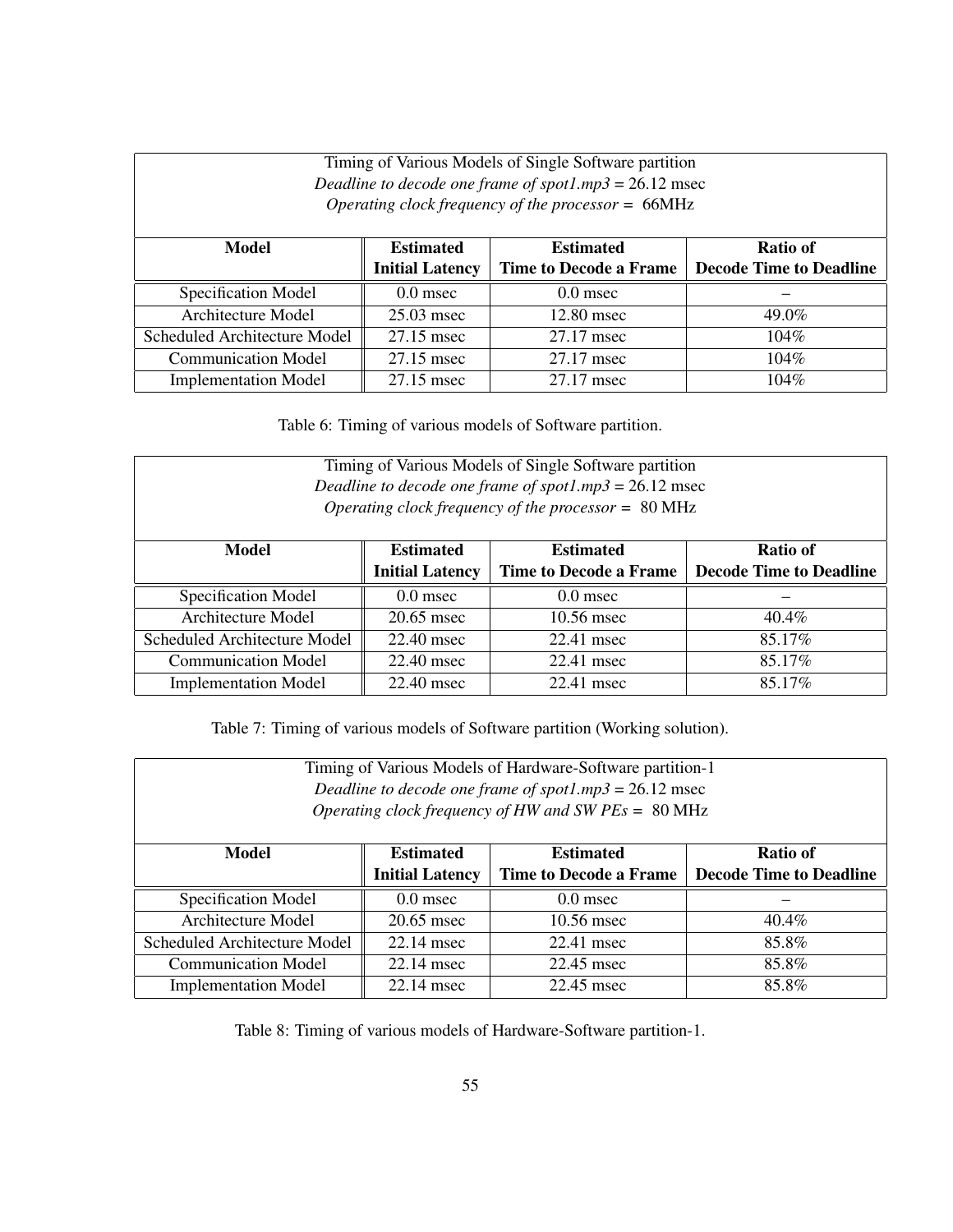| Timing of Various Models of Single Software partition<br>*Deadline to decode one frame of spot1.mp3* = 26.12 msec<br>*Operating clock frequency of the processor* = 66MHz | | | |
|---|---|---|---|
| **Model** | **Estimated Initial Latency** | **Estimated Time to Decode a Frame** | **Ratio of Decode Time to Deadline** |
| Specification Model | 0.0 msec | 0.0 msec | – |
| Architecture Model | 25.03 msec | 12.80 msec | 49.0% |
| Scheduled Architecture Model | 27.15 msec | 27.17 msec | 104% |
| Communication Model | 27.15 msec | 27.17 msec | 104% |
| Implementation Model | 27.15 msec | 27.17 msec | 104% |

Table 6: Timing of various models of Software partition.

| Timing of Various Models of Single Software partition<br>*Deadline to decode one frame of spot1.mp3* = 26.12 msec<br>*Operating clock frequency of the processor* = 80 MHz | | | |
|---|---|---|---|
| **Model** | **Estimated Initial Latency** | **Estimated Time to Decode a Frame** | **Ratio of Decode Time to Deadline** |
| Specification Model | 0.0 msec | 0.0 msec | – |
| Architecture Model | 20.65 msec | 10.56 msec | 40.4% |
| Scheduled Architecture Model | 22.40 msec | 22.41 msec | 85.17% |
| Communication Model | 22.40 msec | 22.41 msec | 85.17% |
| Implementation Model | 22.40 msec | 22.41 msec | 85.17% |

Table 7: Timing of various models of Software partition (Working solution).

| Timing of Various Models of Hardware-Software partition-1<br>*Deadline to decode one frame of spot1.mp3* = 26.12 msec<br>*Operating clock frequency of HW and SW PEs* = 80 MHz | | | |
|---|---|---|---|
| **Model** | **Estimated Initial Latency** | **Estimated Time to Decode a Frame** | **Ratio of Decode Time to Deadline** |
| Specification Model | 0.0 msec | 0.0 msec | – |
| Architecture Model | 20.65 msec | 10.56 msec | 40.4% |
| Scheduled Architecture Model | 22.14 msec | 22.41 msec | 85.8% |
| Communication Model | 22.14 msec | 22.45 msec | 85.8% |
| Implementation Model | 22.14 msec | 22.45 msec | 85.8% |

Table 8: Timing of various models of Hardware-Software partition-1.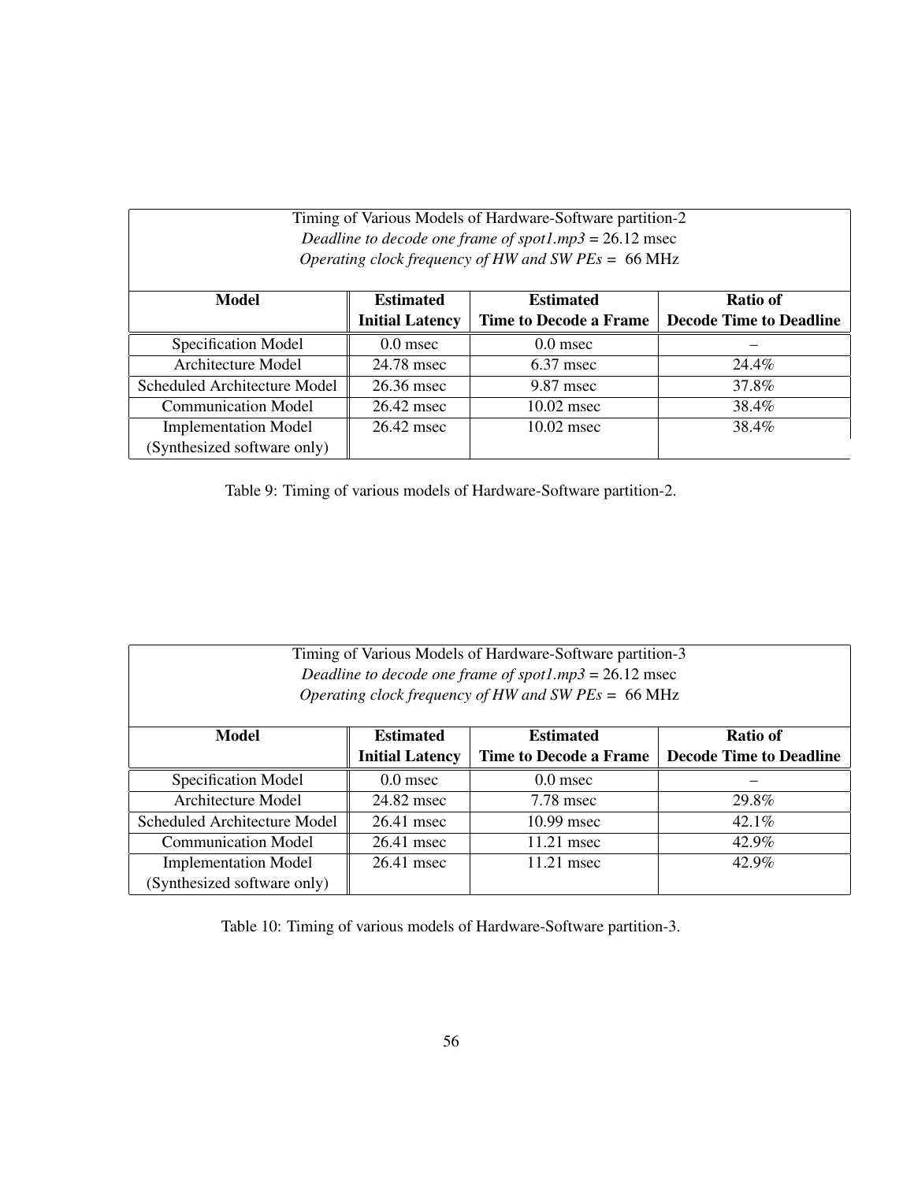| Timing of Various Models of Hardware-Software partition-2<br>*Deadline to decode one frame of spot1.mp3* = 26.12 msec<br>*Operating clock frequency of HW and SW PEs* = 66 MHz | | | |
|---|---|---|---|
| **Model** | **Estimated Initial Latency** | **Estimated Time to Decode a Frame** | **Ratio of Decode Time to Deadline** |
| Specification Model | 0.0 msec | 0.0 msec | – |
| Architecture Model | 24.78 msec | 6.37 msec | 24.4% |
| Scheduled Architecture Model | 26.36 msec | 9.87 msec | 37.8% |
| Communication Model | 26.42 msec | 10.02 msec | 38.4% |
| Implementation Model (Synthesized software only) | 26.42 msec | 10.02 msec | 38.4% |

Table 9: Timing of various models of Hardware-Software partition-2.

| Timing of Various Models of Hardware-Software partition-3<br>*Deadline to decode one frame of spot1.mp3* = 26.12 msec<br>*Operating clock frequency of HW and SW PEs* = 66 MHz | | | |
|---|---|---|---|
| **Model** | **Estimated Initial Latency** | **Estimated Time to Decode a Frame** | **Ratio of Decode Time to Deadline** |
| Specification Model | 0.0 msec | 0.0 msec | – |
| Architecture Model | 24.82 msec | 7.78 msec | 29.8% |
| Scheduled Architecture Model | 26.41 msec | 10.99 msec | 42.1% |
| Communication Model | 26.41 msec | 11.21 msec | 42.9% |
| Implementation Model (Synthesized software only) | 26.41 msec | 11.21 msec | 42.9% |

Table 10: Timing of various models of Hardware-Software partition-3.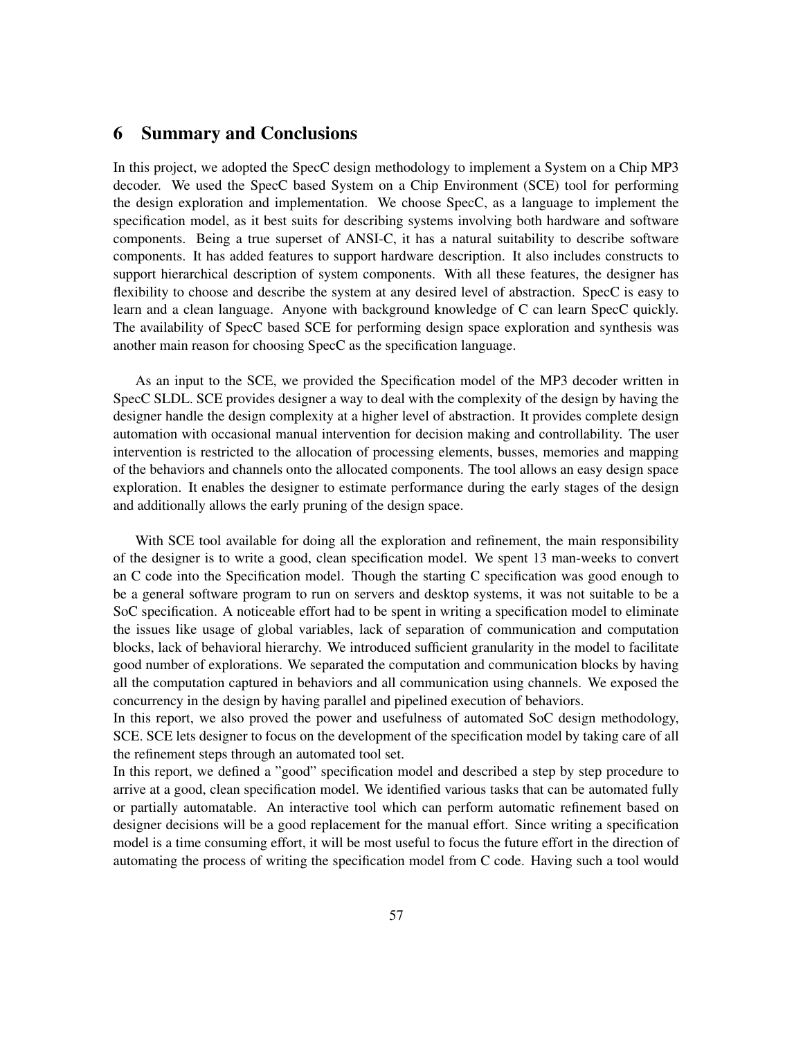## 6 Summary and Conclusions

In this project, we adopted the SpecC design methodology to implement a System on a Chip MP3 decoder. We used the SpecC based System on a Chip Environment (SCE) tool for performing the design exploration and implementation. We choose SpecC, as a language to implement the specification model, as it best suits for describing systems involving both hardware and software components. Being a true superset of ANSI-C, it has a natural suitability to describe software components. It has added features to support hardware description. It also includes constructs to support hierarchical description of system components. With all these features, the designer has flexibility to choose and describe the system at any desired level of abstraction. SpecC is easy to learn and a clean language. Anyone with background knowledge of C can learn SpecC quickly. The availability of SpecC based SCE for performing design space exploration and synthesis was another main reason for choosing SpecC as the specification language.

As an input to the SCE, we provided the Specification model of the MP3 decoder written in SpecC SLDL. SCE provides designer a way to deal with the complexity of the design by having the designer handle the design complexity at a higher level of abstraction. It provides complete design automation with occasional manual intervention for decision making and controllability. The user intervention is restricted to the allocation of processing elements, busses, memories and mapping of the behaviors and channels onto the allocated components. The tool allows an easy design space exploration. It enables the designer to estimate performance during the early stages of the design and additionally allows the early pruning of the design space.

With SCE tool available for doing all the exploration and refinement, the main responsibility of the designer is to write a good, clean specification model. We spent 13 man-weeks to convert an C code into the Specification model. Though the starting C specification was good enough to be a general software program to run on servers and desktop systems, it was not suitable to be a SoC specification. A noticeable effort had to be spent in writing a specification model to eliminate the issues like usage of global variables, lack of separation of communication and computation blocks, lack of behavioral hierarchy. We introduced sufficient granularity in the model to facilitate good number of explorations. We separated the computation and communication blocks by having all the computation captured in behaviors and all communication using channels. We exposed the concurrency in the design by having parallel and pipelined execution of behaviors.

In this report, we also proved the power and usefulness of automated SoC design methodology, SCE. SCE lets designer to focus on the development of the specification model by taking care of all the refinement steps through an automated tool set.

In this report, we defined a "good" specification model and described a step by step procedure to arrive at a good, clean specification model. We identified various tasks that can be automated fully or partially automatable. An interactive tool which can perform automatic refinement based on designer decisions will be a good replacement for the manual effort. Since writing a specification model is a time consuming effort, it will be most useful to focus the future effort in the direction of automating the process of writing the specification model from C code. Having such a tool would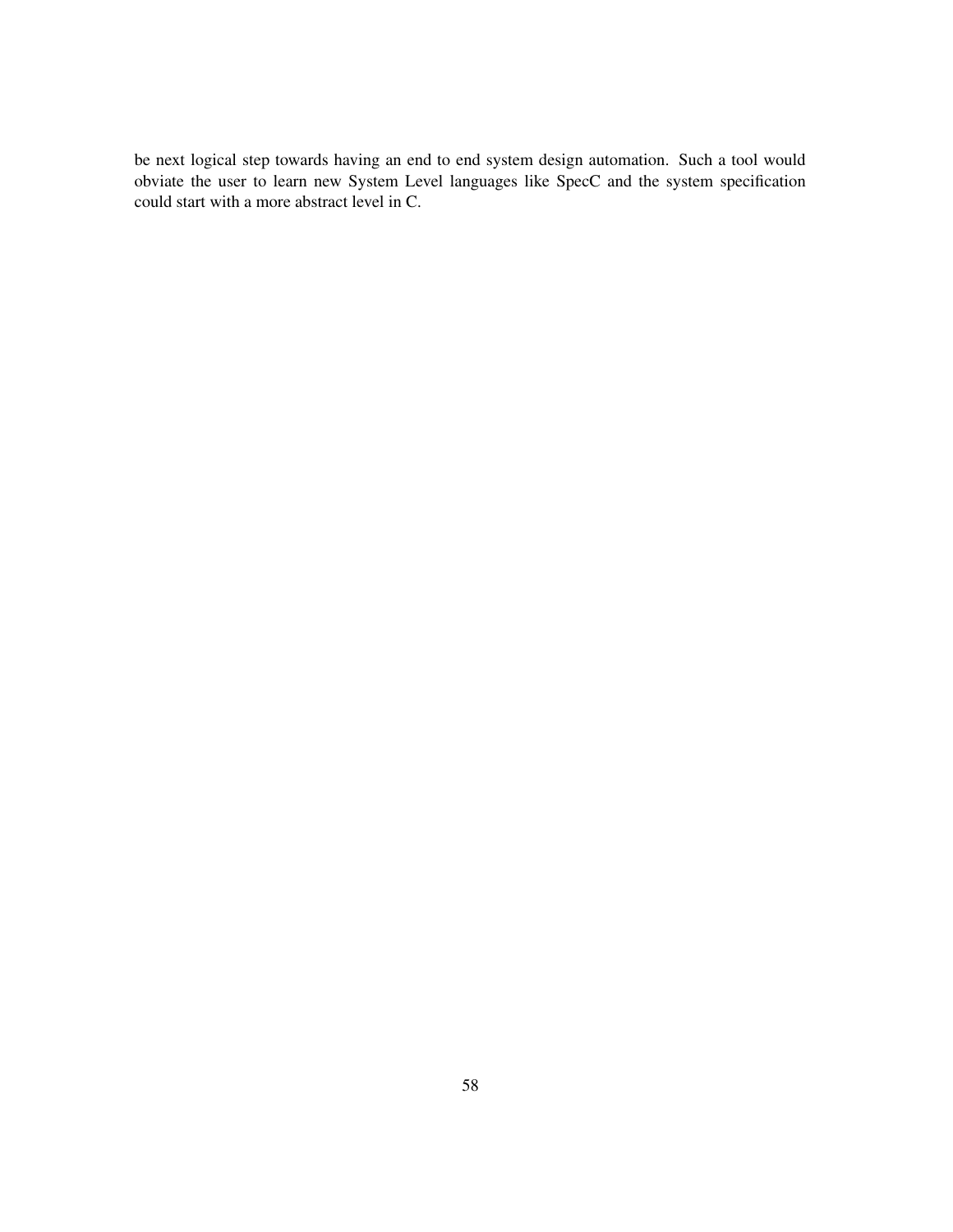be next logical step towards having an end to end system design automation. Such a tool would obviate the user to learn new System Level languages like SpecC and the system specification could start with a more abstract level in C.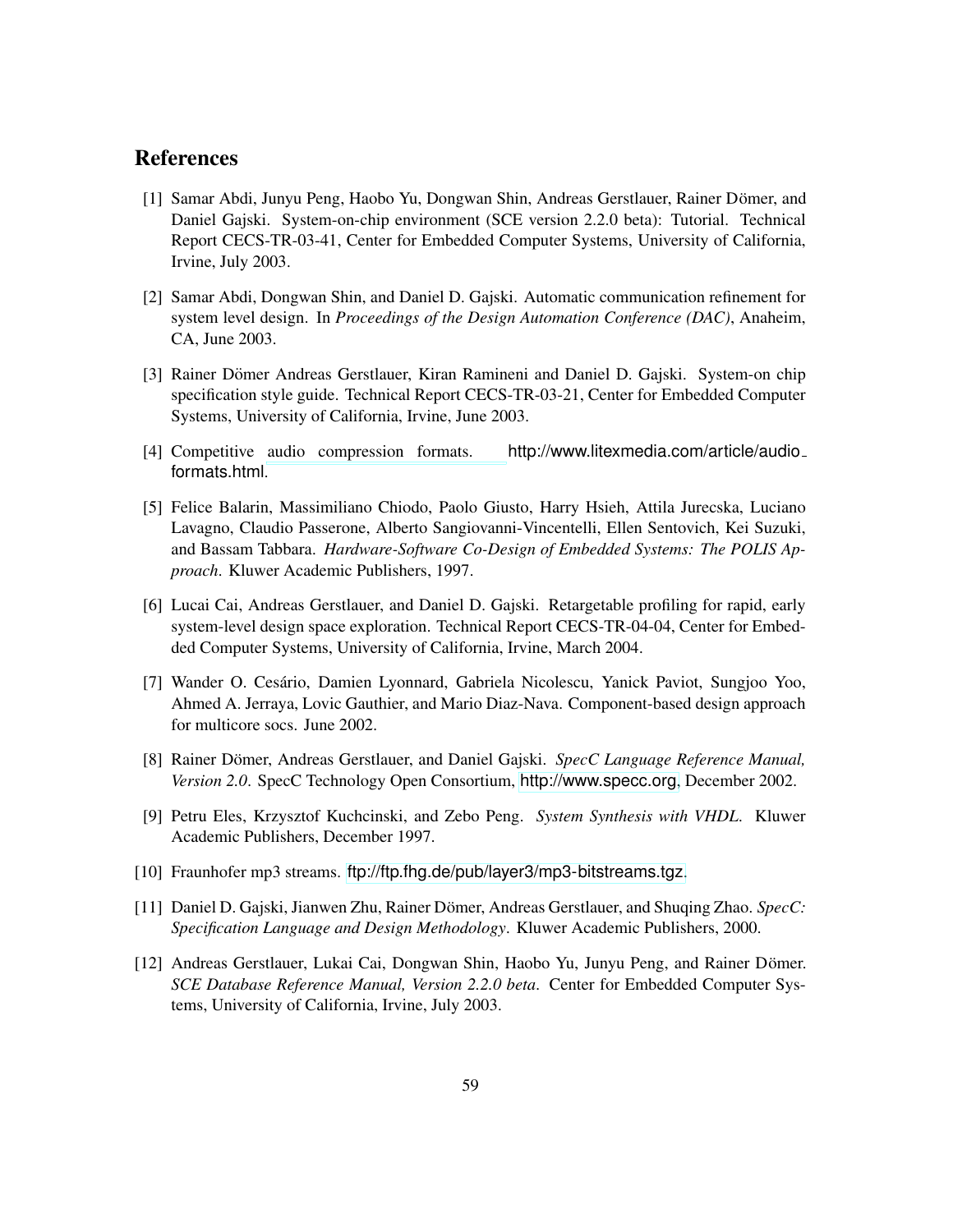## References

[1] Samar Abdi, Junyu Peng, Haobo Yu, Dongwan Shin, Andreas Gerstlauer, Rainer Dömer, and Daniel Gajski. System-on-chip environment (SCE version 2.2.0 beta): Tutorial. Technical Report CECS-TR-03-41, Center for Embedded Computer Systems, University of California, Irvine, July 2003.

[2] Samar Abdi, Dongwan Shin, and Daniel D. Gajski. Automatic communication refinement for system level design. In *Proceedings of the Design Automation Conference (DAC)*, Anaheim, CA, June 2003.

[3] Rainer Dömer Andreas Gerstlauer, Kiran Ramineni and Daniel D. Gajski. System-on chip specification style guide. Technical Report CECS-TR-03-21, Center for Embedded Computer Systems, University of California, Irvine, June 2003.

[4] Competitive audio compression formats. http://www.litexmedia.com/article/audio_formats.html.

[5] Felice Balarin, Massimiliano Chiodo, Paolo Giusto, Harry Hsieh, Attila Jurecska, Luciano Lavagno, Claudio Passerone, Alberto Sangiovanni-Vincentelli, Ellen Sentovich, Kei Suzuki, and Bassam Tabbara. *Hardware-Software Co-Design of Embedded Systems: The POLIS Approach*. Kluwer Academic Publishers, 1997.

[6] Lucai Cai, Andreas Gerstlauer, and Daniel D. Gajski. Retargetable profiling for rapid, early system-level design space exploration. Technical Report CECS-TR-04-04, Center for Embedded Computer Systems, University of California, Irvine, March 2004.

[7] Wander O. Cesário, Damien Lyonnard, Gabriela Nicolescu, Yanick Paviot, Sungjoo Yoo, Ahmed A. Jerraya, Lovic Gauthier, and Mario Diaz-Nava. Component-based design approach for multicore socs. June 2002.

[8] Rainer Dömer, Andreas Gerstlauer, and Daniel Gajski. *SpecC Language Reference Manual, Version 2.0*. SpecC Technology Open Consortium, http://www.specc.org, December 2002.

[9] Petru Eles, Krzysztof Kuchcinski, and Zebo Peng. *System Synthesis with VHDL*. Kluwer Academic Publishers, December 1997.

[10] Fraunhofer mp3 streams. ftp://ftp.fhg.de/pub/layer3/mp3-bitstreams.tgz.

[11] Daniel D. Gajski, Jianwen Zhu, Rainer Dömer, Andreas Gerstlauer, and Shuqing Zhao. *SpecC: Specification Language and Design Methodology*. Kluwer Academic Publishers, 2000.

[12] Andreas Gerstlauer, Lukai Cai, Dongwan Shin, Haobo Yu, Junyu Peng, and Rainer Dömer. *SCE Database Reference Manual, Version 2.2.0 beta*. Center for Embedded Computer Systems, University of California, Irvine, July 2003.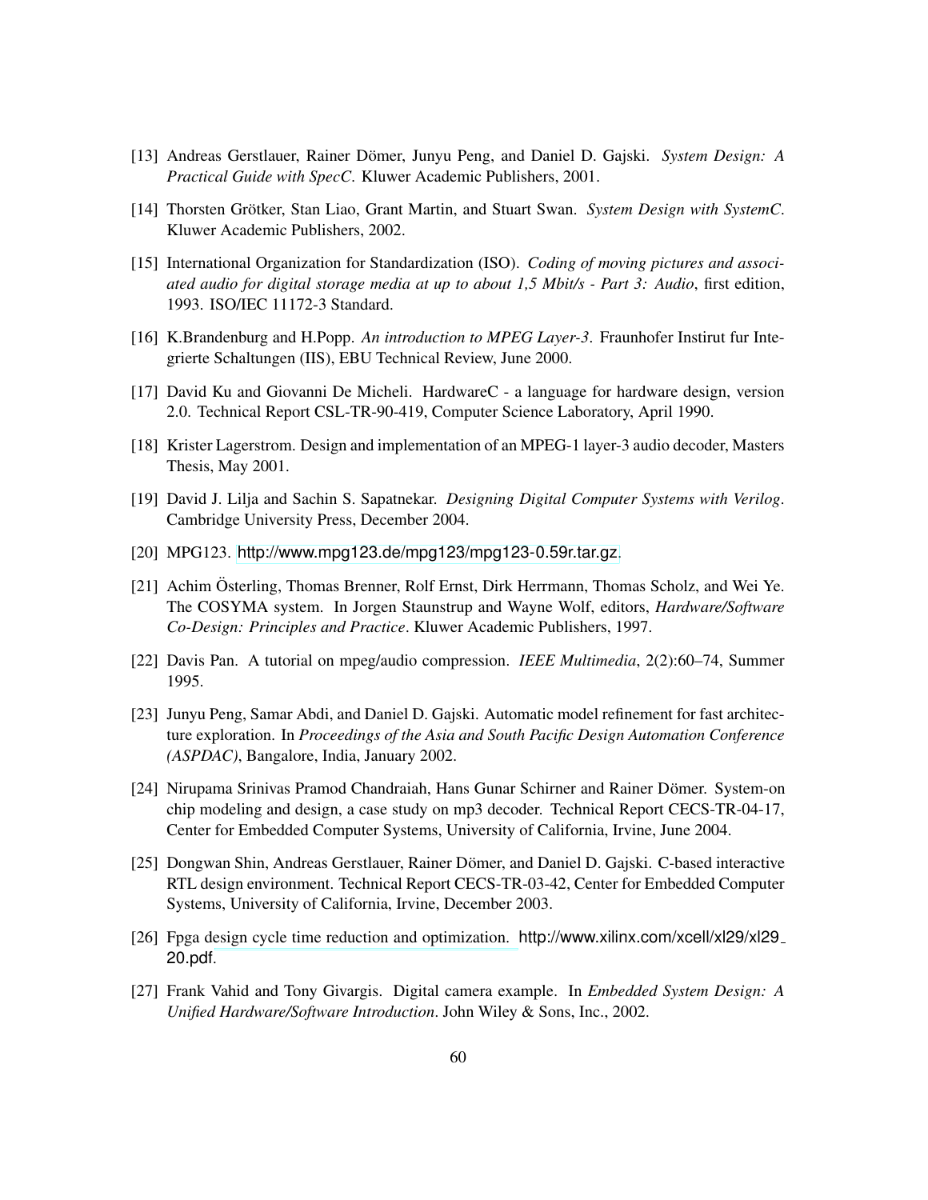[13] Andreas Gerstlauer, Rainer Dömer, Junyu Peng, and Daniel D. Gajski. *System Design: A Practical Guide with SpecC*. Kluwer Academic Publishers, 2001.

[14] Thorsten Grötker, Stan Liao, Grant Martin, and Stuart Swan. *System Design with SystemC*. Kluwer Academic Publishers, 2002.

[15] International Organization for Standardization (ISO). *Coding of moving pictures and associated audio for digital storage media at up to about 1,5 Mbit/s - Part 3: Audio*, first edition, 1993. ISO/IEC 11172-3 Standard.

[16] K.Brandenburg and H.Popp. *An introduction to MPEG Layer-3*. Fraunhofer Instirut fur Integrierte Schaltungen (IIS), EBU Technical Review, June 2000.

[17] David Ku and Giovanni De Micheli. HardwareC - a language for hardware design, version 2.0. Technical Report CSL-TR-90-419, Computer Science Laboratory, April 1990.

[18] Krister Lagerstrom. Design and implementation of an MPEG-1 layer-3 audio decoder, Masters Thesis, May 2001.

[19] David J. Lilja and Sachin S. Sapatnekar. *Designing Digital Computer Systems with Verilog*. Cambridge University Press, December 2004.

[20] MPG123. http://www.mpg123.de/mpg123/mpg123-0.59r.tar.gz.

[21] Achim Österling, Thomas Brenner, Rolf Ernst, Dirk Herrmann, Thomas Scholz, and Wei Ye. The COSYMA system. In Jorgen Staunstrup and Wayne Wolf, editors, *Hardware/Software Co-Design: Principles and Practice*. Kluwer Academic Publishers, 1997.

[22] Davis Pan. A tutorial on mpeg/audio compression. *IEEE Multimedia*, 2(2):60–74, Summer 1995.

[23] Junyu Peng, Samar Abdi, and Daniel D. Gajski. Automatic model refinement for fast architecture exploration. In *Proceedings of the Asia and South Pacific Design Automation Conference (ASPDAC)*, Bangalore, India, January 2002.

[24] Nirupama Srinivas Pramod Chandraiah, Hans Gunar Schirner and Rainer Dömer. System-on chip modeling and design, a case study on mp3 decoder. Technical Report CECS-TR-04-17, Center for Embedded Computer Systems, University of California, Irvine, June 2004.

[25] Dongwan Shin, Andreas Gerstlauer, Rainer Dömer, and Daniel D. Gajski. C-based interactive RTL design environment. Technical Report CECS-TR-03-42, Center for Embedded Computer Systems, University of California, Irvine, December 2003.

[26] Fpga design cycle time reduction and optimization. http://www.xilinx.com/xcell/xl29/xl29_20.pdf.

[27] Frank Vahid and Tony Givargis. Digital camera example. In *Embedded System Design: A Unified Hardware/Software Introduction*. John Wiley & Sons, Inc., 2002.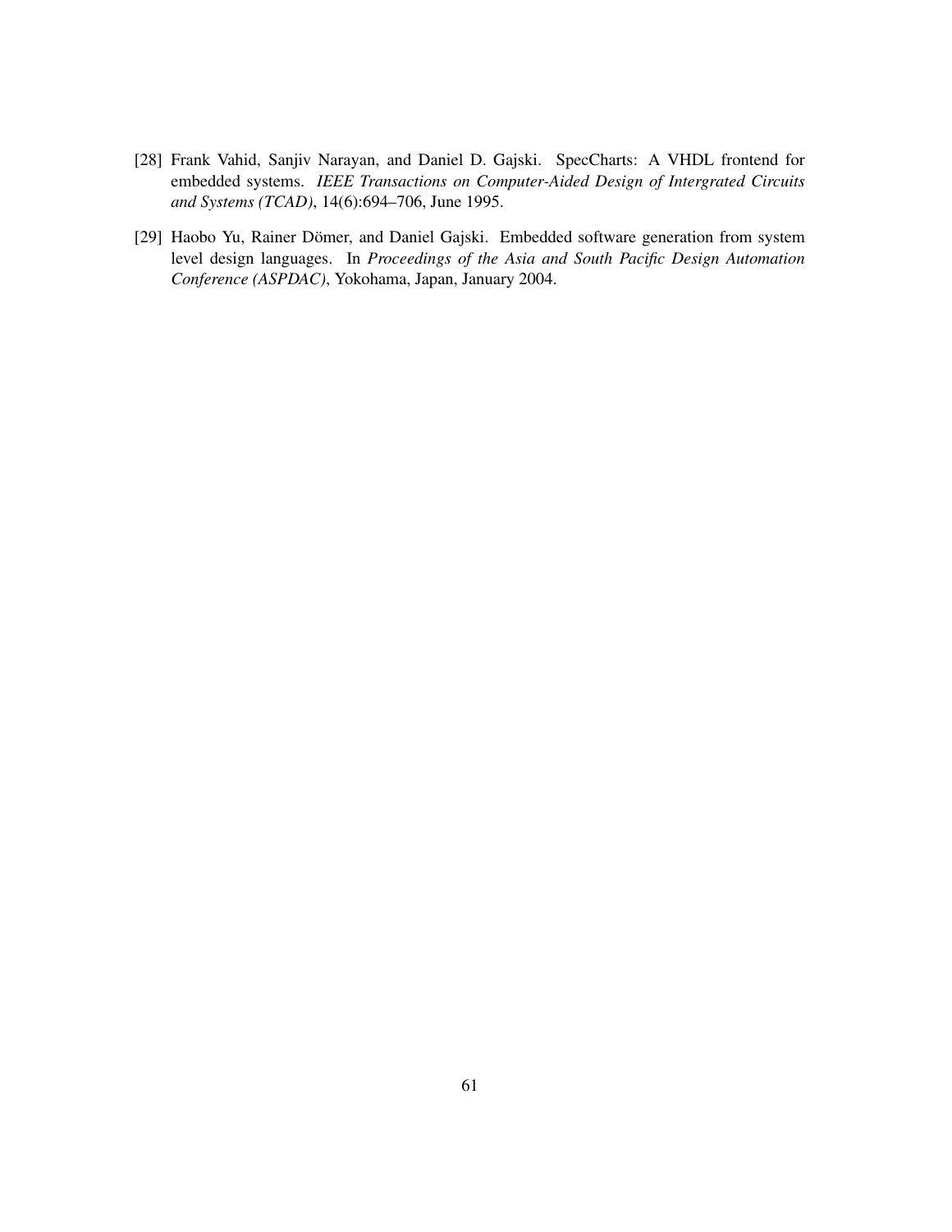[28] Frank Vahid, Sanjiv Narayan, and Daniel D. Gajski. SpecCharts: A VHDL frontend for embedded systems. *IEEE Transactions on Computer-Aided Design of Intergrated Circuits and Systems (TCAD)*, 14(6):694–706, June 1995.

[29] Haobo Yu, Rainer Dömer, and Daniel Gajski. Embedded software generation from system level design languages. In *Proceedings of the Asia and South Pacific Design Automation Conference (ASPDAC)*, Yokohama, Japan, January 2004.